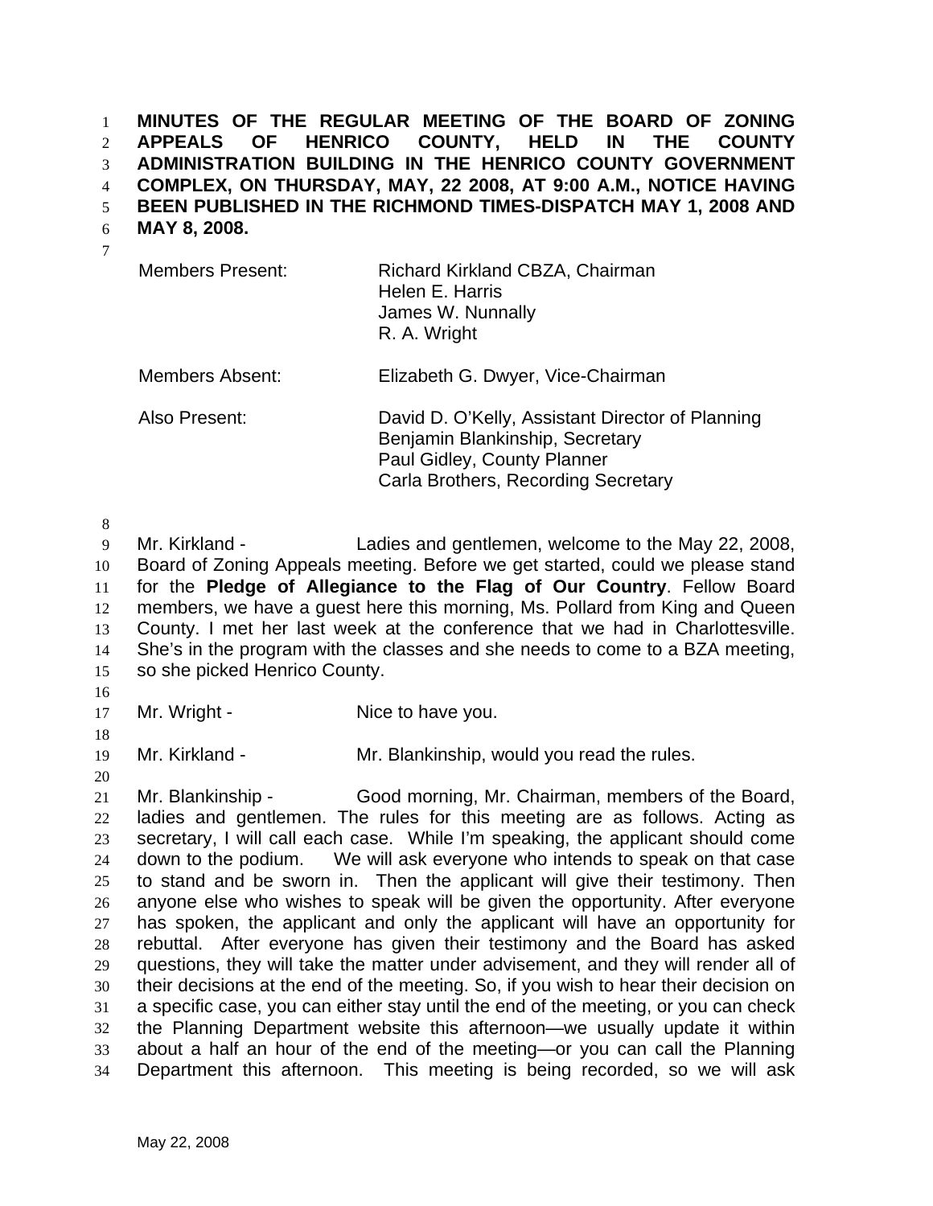**MINUTES OF THE REGULAR MEETING OF THE BOARD OF ZONING APPEALS OF HENRICO COUNTY, HELD IN THE COUNTY ADMINISTRATION BUILDING IN THE HENRICO COUNTY GOVERNMENT COMPLEX, ON THURSDAY, MAY, 22 2008, AT 9:00 A.M., NOTICE HAVING BEEN PUBLISHED IN THE RICHMOND TIMES-DISPATCH MAY 1, 2008 AND MAY 8, 2008.**

| | |
|---|---|
| Members Present: | Richard Kirkland CBZA, Chairman<br>Helen E. Harris<br>James W. Nunnally<br>R. A. Wright |
| Members Absent: | Elizabeth G. Dwyer, Vice-Chairman |
| Also Present: | David D. O'Kelly, Assistant Director of Planning<br>Benjamin Blankinship, Secretary<br>Paul Gidley, County Planner<br>Carla Brothers, Recording Secretary |

Mr. Kirkland - Ladies and gentlemen, welcome to the May 22, 2008, Board of Zoning Appeals meeting. Before we get started, could we please stand for the **Pledge of Allegiance to the Flag of Our Country**. Fellow Board members, we have a guest here this morning, Ms. Pollard from King and Queen County. I met her last week at the conference that we had in Charlottesville. She's in the program with the classes and she needs to come to a BZA meeting, so she picked Henrico County.

Mr. Wright - Nice to have you.

Mr. Kirkland - Mr. Blankinship, would you read the rules.

Mr. Blankinship - Good morning, Mr. Chairman, members of the Board, ladies and gentlemen. The rules for this meeting are as follows. Acting as secretary, I will call each case. While I'm speaking, the applicant should come down to the podium. We will ask everyone who intends to speak on that case to stand and be sworn in. Then the applicant will give their testimony. Then anyone else who wishes to speak will be given the opportunity. After everyone has spoken, the applicant and only the applicant will have an opportunity for rebuttal. After everyone has given their testimony and the Board has asked questions, they will take the matter under advisement, and they will render all of their decisions at the end of the meeting. So, if you wish to hear their decision on a specific case, you can either stay until the end of the meeting, or you can check the Planning Department website this afternoon—we usually update it within about a half an hour of the end of the meeting—or you can call the Planning Department this afternoon. This meeting is being recorded, so we will ask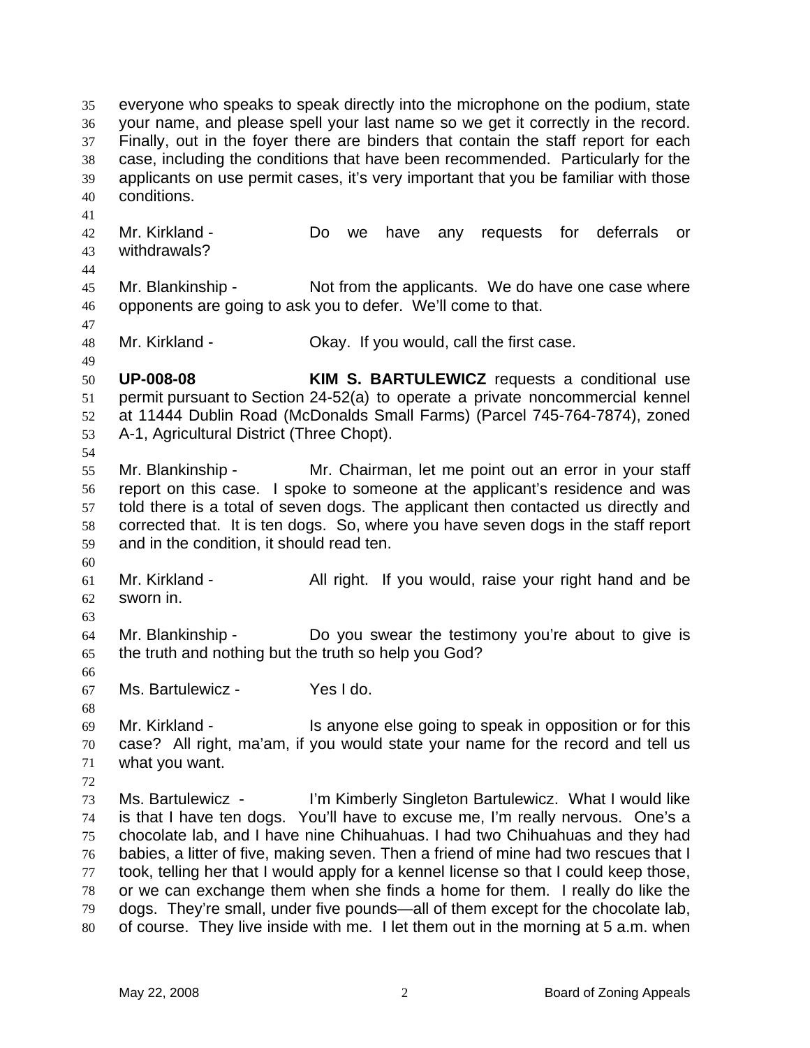everyone who speaks to speak directly into the microphone on the podium, state your name, and please spell your last name so we get it correctly in the record. Finally, out in the foyer there are binders that contain the staff report for each case, including the conditions that have been recommended. Particularly for the applicants on use permit cases, it's very important that you be familiar with those conditions.

Mr. Kirkland - Do we have any requests for deferrals or withdrawals?

Mr. Blankinship - Not from the applicants. We do have one case where opponents are going to ask you to defer. We'll come to that.

Mr. Kirkland - Okay. If you would, call the first case.

**UP-008-08** **KIM S. BARTULEWICZ** requests a conditional use permit pursuant to Section 24-52(a) to operate a private noncommercial kennel at 11444 Dublin Road (McDonalds Small Farms) (Parcel 745-764-7874), zoned A-1, Agricultural District (Three Chopt).

Mr. Blankinship - Mr. Chairman, let me point out an error in your staff report on this case. I spoke to someone at the applicant's residence and was told there is a total of seven dogs. The applicant then contacted us directly and corrected that. It is ten dogs. So, where you have seven dogs in the staff report and in the condition, it should read ten.

Mr. Kirkland - All right. If you would, raise your right hand and be sworn in.

Mr. Blankinship - Do you swear the testimony you're about to give is the truth and nothing but the truth so help you God?

Ms. Bartulewicz - Yes I do.

Mr. Kirkland - Is anyone else going to speak in opposition or for this case? All right, ma'am, if you would state your name for the record and tell us what you want.

Ms. Bartulewicz - I'm Kimberly Singleton Bartulewicz. What I would like is that I have ten dogs. You'll have to excuse me, I'm really nervous. One's a chocolate lab, and I have nine Chihuahuas. I had two Chihuahuas and they had babies, a litter of five, making seven. Then a friend of mine had two rescues that I took, telling her that I would apply for a kennel license so that I could keep those, or we can exchange them when she finds a home for them. I really do like the dogs. They're small, under five pounds—all of them except for the chocolate lab, of course. They live inside with me. I let them out in the morning at 5 a.m. when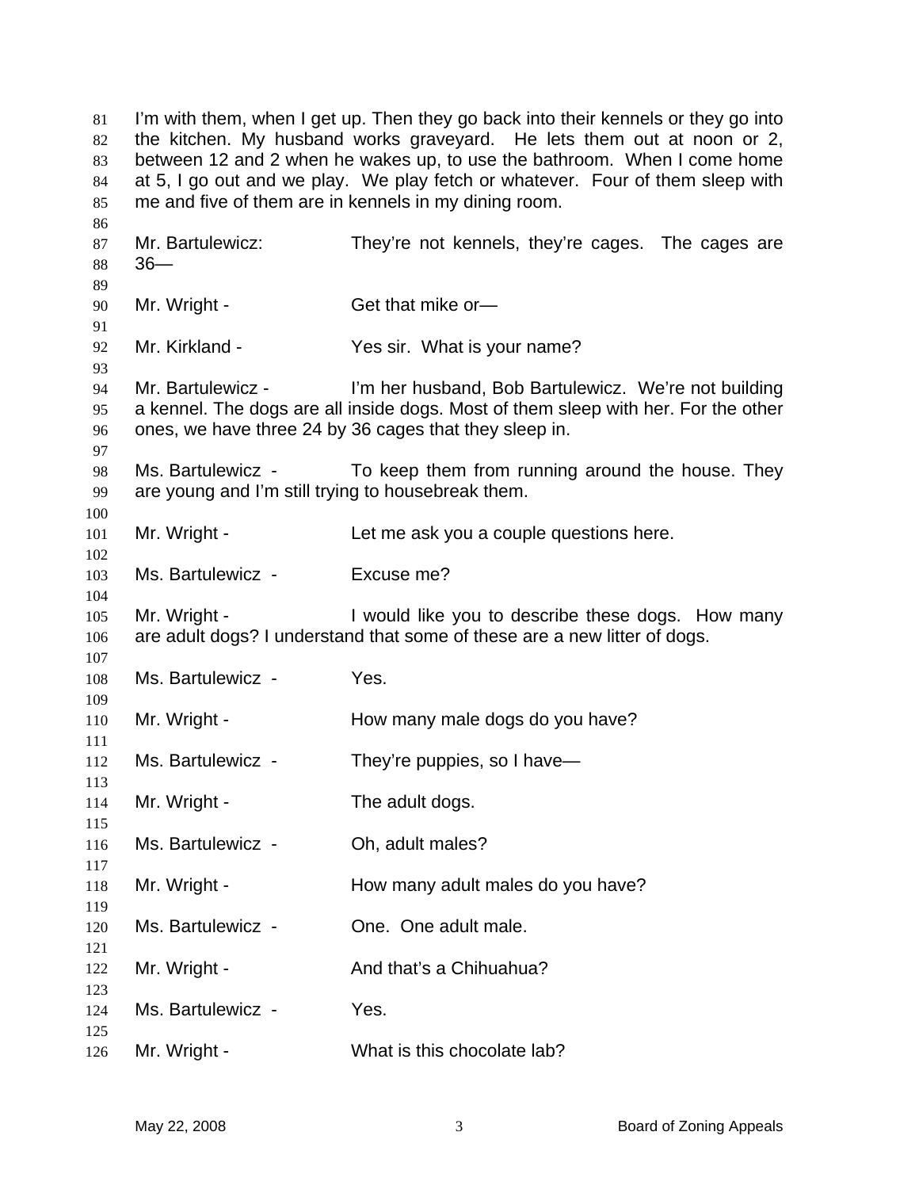I'm with them, when I get up. Then they go back into their kennels or they go into the kitchen. My husband works graveyard. He lets them out at noon or 2, between 12 and 2 when he wakes up, to use the bathroom. When I come home at 5, I go out and we play. We play fetch or whatever. Four of them sleep with me and five of them are in kennels in my dining room.

Mr. Bartulewicz: They're not kennels, they're cages. The cages are 36—

Mr. Wright - Get that mike or—

Mr. Kirkland - Yes sir. What is your name?

Mr. Bartulewicz - I'm her husband, Bob Bartulewicz. We're not building a kennel. The dogs are all inside dogs. Most of them sleep with her. For the other ones, we have three 24 by 36 cages that they sleep in.

Ms. Bartulewicz - To keep them from running around the house. They are young and I'm still trying to housebreak them.

Mr. Wright - Let me ask you a couple questions here.

Ms. Bartulewicz - Excuse me?

Mr. Wright - I would like you to describe these dogs. How many are adult dogs? I understand that some of these are a new litter of dogs.

Ms. Bartulewicz - Yes.

Mr. Wright - How many male dogs do you have?

Ms. Bartulewicz - They're puppies, so I have—

Mr. Wright - The adult dogs.

Ms. Bartulewicz - Oh, adult males?

Mr. Wright - How many adult males do you have?

Ms. Bartulewicz - One. One adult male.

Mr. Wright - And that's a Chihuahua?

Ms. Bartulewicz - Yes.

Mr. Wright - What is this chocolate lab?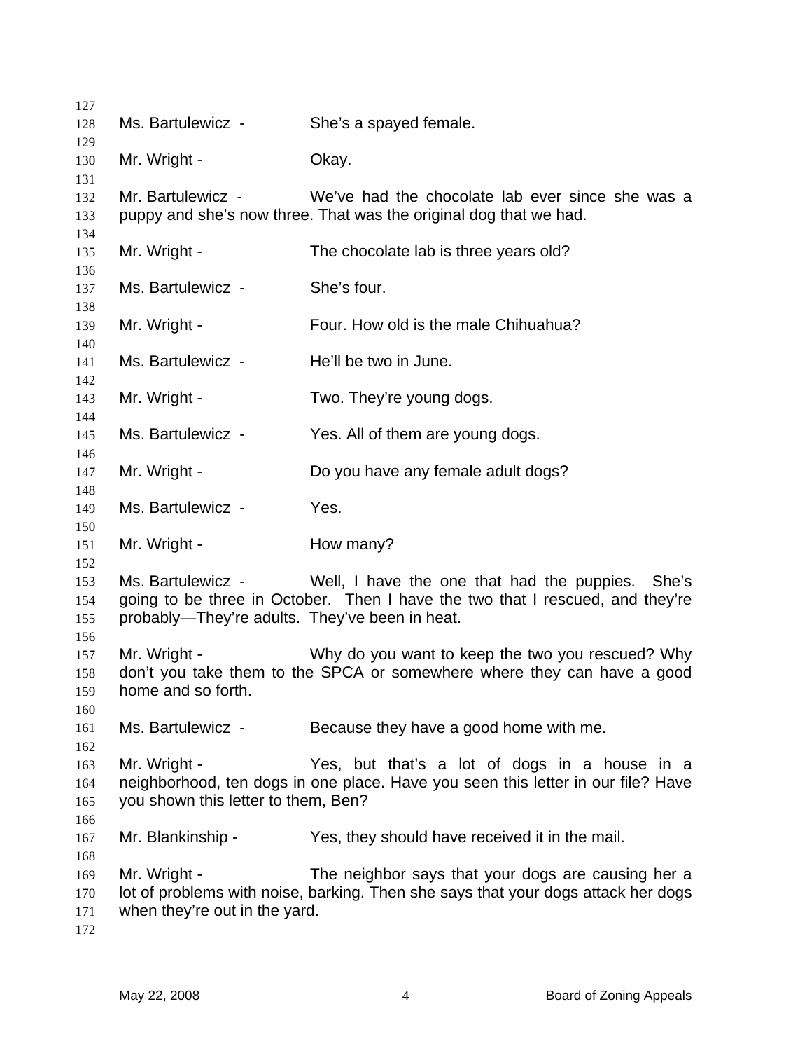Ms. Bartulewicz - She's a spayed female.

Mr. Wright - Okay.

Mr. Bartulewicz - We've had the chocolate lab ever since she was a puppy and she's now three. That was the original dog that we had.

Mr. Wright - The chocolate lab is three years old?

Ms. Bartulewicz - She's four.

Mr. Wright - Four. How old is the male Chihuahua?

Ms. Bartulewicz - He'll be two in June.

Mr. Wright - Two. They're young dogs.

Ms. Bartulewicz - Yes. All of them are young dogs.

Mr. Wright - Do you have any female adult dogs?

Ms. Bartulewicz - Yes.

Mr. Wright - How many?

Ms. Bartulewicz - Well, I have the one that had the puppies. She's going to be three in October. Then I have the two that I rescued, and they're probably—They're adults. They've been in heat.

Mr. Wright - Why do you want to keep the two you rescued? Why don't you take them to the SPCA or somewhere where they can have a good home and so forth.

Ms. Bartulewicz - Because they have a good home with me.

Mr. Wright - Yes, but that's a lot of dogs in a house in a neighborhood, ten dogs in one place. Have you seen this letter in our file? Have you shown this letter to them, Ben?

Mr. Blankinship - Yes, they should have received it in the mail.

Mr. Wright - The neighbor says that your dogs are causing her a lot of problems with noise, barking. Then she says that your dogs attack her dogs when they're out in the yard.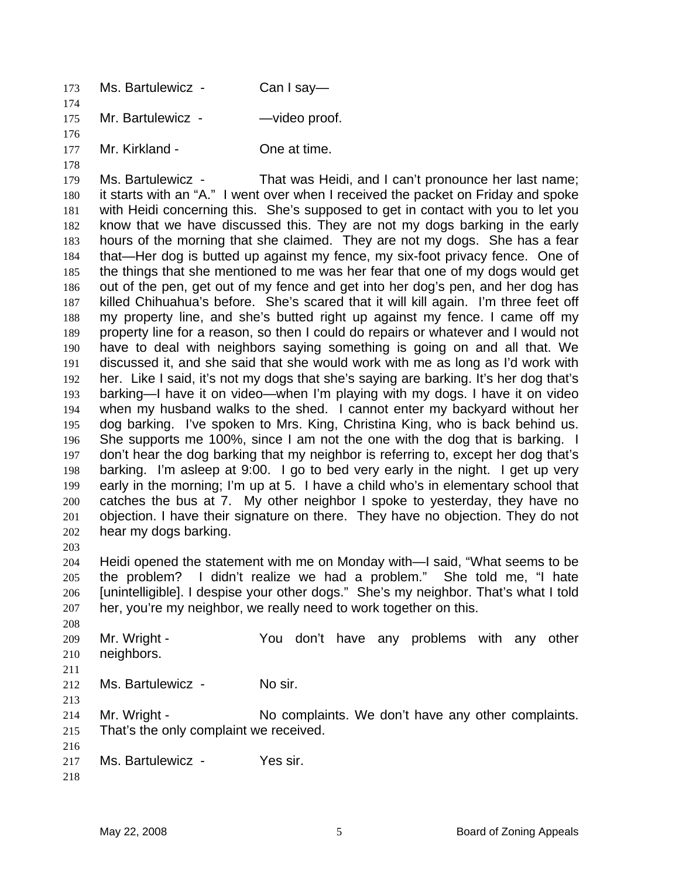Ms. Bartulewicz - Can I say—

Mr. Bartulewicz - —video proof.

Mr. Kirkland - One at time.

Ms. Bartulewicz - That was Heidi, and I can't pronounce her last name; it starts with an "A." I went over when I received the packet on Friday and spoke with Heidi concerning this. She's supposed to get in contact with you to let you know that we have discussed this. They are not my dogs barking in the early hours of the morning that she claimed. They are not my dogs. She has a fear that—Her dog is butted up against my fence, my six-foot privacy fence. One of the things that she mentioned to me was her fear that one of my dogs would get out of the pen, get out of my fence and get into her dog's pen, and her dog has killed Chihuahua's before. She's scared that it will kill again. I'm three feet off my property line, and she's butted right up against my fence. I came off my property line for a reason, so then I could do repairs or whatever and I would not have to deal with neighbors saying something is going on and all that. We discussed it, and she said that she would work with me as long as I'd work with her. Like I said, it's not my dogs that she's saying are barking. It's her dog that's barking—I have it on video—when I'm playing with my dogs. I have it on video when my husband walks to the shed. I cannot enter my backyard without her dog barking. I've spoken to Mrs. King, Christina King, who is back behind us. She supports me 100%, since I am not the one with the dog that is barking. I don't hear the dog barking that my neighbor is referring to, except her dog that's barking. I'm asleep at 9:00. I go to bed very early in the night. I get up very early in the morning; I'm up at 5. I have a child who's in elementary school that catches the bus at 7. My other neighbor I spoke to yesterday, they have no objection. I have their signature on there. They have no objection. They do not hear my dogs barking.

Heidi opened the statement with me on Monday with—I said, "What seems to be the problem? I didn't realize we had a problem." She told me, "I hate [unintelligible]. I despise your other dogs." She's my neighbor. That's what I told her, you're my neighbor, we really need to work together on this.

Mr. Wright - You don't have any problems with any other neighbors.

Ms. Bartulewicz - No sir.

Mr. Wright - No complaints. We don't have any other complaints. That's the only complaint we received.

Ms. Bartulewicz - Yes sir.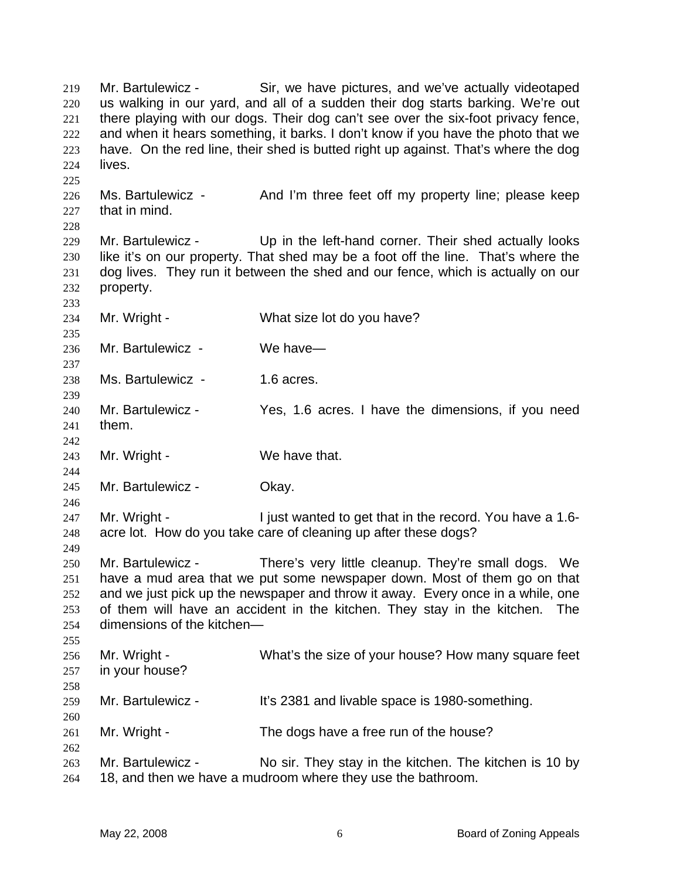Mr. Bartulewicz - Sir, we have pictures, and we've actually videotaped us walking in our yard, and all of a sudden their dog starts barking. We're out there playing with our dogs. Their dog can't see over the six-foot privacy fence, and when it hears something, it barks. I don't know if you have the photo that we have. On the red line, their shed is butted right up against. That's where the dog lives.

Ms. Bartulewicz - And I'm three feet off my property line; please keep that in mind.

Mr. Bartulewicz - Up in the left-hand corner. Their shed actually looks like it's on our property. That shed may be a foot off the line. That's where the dog lives. They run it between the shed and our fence, which is actually on our property.

Mr. Wright - What size lot do you have?

Mr. Bartulewicz - We have—

Ms. Bartulewicz - 1.6 acres.

Mr. Bartulewicz - Yes, 1.6 acres. I have the dimensions, if you need them.

Mr. Wright - We have that.

Mr. Bartulewicz - Okay.

Mr. Wright - I just wanted to get that in the record. You have a 1.6-acre lot. How do you take care of cleaning up after these dogs?

Mr. Bartulewicz - There's very little cleanup. They're small dogs. We have a mud area that we put some newspaper down. Most of them go on that and we just pick up the newspaper and throw it away. Every once in a while, one of them will have an accident in the kitchen. They stay in the kitchen. The dimensions of the kitchen—

Mr. Wright - What's the size of your house? How many square feet in your house?

Mr. Bartulewicz - It's 2381 and livable space is 1980-something.

Mr. Wright - The dogs have a free run of the house?

Mr. Bartulewicz - No sir. They stay in the kitchen. The kitchen is 10 by 18, and then we have a mudroom where they use the bathroom.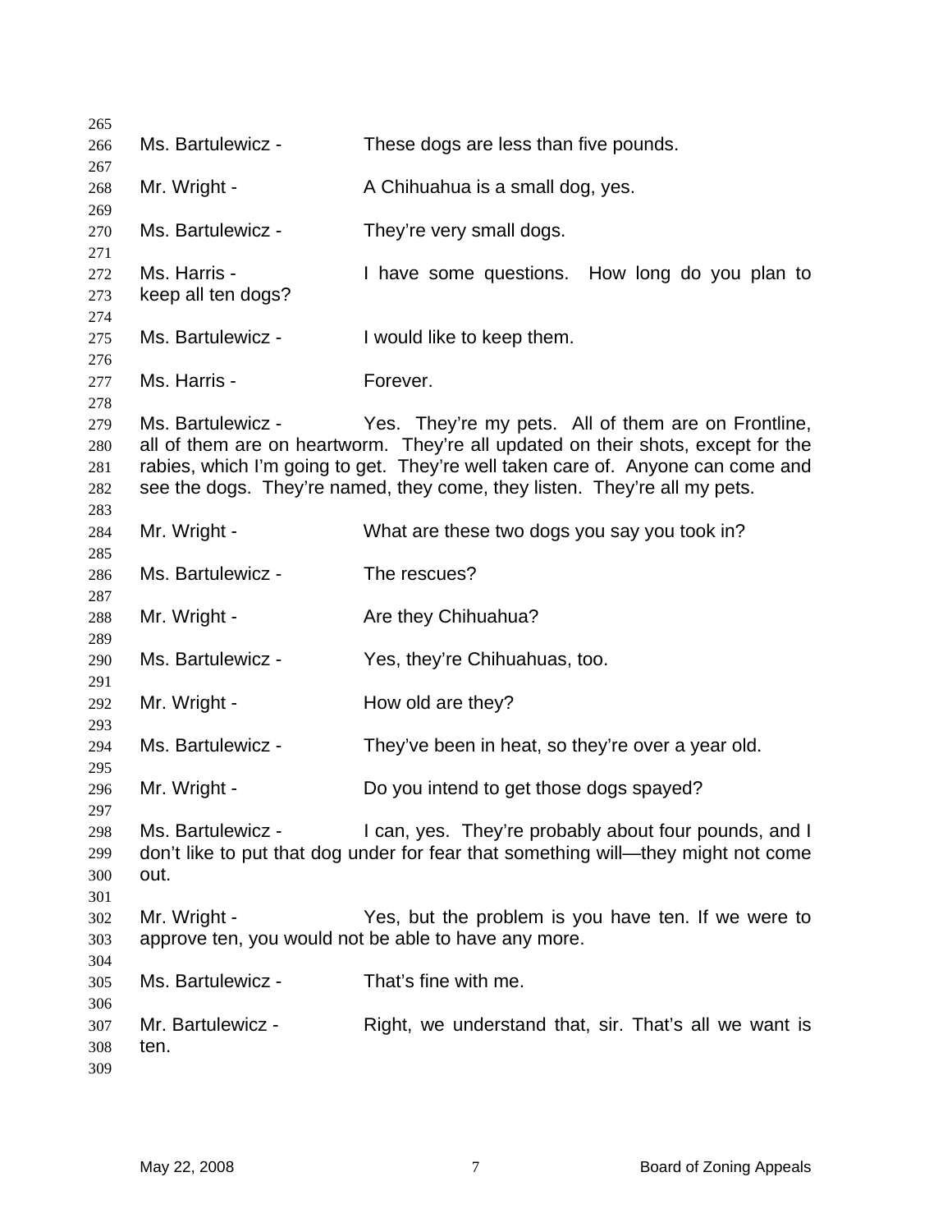Ms. Bartulewicz - These dogs are less than five pounds.

Mr. Wright - A Chihuahua is a small dog, yes.

Ms. Bartulewicz - They're very small dogs.

Ms. Harris - I have some questions. How long do you plan to keep all ten dogs?

Ms. Bartulewicz - I would like to keep them.

Ms. Harris - Forever.

Ms. Bartulewicz - Yes. They're my pets. All of them are on Frontline, all of them are on heartworm. They're all updated on their shots, except for the rabies, which I'm going to get. They're well taken care of. Anyone can come and see the dogs. They're named, they come, they listen. They're all my pets.

Mr. Wright - What are these two dogs you say you took in?

Ms. Bartulewicz - The rescues?

Mr. Wright - Are they Chihuahua?

Ms. Bartulewicz - Yes, they're Chihuahuas, too.

Mr. Wright - How old are they?

Ms. Bartulewicz - They've been in heat, so they're over a year old.

Mr. Wright - Do you intend to get those dogs spayed?

Ms. Bartulewicz - I can, yes. They're probably about four pounds, and I don't like to put that dog under for fear that something will—they might not come out.

Mr. Wright - Yes, but the problem is you have ten. If we were to approve ten, you would not be able to have any more.

Ms. Bartulewicz - That's fine with me.

Mr. Bartulewicz - Right, we understand that, sir. That's all we want is ten.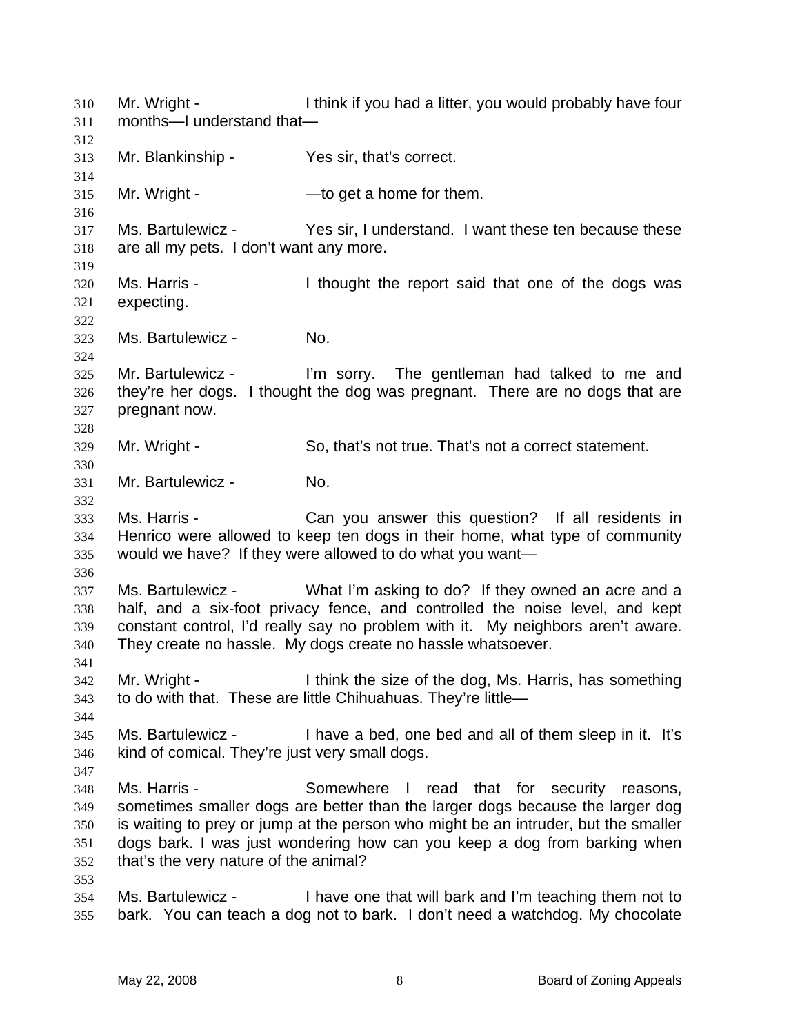Mr. Wright - I think if you had a litter, you would probably have four months—I understand that—

Mr. Blankinship - Yes sir, that's correct.

Mr. Wright - —to get a home for them.

Ms. Bartulewicz - Yes sir, I understand. I want these ten because these are all my pets. I don't want any more.

Ms. Harris - I thought the report said that one of the dogs was expecting.

Ms. Bartulewicz - No.

Mr. Bartulewicz - I'm sorry. The gentleman had talked to me and they're her dogs. I thought the dog was pregnant. There are no dogs that are pregnant now.

Mr. Wright - So, that's not true. That's not a correct statement.

Mr. Bartulewicz - No.

Ms. Harris - Can you answer this question? If all residents in Henrico were allowed to keep ten dogs in their home, what type of community would we have? If they were allowed to do what you want—

Ms. Bartulewicz - What I'm asking to do? If they owned an acre and a half, and a six-foot privacy fence, and controlled the noise level, and kept constant control, I'd really say no problem with it. My neighbors aren't aware. They create no hassle. My dogs create no hassle whatsoever.

Mr. Wright - I think the size of the dog, Ms. Harris, has something to do with that. These are little Chihuahuas. They're little—

Ms. Bartulewicz - I have a bed, one bed and all of them sleep in it. It's kind of comical. They're just very small dogs.

Ms. Harris - Somewhere I read that for security reasons, sometimes smaller dogs are better than the larger dogs because the larger dog is waiting to prey or jump at the person who might be an intruder, but the smaller dogs bark. I was just wondering how can you keep a dog from barking when that's the very nature of the animal?

Ms. Bartulewicz - I have one that will bark and I'm teaching them not to bark. You can teach a dog not to bark. I don't need a watchdog. My chocolate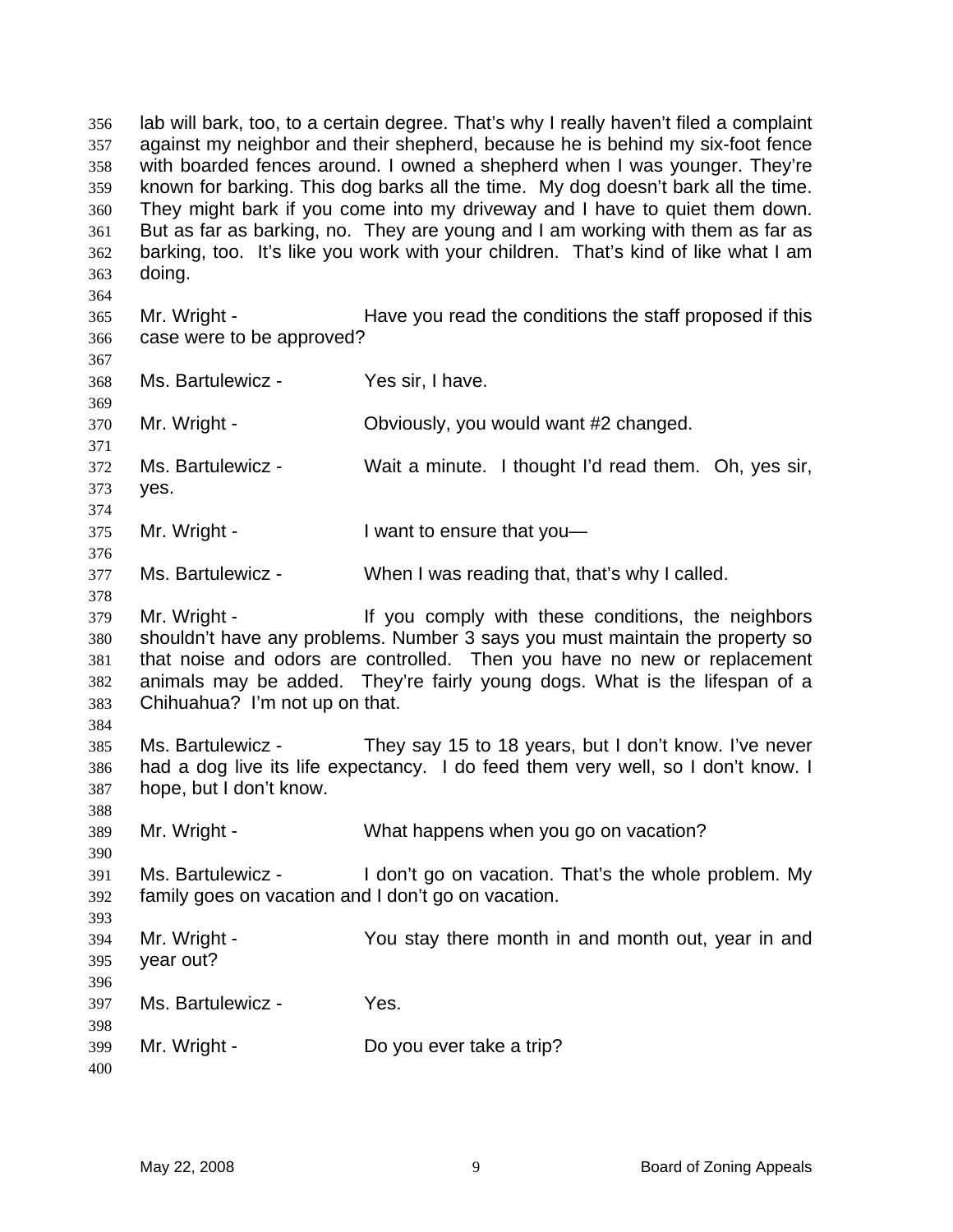lab will bark, too, to a certain degree. That's why I really haven't filed a complaint against my neighbor and their shepherd, because he is behind my six-foot fence with boarded fences around. I owned a shepherd when I was younger. They're known for barking. This dog barks all the time. My dog doesn't bark all the time. They might bark if you come into my driveway and I have to quiet them down. But as far as barking, no. They are young and I am working with them as far as barking, too. It's like you work with your children. That's kind of like what I am doing.

Mr. Wright - Have you read the conditions the staff proposed if this case were to be approved?

Ms. Bartulewicz - Yes sir, I have.

Mr. Wright - Obviously, you would want #2 changed.

Ms. Bartulewicz - Wait a minute. I thought I'd read them. Oh, yes sir, yes.

Mr. Wright - I want to ensure that you—

Ms. Bartulewicz - When I was reading that, that's why I called.

Mr. Wright - If you comply with these conditions, the neighbors shouldn't have any problems. Number 3 says you must maintain the property so that noise and odors are controlled. Then you have no new or replacement animals may be added. They're fairly young dogs. What is the lifespan of a Chihuahua? I'm not up on that.

Ms. Bartulewicz - They say 15 to 18 years, but I don't know. I've never had a dog live its life expectancy. I do feed them very well, so I don't know. I hope, but I don't know.

Mr. Wright - What happens when you go on vacation?

Ms. Bartulewicz - I don't go on vacation. That's the whole problem. My family goes on vacation and I don't go on vacation.

Mr. Wright - You stay there month in and month out, year in and year out?

Ms. Bartulewicz - Yes.

Mr. Wright - Do you ever take a trip?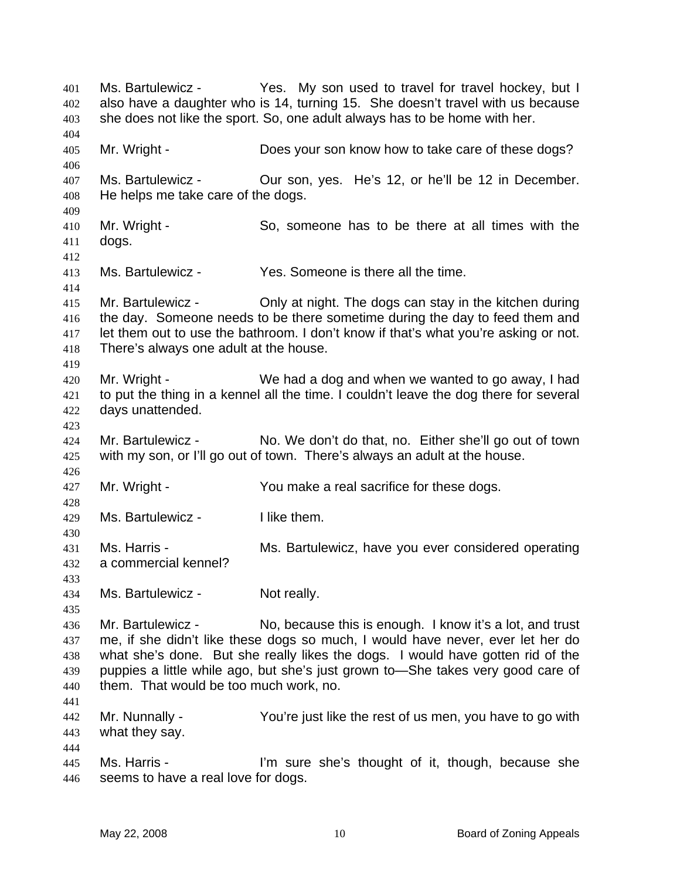Ms. Bartulewicz - Yes. My son used to travel for travel hockey, but I also have a daughter who is 14, turning 15. She doesn't travel with us because she does not like the sport. So, one adult always has to be home with her.

Mr. Wright - Does your son know how to take care of these dogs?

Ms. Bartulewicz - Our son, yes. He's 12, or he'll be 12 in December. He helps me take care of the dogs.

Mr. Wright - So, someone has to be there at all times with the dogs.

Ms. Bartulewicz - Yes. Someone is there all the time.

Mr. Bartulewicz - Only at night. The dogs can stay in the kitchen during the day. Someone needs to be there sometime during the day to feed them and let them out to use the bathroom. I don't know if that's what you're asking or not. There's always one adult at the house.

Mr. Wright - We had a dog and when we wanted to go away, I had to put the thing in a kennel all the time. I couldn't leave the dog there for several days unattended.

Mr. Bartulewicz - No. We don't do that, no. Either she'll go out of town with my son, or I'll go out of town. There's always an adult at the house.

Mr. Wright - You make a real sacrifice for these dogs.

Ms. Bartulewicz - I like them.

Ms. Harris - Ms. Bartulewicz, have you ever considered operating a commercial kennel?

Ms. Bartulewicz - Not really.

Mr. Bartulewicz - No, because this is enough. I know it's a lot, and trust me, if she didn't like these dogs so much, I would have never, ever let her do what she's done. But she really likes the dogs. I would have gotten rid of the puppies a little while ago, but she's just grown to—She takes very good care of them. That would be too much work, no.

Mr. Nunnally - You're just like the rest of us men, you have to go with what they say.

Ms. Harris - I'm sure she's thought of it, though, because she seems to have a real love for dogs.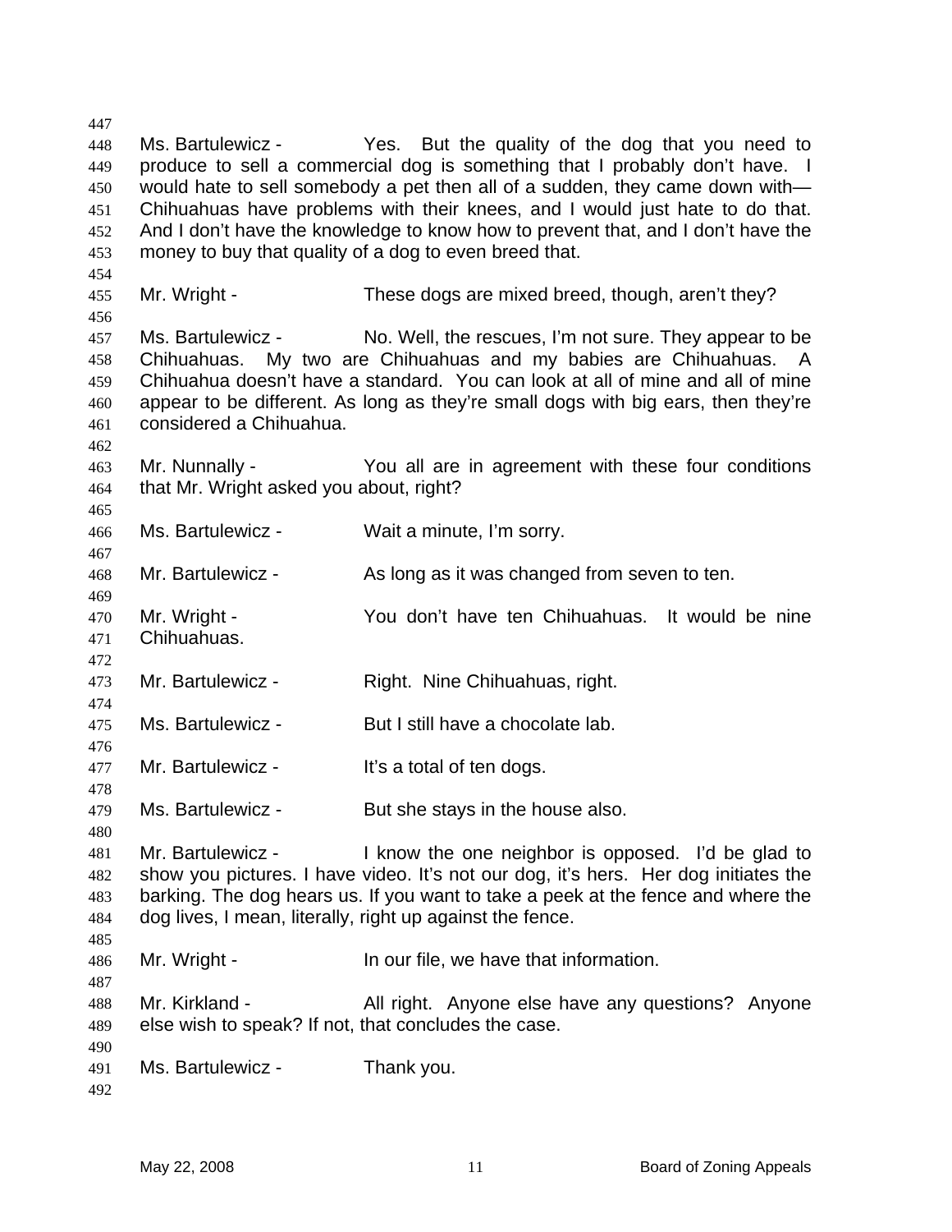Ms. Bartulewicz - Yes. But the quality of the dog that you need to produce to sell a commercial dog is something that I probably don't have. I would hate to sell somebody a pet then all of a sudden, they came down with— Chihuahuas have problems with their knees, and I would just hate to do that. And I don't have the knowledge to know how to prevent that, and I don't have the money to buy that quality of a dog to even breed that.

Mr. Wright - These dogs are mixed breed, though, aren't they?

Ms. Bartulewicz - No. Well, the rescues, I'm not sure. They appear to be Chihuahuas. My two are Chihuahuas and my babies are Chihuahuas. A Chihuahua doesn't have a standard. You can look at all of mine and all of mine appear to be different. As long as they're small dogs with big ears, then they're considered a Chihuahua.

Mr. Nunnally - You all are in agreement with these four conditions that Mr. Wright asked you about, right?

Ms. Bartulewicz - Wait a minute, I'm sorry.

Mr. Bartulewicz - As long as it was changed from seven to ten.

Mr. Wright - You don't have ten Chihuahuas. It would be nine Chihuahuas.

Mr. Bartulewicz - Right. Nine Chihuahuas, right.

Ms. Bartulewicz - But I still have a chocolate lab.

Mr. Bartulewicz - It's a total of ten dogs.

Ms. Bartulewicz - But she stays in the house also.

Mr. Bartulewicz - I know the one neighbor is opposed. I'd be glad to show you pictures. I have video. It's not our dog, it's hers. Her dog initiates the barking. The dog hears us. If you want to take a peek at the fence and where the dog lives, I mean, literally, right up against the fence.

Mr. Wright - In our file, we have that information.

Mr. Kirkland - All right. Anyone else have any questions? Anyone else wish to speak? If not, that concludes the case.

Ms. Bartulewicz - Thank you.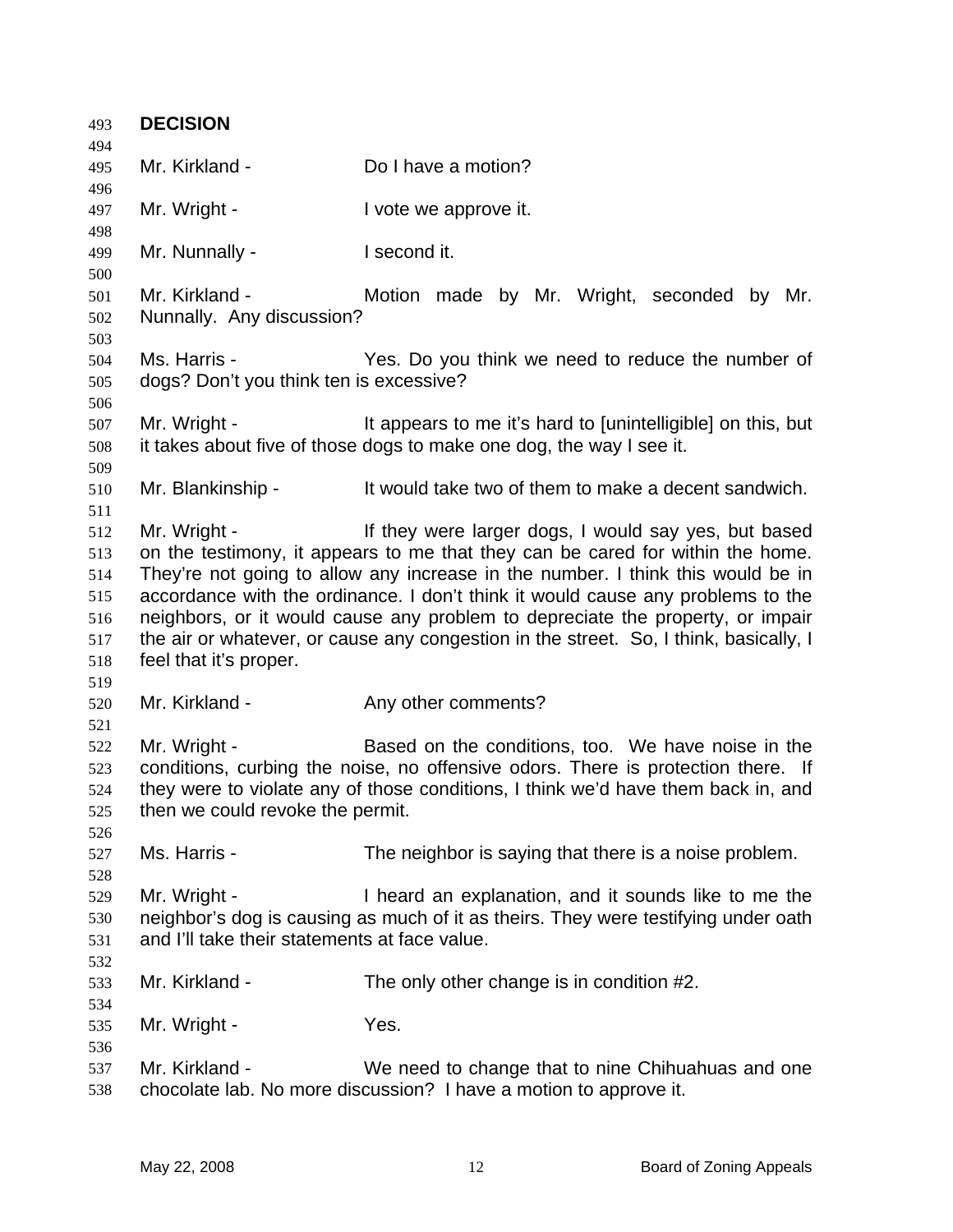**DECISION**

Mr. Kirkland - Do I have a motion?

Mr. Wright - I vote we approve it.

Mr. Nunnally - I second it.

Mr. Kirkland - Motion made by Mr. Wright, seconded by Mr. Nunnally. Any discussion?

Ms. Harris - Yes. Do you think we need to reduce the number of dogs? Don't you think ten is excessive?

Mr. Wright - It appears to me it's hard to [unintelligible] on this, but it takes about five of those dogs to make one dog, the way I see it.

Mr. Blankinship - It would take two of them to make a decent sandwich.

Mr. Wright - If they were larger dogs, I would say yes, but based on the testimony, it appears to me that they can be cared for within the home. They're not going to allow any increase in the number. I think this would be in accordance with the ordinance. I don't think it would cause any problems to the neighbors, or it would cause any problem to depreciate the property, or impair the air or whatever, or cause any congestion in the street. So, I think, basically, I feel that it's proper.

Mr. Kirkland - Any other comments?

Mr. Wright - Based on the conditions, too. We have noise in the conditions, curbing the noise, no offensive odors. There is protection there. If they were to violate any of those conditions, I think we'd have them back in, and then we could revoke the permit.

Ms. Harris - The neighbor is saying that there is a noise problem.

Mr. Wright - I heard an explanation, and it sounds like to me the neighbor's dog is causing as much of it as theirs. They were testifying under oath and I'll take their statements at face value.

Mr. Kirkland - The only other change is in condition #2.

Mr. Wright - Yes.

Mr. Kirkland - We need to change that to nine Chihuahuas and one chocolate lab. No more discussion? I have a motion to approve it.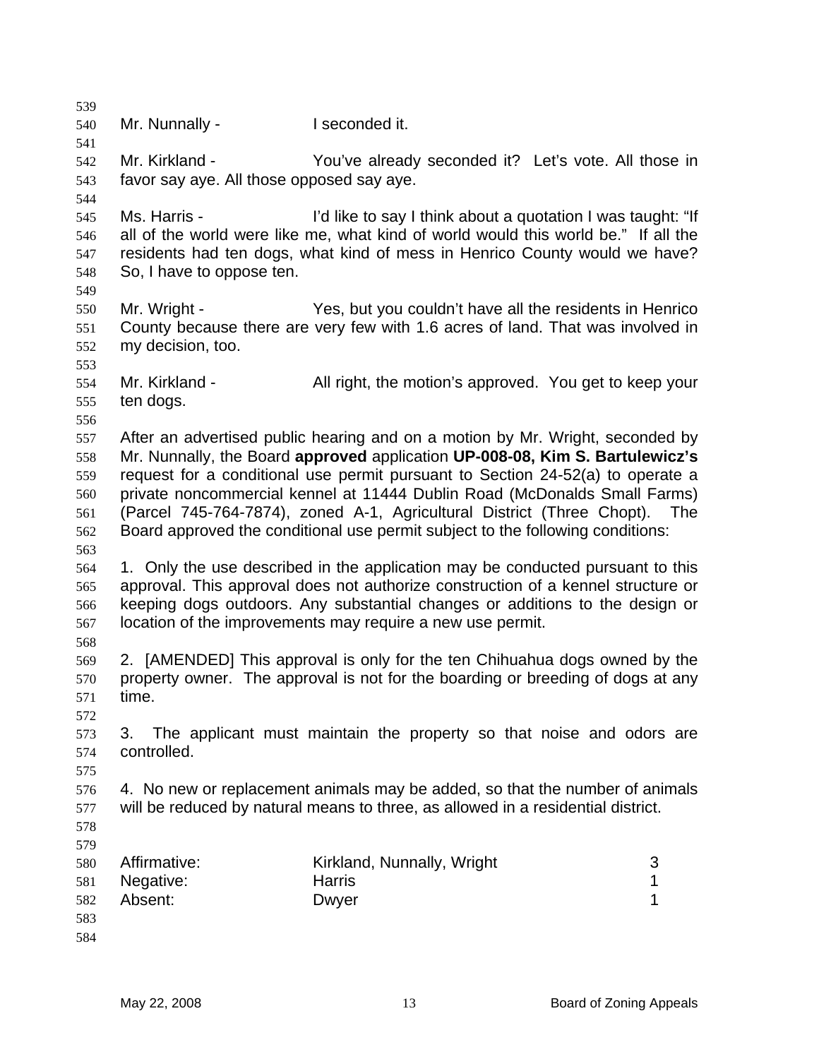Mr. Nunnally - I seconded it.

Mr. Kirkland - You've already seconded it? Let's vote. All those in favor say aye. All those opposed say aye.

Ms. Harris - I'd like to say I think about a quotation I was taught: "If all of the world were like me, what kind of world would this world be." If all the residents had ten dogs, what kind of mess in Henrico County would we have? So, I have to oppose ten.

Mr. Wright - Yes, but you couldn't have all the residents in Henrico County because there are very few with 1.6 acres of land. That was involved in my decision, too.

Mr. Kirkland - All right, the motion's approved. You get to keep your ten dogs.

After an advertised public hearing and on a motion by Mr. Wright, seconded by Mr. Nunnally, the Board **approved** application **UP-008-08, Kim S. Bartulewicz's** request for a conditional use permit pursuant to Section 24-52(a) to operate a private noncommercial kennel at 11444 Dublin Road (McDonalds Small Farms) (Parcel 745-764-7874), zoned A-1, Agricultural District (Three Chopt). The Board approved the conditional use permit subject to the following conditions:

1. Only the use described in the application may be conducted pursuant to this approval. This approval does not authorize construction of a kennel structure or keeping dogs outdoors. Any substantial changes or additions to the design or location of the improvements may require a new use permit.

2. [AMENDED] This approval is only for the ten Chihuahua dogs owned by the property owner. The approval is not for the boarding or breeding of dogs at any time.

3. The applicant must maintain the property so that noise and odors are controlled.

4. No new or replacement animals may be added, so that the number of animals will be reduced by natural means to three, as allowed in a residential district.

| | | |
|---|---|---|
| Affirmative: | Kirkland, Nunnally, Wright | 3 |
| Negative: | Harris | 1 |
| Absent: | Dwyer | 1 |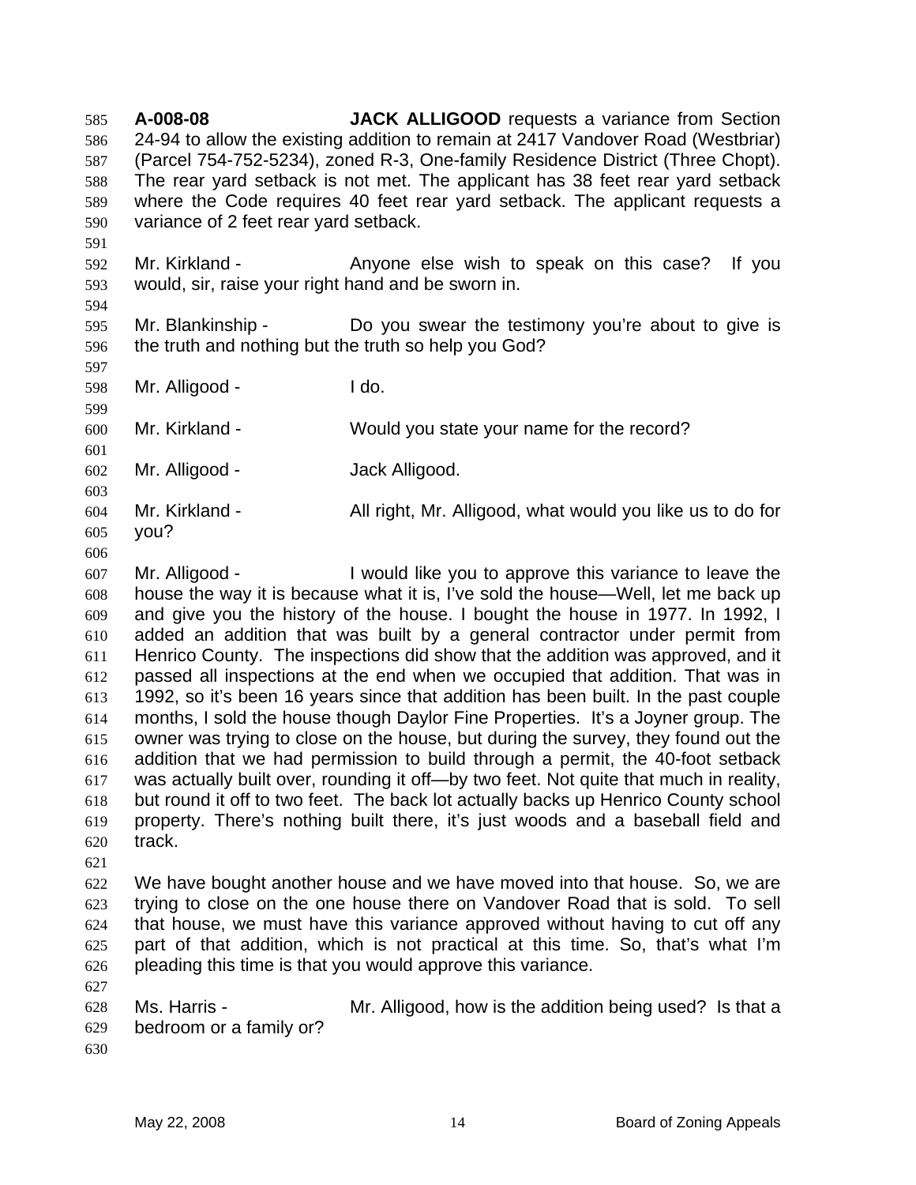**A-008-08** **JACK ALLIGOOD** requests a variance from Section 24-94 to allow the existing addition to remain at 2417 Vandover Road (Westbriar) (Parcel 754-752-5234), zoned R-3, One-family Residence District (Three Chopt). The rear yard setback is not met. The applicant has 38 feet rear yard setback where the Code requires 40 feet rear yard setback. The applicant requests a variance of 2 feet rear yard setback.

Mr. Kirkland - Anyone else wish to speak on this case? If you would, sir, raise your right hand and be sworn in.

Mr. Blankinship - Do you swear the testimony you're about to give is the truth and nothing but the truth so help you God?

Mr. Alligood - I do.

Mr. Kirkland - Would you state your name for the record?

Mr. Alligood - Jack Alligood.

Mr. Kirkland - All right, Mr. Alligood, what would you like us to do for you?

Mr. Alligood - I would like you to approve this variance to leave the house the way it is because what it is, I've sold the house—Well, let me back up and give you the history of the house. I bought the house in 1977. In 1992, I added an addition that was built by a general contractor under permit from Henrico County. The inspections did show that the addition was approved, and it passed all inspections at the end when we occupied that addition. That was in 1992, so it's been 16 years since that addition has been built. In the past couple months, I sold the house though Daylor Fine Properties. It's a Joyner group. The owner was trying to close on the house, but during the survey, they found out the addition that we had permission to build through a permit, the 40-foot setback was actually built over, rounding it off—by two feet. Not quite that much in reality, but round it off to two feet. The back lot actually backs up Henrico County school property. There's nothing built there, it's just woods and a baseball field and track.

We have bought another house and we have moved into that house. So, we are trying to close on the one house there on Vandover Road that is sold. To sell that house, we must have this variance approved without having to cut off any part of that addition, which is not practical at this time. So, that's what I'm pleading this time is that you would approve this variance.

Ms. Harris - Mr. Alligood, how is the addition being used? Is that a bedroom or a family or?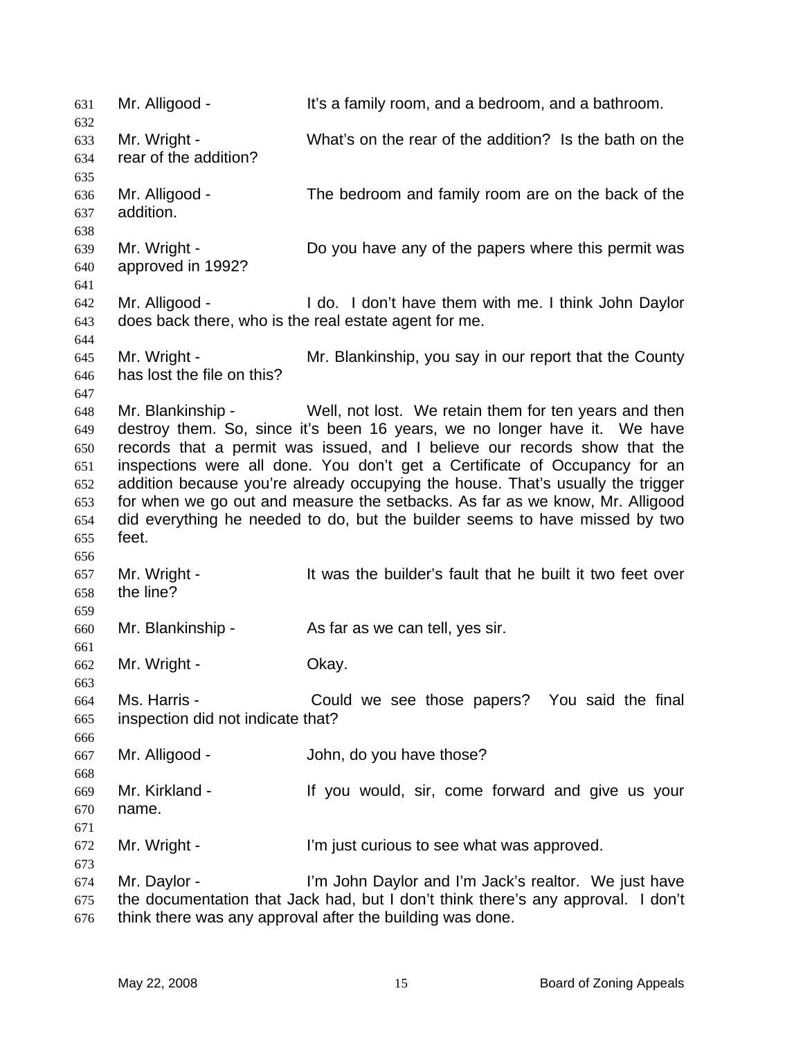Mr. Alligood - It's a family room, and a bedroom, and a bathroom.

Mr. Wright - What's on the rear of the addition? Is the bath on the rear of the addition?

Mr. Alligood - The bedroom and family room are on the back of the addition.

Mr. Wright - Do you have any of the papers where this permit was approved in 1992?

Mr. Alligood - I do. I don't have them with me. I think John Daylor does back there, who is the real estate agent for me.

Mr. Wright - Mr. Blankinship, you say in our report that the County has lost the file on this?

Mr. Blankinship - Well, not lost. We retain them for ten years and then destroy them. So, since it's been 16 years, we no longer have it. We have records that a permit was issued, and I believe our records show that the inspections were all done. You don't get a Certificate of Occupancy for an addition because you're already occupying the house. That's usually the trigger for when we go out and measure the setbacks. As far as we know, Mr. Alligood did everything he needed to do, but the builder seems to have missed by two feet.

Mr. Wright - It was the builder's fault that he built it two feet over the line?

Mr. Blankinship - As far as we can tell, yes sir.

Mr. Wright - Okay.

Ms. Harris - Could we see those papers? You said the final inspection did not indicate that?

Mr. Alligood - John, do you have those?

Mr. Kirkland - If you would, sir, come forward and give us your name.

Mr. Wright - I'm just curious to see what was approved.

Mr. Daylor - I'm John Daylor and I'm Jack's realtor. We just have the documentation that Jack had, but I don't think there's any approval. I don't think there was any approval after the building was done.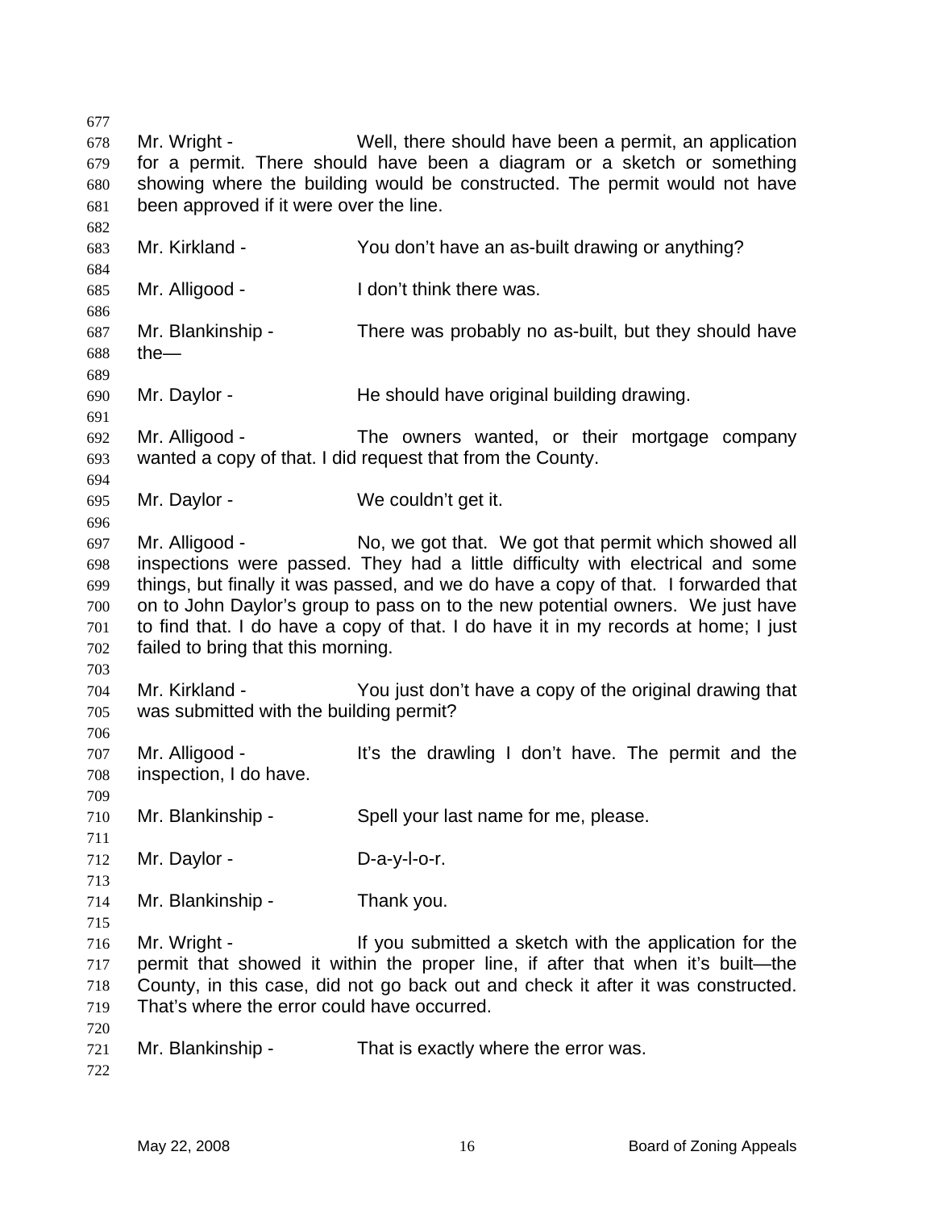Mr. Wright - Well, there should have been a permit, an application for a permit. There should have been a diagram or a sketch or something showing where the building would be constructed. The permit would not have been approved if it were over the line.

Mr. Kirkland - You don't have an as-built drawing or anything?

Mr. Alligood - I don't think there was.

Mr. Blankinship - There was probably no as-built, but they should have the—

Mr. Daylor - He should have original building drawing.

Mr. Alligood - The owners wanted, or their mortgage company wanted a copy of that. I did request that from the County.

Mr. Daylor - We couldn't get it.

Mr. Alligood - No, we got that. We got that permit which showed all inspections were passed. They had a little difficulty with electrical and some things, but finally it was passed, and we do have a copy of that. I forwarded that on to John Daylor's group to pass on to the new potential owners. We just have to find that. I do have a copy of that. I do have it in my records at home; I just failed to bring that this morning.

Mr. Kirkland - You just don't have a copy of the original drawing that was submitted with the building permit?

Mr. Alligood - It's the drawling I don't have. The permit and the inspection, I do have.

Mr. Blankinship - Spell your last name for me, please.

Mr. Daylor - D-a-y-l-o-r.

Mr. Blankinship - Thank you.

Mr. Wright - If you submitted a sketch with the application for the permit that showed it within the proper line, if after that when it's built—the County, in this case, did not go back out and check it after it was constructed. That's where the error could have occurred.

Mr. Blankinship - That is exactly where the error was.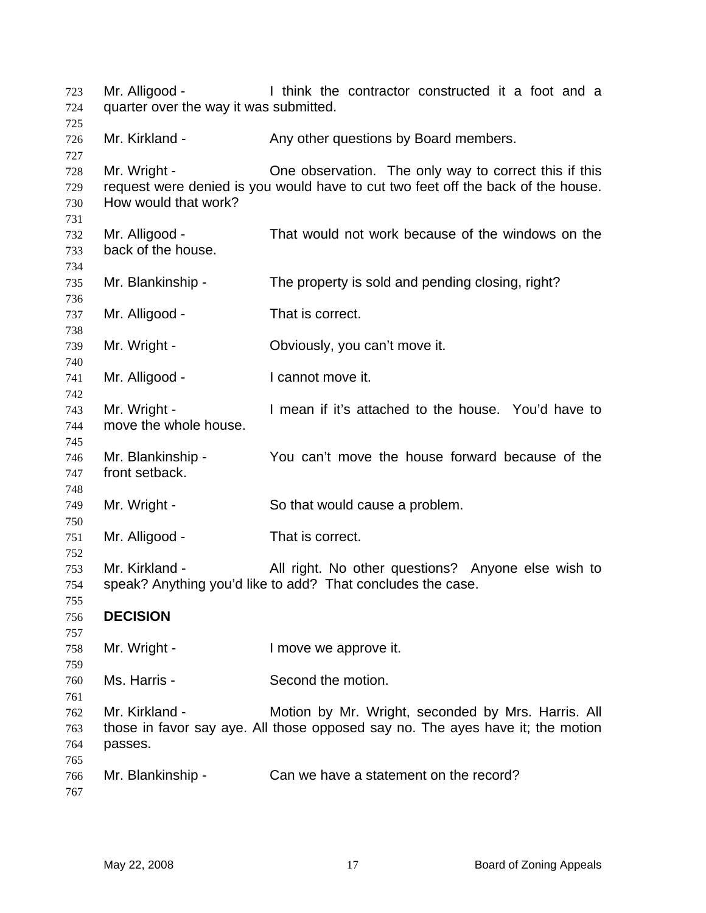Mr. Alligood - I think the contractor constructed it a foot and a quarter over the way it was submitted.

Mr. Kirkland - Any other questions by Board members.

Mr. Wright - One observation. The only way to correct this if this request were denied is you would have to cut two feet off the back of the house. How would that work?

Mr. Alligood - That would not work because of the windows on the back of the house.

Mr. Blankinship - The property is sold and pending closing, right?

Mr. Alligood - That is correct.

Mr. Wright - Obviously, you can't move it.

Mr. Alligood - I cannot move it.

Mr. Wright - I mean if it's attached to the house. You'd have to move the whole house.

Mr. Blankinship - You can't move the house forward because of the front setback.

Mr. Wright - So that would cause a problem.

Mr. Alligood - That is correct.

Mr. Kirkland - All right. No other questions? Anyone else wish to speak? Anything you'd like to add? That concludes the case.

**DECISION**

Mr. Wright - I move we approve it.

Ms. Harris - Second the motion.

Mr. Kirkland - Motion by Mr. Wright, seconded by Mrs. Harris. All those in favor say aye. All those opposed say no. The ayes have it; the motion passes.

Mr. Blankinship - Can we have a statement on the record?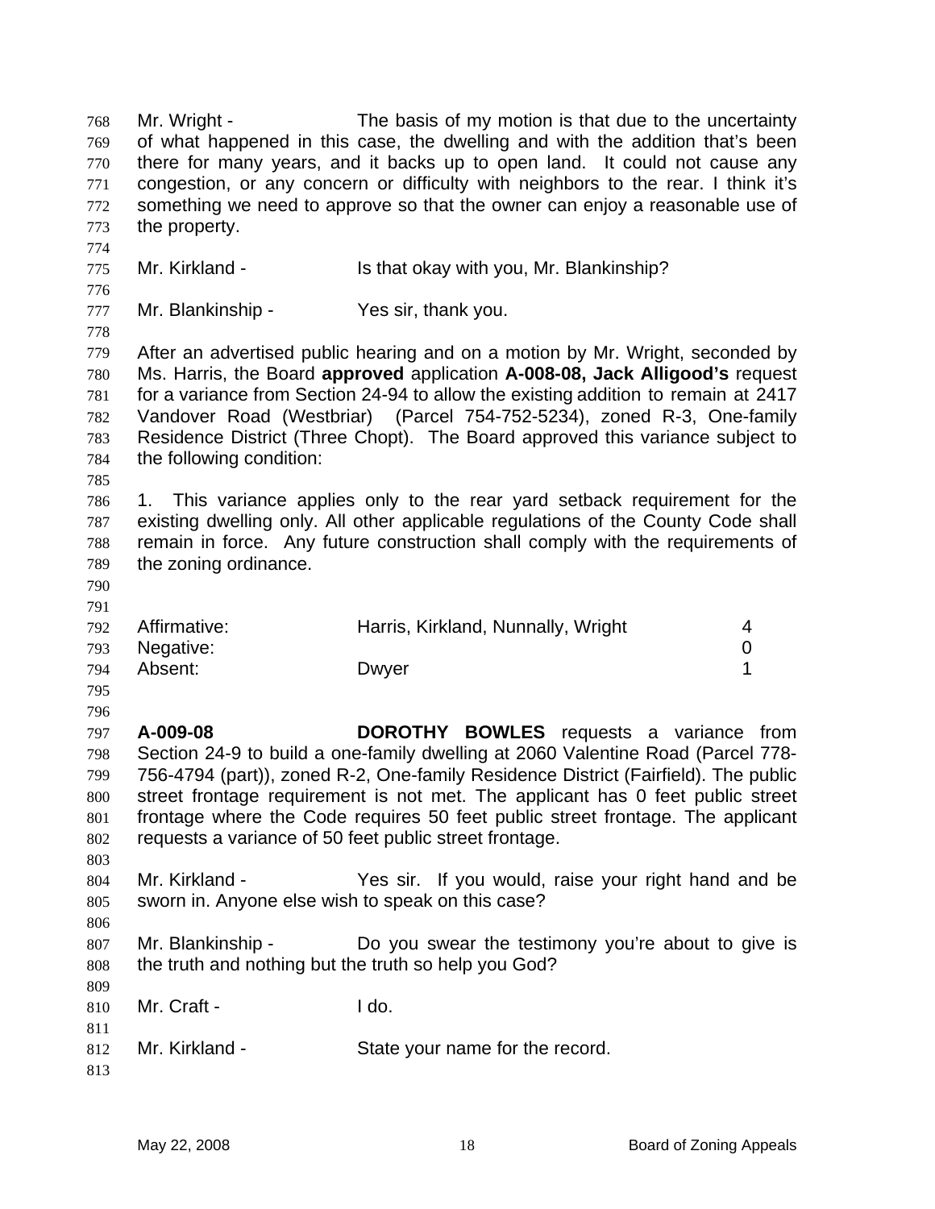Mr. Wright - The basis of my motion is that due to the uncertainty of what happened in this case, the dwelling and with the addition that's been there for many years, and it backs up to open land. It could not cause any congestion, or any concern or difficulty with neighbors to the rear. I think it's something we need to approve so that the owner can enjoy a reasonable use of the property.

Mr. Kirkland - Is that okay with you, Mr. Blankinship?

Mr. Blankinship - Yes sir, thank you.

After an advertised public hearing and on a motion by Mr. Wright, seconded by Ms. Harris, the Board **approved** application **A-008-08, Jack Alligood's** request for a variance from Section 24-94 to allow the existing addition to remain at 2417 Vandover Road (Westbriar) (Parcel 754-752-5234), zoned R-3, One-family Residence District (Three Chopt). The Board approved this variance subject to the following condition:

1. This variance applies only to the rear yard setback requirement for the existing dwelling only. All other applicable regulations of the County Code shall remain in force. Any future construction shall comply with the requirements of the zoning ordinance.

| | | |
|---|---|---|
| Affirmative: | Harris, Kirkland, Nunnally, Wright | 4 |
| Negative: | | 0 |
| Absent: | Dwyer | 1 |

**A-009-08** **DOROTHY BOWLES** requests a variance from Section 24-9 to build a one-family dwelling at 2060 Valentine Road (Parcel 778-756-4794 (part)), zoned R-2, One-family Residence District (Fairfield). The public street frontage requirement is not met. The applicant has 0 feet public street frontage where the Code requires 50 feet public street frontage. The applicant requests a variance of 50 feet public street frontage.

Mr. Kirkland - Yes sir. If you would, raise your right hand and be sworn in. Anyone else wish to speak on this case?

Mr. Blankinship - Do you swear the testimony you're about to give is the truth and nothing but the truth so help you God?

Mr. Craft - I do.

Mr. Kirkland - State your name for the record.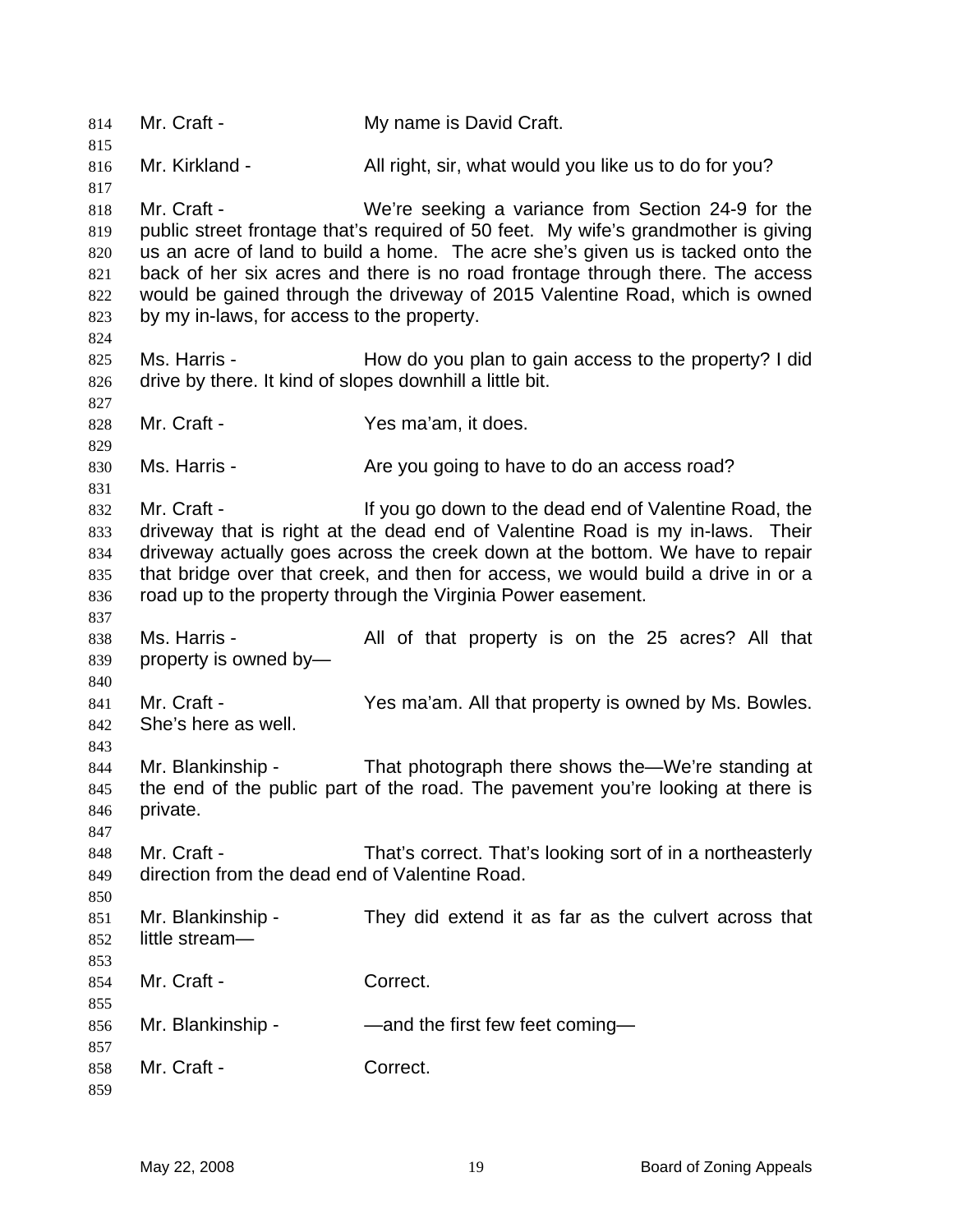Mr. Craft - My name is David Craft.

Mr. Kirkland - All right, sir, what would you like us to do for you?

Mr. Craft - We're seeking a variance from Section 24-9 for the public street frontage that's required of 50 feet. My wife's grandmother is giving us an acre of land to build a home. The acre she's given us is tacked onto the back of her six acres and there is no road frontage through there. The access would be gained through the driveway of 2015 Valentine Road, which is owned by my in-laws, for access to the property.

Ms. Harris - How do you plan to gain access to the property? I did drive by there. It kind of slopes downhill a little bit.

Mr. Craft - Yes ma'am, it does.

Ms. Harris - Are you going to have to do an access road?

Mr. Craft - If you go down to the dead end of Valentine Road, the driveway that is right at the dead end of Valentine Road is my in-laws. Their driveway actually goes across the creek down at the bottom. We have to repair that bridge over that creek, and then for access, we would build a drive in or a road up to the property through the Virginia Power easement.

Ms. Harris - All of that property is on the 25 acres? All that property is owned by—

Mr. Craft - Yes ma'am. All that property is owned by Ms. Bowles. She's here as well.

Mr. Blankinship - That photograph there shows the—We're standing at the end of the public part of the road. The pavement you're looking at there is private.

Mr. Craft - That's correct. That's looking sort of in a northeasterly direction from the dead end of Valentine Road.

Mr. Blankinship - They did extend it as far as the culvert across that little stream—

Mr. Craft - Correct.

Mr. Blankinship - —and the first few feet coming—

Mr. Craft - Correct.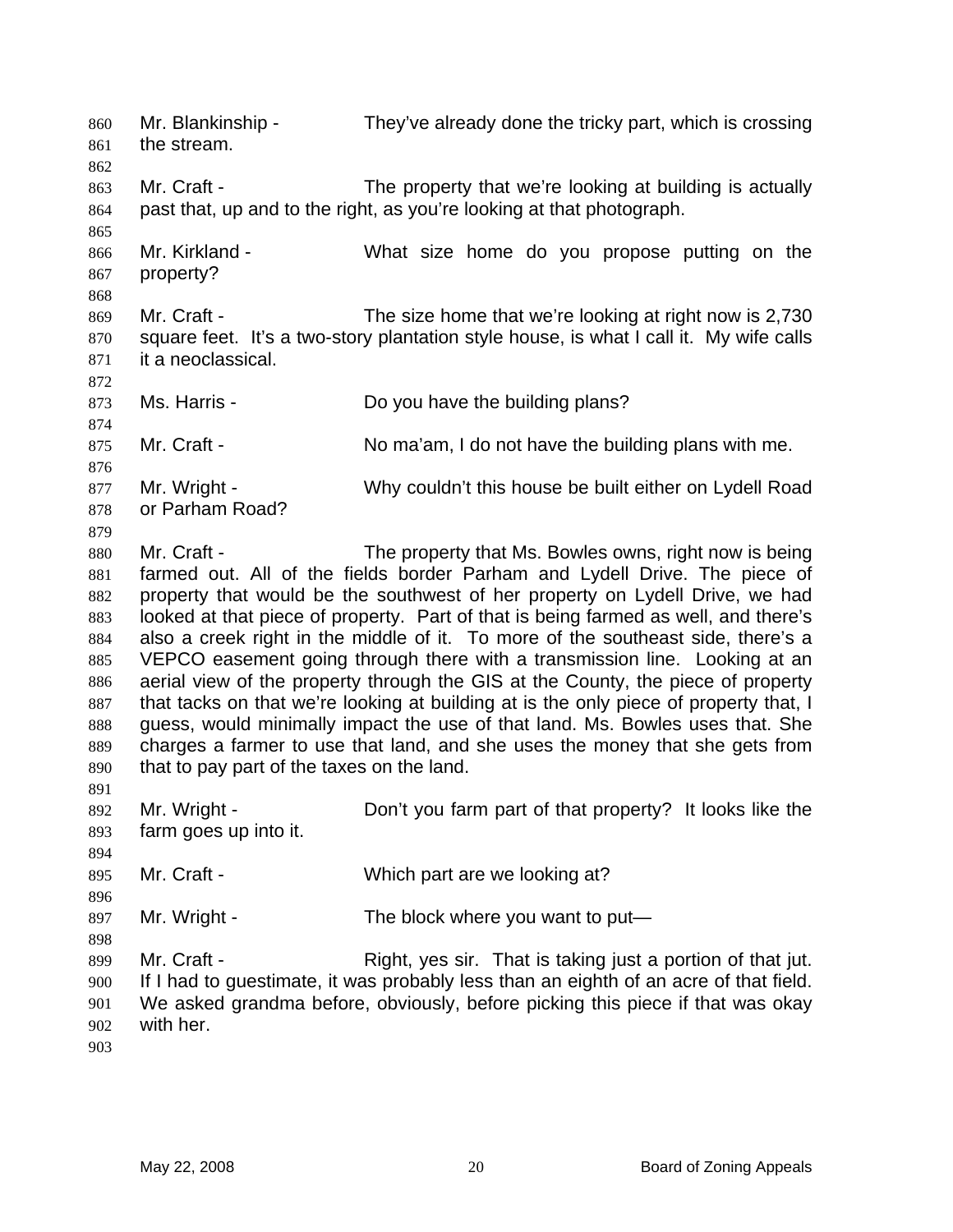Mr. Blankinship - They've already done the tricky part, which is crossing the stream.

Mr. Craft - The property that we're looking at building is actually past that, up and to the right, as you're looking at that photograph.

Mr. Kirkland - What size home do you propose putting on the property?

Mr. Craft - The size home that we're looking at right now is 2,730 square feet. It's a two-story plantation style house, is what I call it. My wife calls it a neoclassical.

Ms. Harris - Do you have the building plans?

Mr. Craft - No ma'am, I do not have the building plans with me.

Mr. Wright - Why couldn't this house be built either on Lydell Road or Parham Road?

Mr. Craft - The property that Ms. Bowles owns, right now is being farmed out. All of the fields border Parham and Lydell Drive. The piece of property that would be the southwest of her property on Lydell Drive, we had looked at that piece of property. Part of that is being farmed as well, and there's also a creek right in the middle of it. To more of the southeast side, there's a VEPCO easement going through there with a transmission line. Looking at an aerial view of the property through the GIS at the County, the piece of property that tacks on that we're looking at building at is the only piece of property that, I guess, would minimally impact the use of that land. Ms. Bowles uses that. She charges a farmer to use that land, and she uses the money that she gets from that to pay part of the taxes on the land.

Mr. Wright - Don't you farm part of that property? It looks like the farm goes up into it.

Mr. Craft - Which part are we looking at?

Mr. Wright - The block where you want to put—

Mr. Craft - Right, yes sir. That is taking just a portion of that jut. If I had to guestimate, it was probably less than an eighth of an acre of that field. We asked grandma before, obviously, before picking this piece if that was okay with her.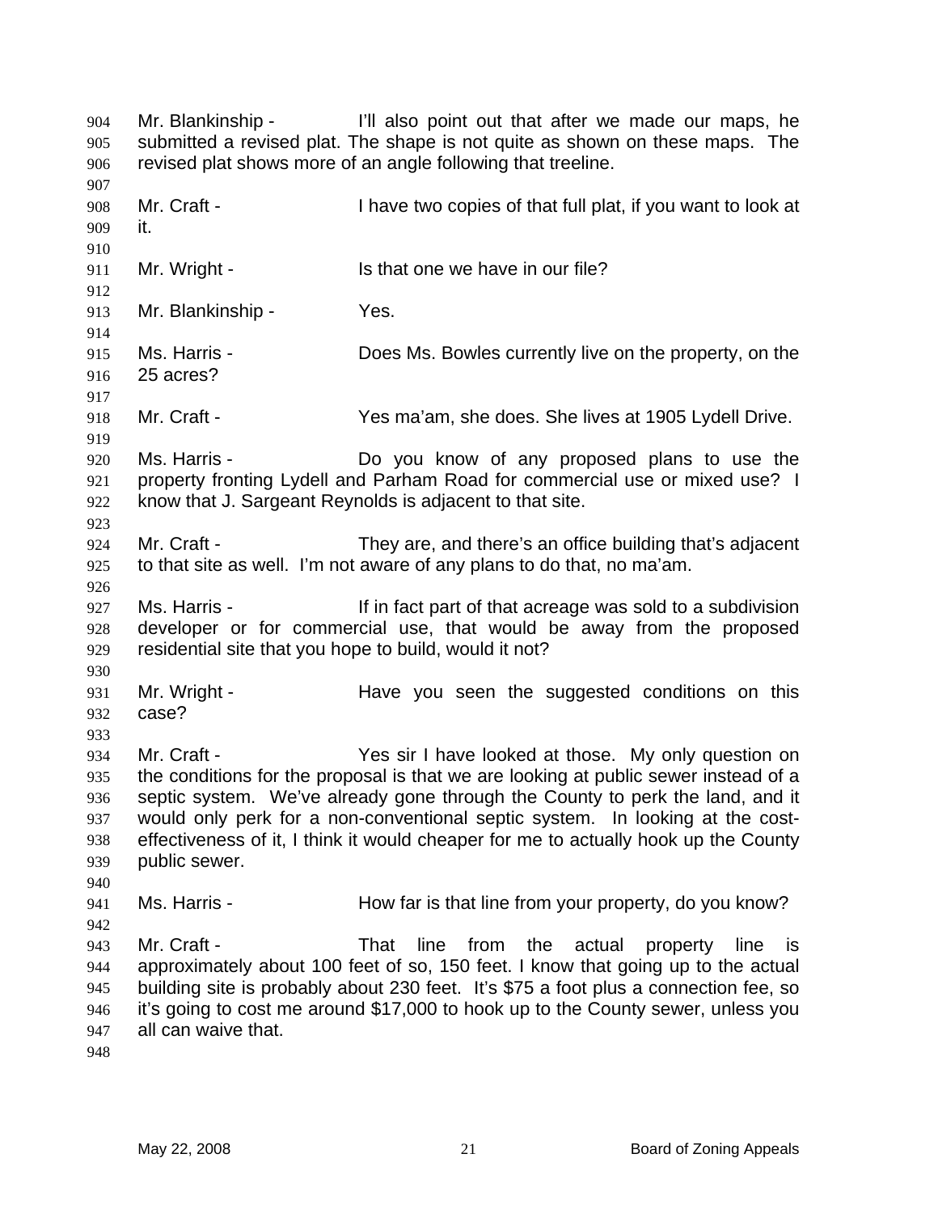Mr. Blankinship - I'll also point out that after we made our maps, he submitted a revised plat. The shape is not quite as shown on these maps. The revised plat shows more of an angle following that treeline.

Mr. Craft - I have two copies of that full plat, if you want to look at it.

Mr. Wright - Is that one we have in our file?

Mr. Blankinship - Yes.

Ms. Harris - Does Ms. Bowles currently live on the property, on the 25 acres?

Mr. Craft - Yes ma'am, she does. She lives at 1905 Lydell Drive.

Ms. Harris - Do you know of any proposed plans to use the property fronting Lydell and Parham Road for commercial use or mixed use? I know that J. Sargeant Reynolds is adjacent to that site.

Mr. Craft - They are, and there's an office building that's adjacent to that site as well. I'm not aware of any plans to do that, no ma'am.

Ms. Harris - If in fact part of that acreage was sold to a subdivision developer or for commercial use, that would be away from the proposed residential site that you hope to build, would it not?

Mr. Wright - Have you seen the suggested conditions on this case?

Mr. Craft - Yes sir I have looked at those. My only question on the conditions for the proposal is that we are looking at public sewer instead of a septic system. We've already gone through the County to perk the land, and it would only perk for a non-conventional septic system. In looking at the cost-effectiveness of it, I think it would cheaper for me to actually hook up the County public sewer.

Ms. Harris - How far is that line from your property, do you know?

Mr. Craft - That line from the actual property line is approximately about 100 feet of so, 150 feet. I know that going up to the actual building site is probably about 230 feet. It's $75 a foot plus a connection fee, so it's going to cost me around $17,000 to hook up to the County sewer, unless you all can waive that.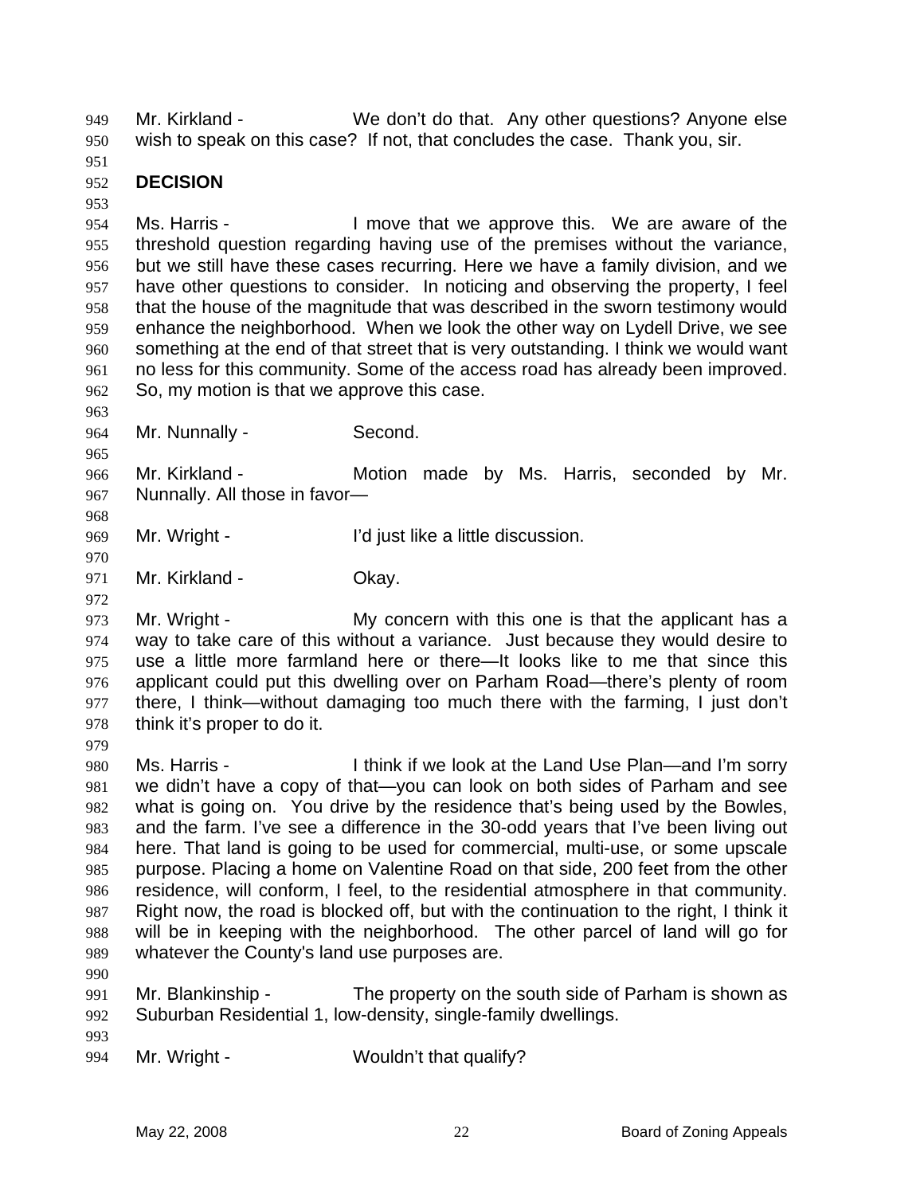Mr. Kirkland - We don't do that. Any other questions? Anyone else wish to speak on this case? If not, that concludes the case. Thank you, sir.

**DECISION**

Ms. Harris - I move that we approve this. We are aware of the threshold question regarding having use of the premises without the variance, but we still have these cases recurring. Here we have a family division, and we have other questions to consider. In noticing and observing the property, I feel that the house of the magnitude that was described in the sworn testimony would enhance the neighborhood. When we look the other way on Lydell Drive, we see something at the end of that street that is very outstanding. I think we would want no less for this community. Some of the access road has already been improved. So, my motion is that we approve this case.

Mr. Nunnally - Second.

Mr. Kirkland - Motion made by Ms. Harris, seconded by Mr. Nunnally. All those in favor—

Mr. Wright - I'd just like a little discussion.

Mr. Kirkland - Okay.

Mr. Wright - My concern with this one is that the applicant has a way to take care of this without a variance. Just because they would desire to use a little more farmland here or there—It looks like to me that since this applicant could put this dwelling over on Parham Road—there's plenty of room there, I think—without damaging too much there with the farming, I just don't think it's proper to do it.

Ms. Harris - I think if we look at the Land Use Plan—and I'm sorry we didn't have a copy of that—you can look on both sides of Parham and see what is going on. You drive by the residence that's being used by the Bowles, and the farm. I've see a difference in the 30-odd years that I've been living out here. That land is going to be used for commercial, multi-use, or some upscale purpose. Placing a home on Valentine Road on that side, 200 feet from the other residence, will conform, I feel, to the residential atmosphere in that community. Right now, the road is blocked off, but with the continuation to the right, I think it will be in keeping with the neighborhood. The other parcel of land will go for whatever the County's land use purposes are.

Mr. Blankinship - The property on the south side of Parham is shown as Suburban Residential 1, low-density, single-family dwellings.

Mr. Wright - Wouldn't that qualify?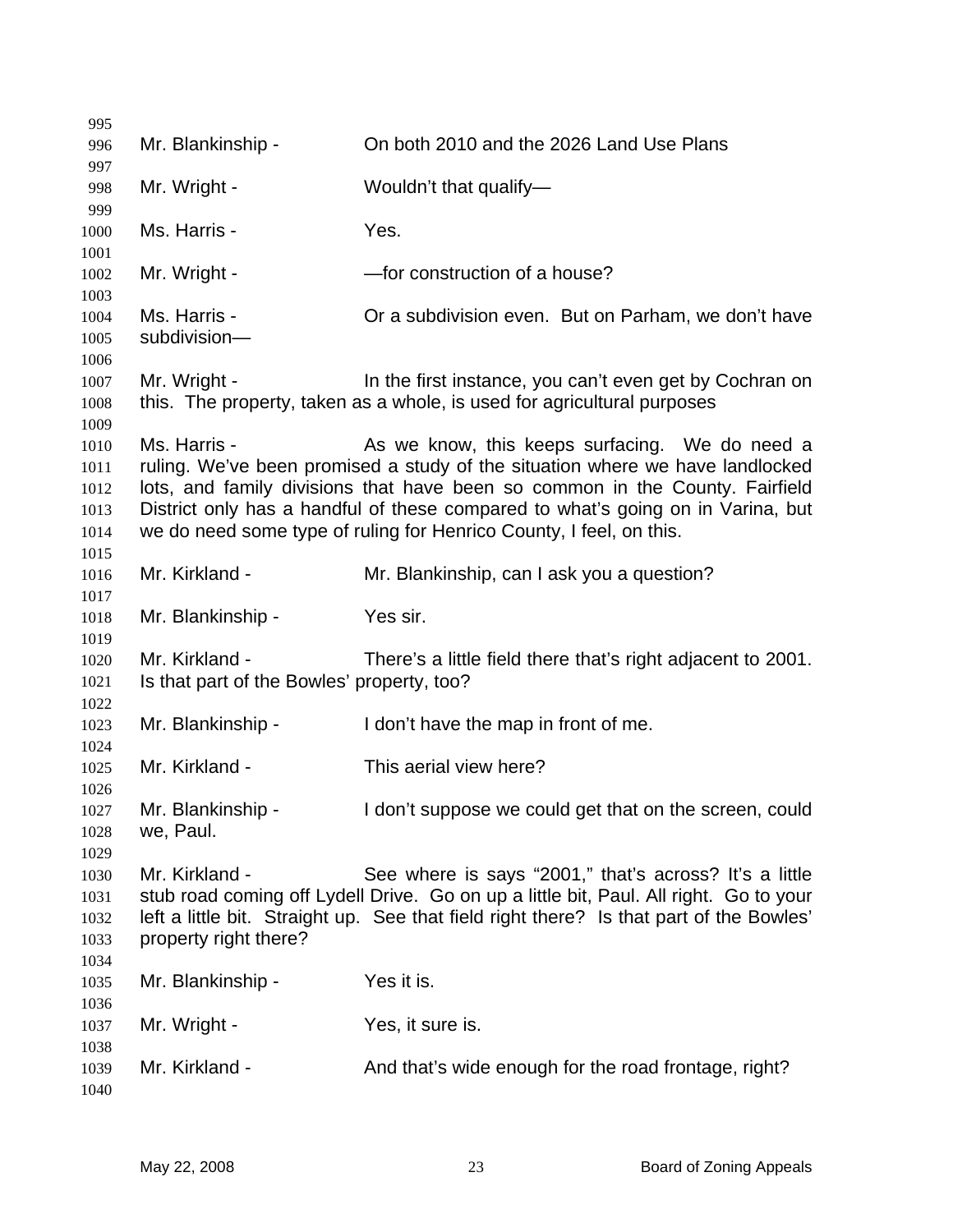Mr. Blankinship - On both 2010 and the 2026 Land Use Plans

Mr. Wright - Wouldn't that qualify—

Ms. Harris - Yes.

Mr. Wright - —for construction of a house?

Ms. Harris - Or a subdivision even. But on Parham, we don't have subdivision—

Mr. Wright - In the first instance, you can't even get by Cochran on this. The property, taken as a whole, is used for agricultural purposes

Ms. Harris - As we know, this keeps surfacing. We do need a ruling. We've been promised a study of the situation where we have landlocked lots, and family divisions that have been so common in the County. Fairfield District only has a handful of these compared to what's going on in Varina, but we do need some type of ruling for Henrico County, I feel, on this.

Mr. Kirkland - Mr. Blankinship, can I ask you a question?

Mr. Blankinship - Yes sir.

Mr. Kirkland - There's a little field there that's right adjacent to 2001. Is that part of the Bowles' property, too?

Mr. Blankinship - I don't have the map in front of me.

Mr. Kirkland - This aerial view here?

Mr. Blankinship - I don't suppose we could get that on the screen, could we, Paul.

Mr. Kirkland - See where is says "2001," that's across? It's a little stub road coming off Lydell Drive. Go on up a little bit, Paul. All right. Go to your left a little bit. Straight up. See that field right there? Is that part of the Bowles' property right there?

Mr. Blankinship - Yes it is.

Mr. Wright - Yes, it sure is.

Mr. Kirkland - And that's wide enough for the road frontage, right?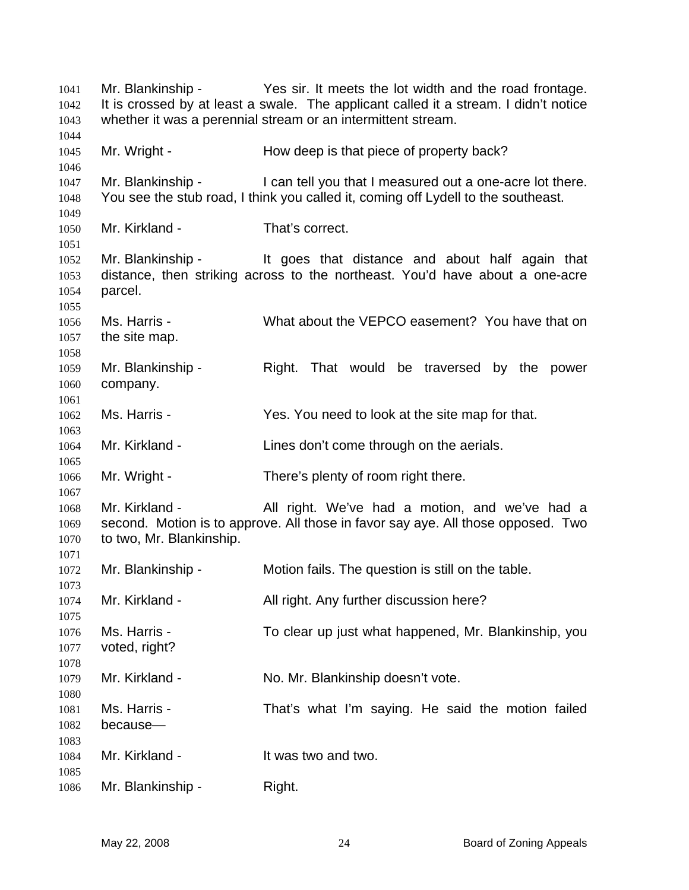Mr. Blankinship - Yes sir. It meets the lot width and the road frontage. It is crossed by at least a swale. The applicant called it a stream. I didn't notice whether it was a perennial stream or an intermittent stream.

Mr. Wright - How deep is that piece of property back?

Mr. Blankinship - I can tell you that I measured out a one-acre lot there. You see the stub road, I think you called it, coming off Lydell to the southeast.

Mr. Kirkland - That's correct.

Mr. Blankinship - It goes that distance and about half again that distance, then striking across to the northeast. You'd have about a one-acre parcel.

Ms. Harris - What about the VEPCO easement? You have that on the site map.

Mr. Blankinship - Right. That would be traversed by the power company.

Ms. Harris - Yes. You need to look at the site map for that.

Mr. Kirkland - Lines don't come through on the aerials.

Mr. Wright - There's plenty of room right there.

Mr. Kirkland - All right. We've had a motion, and we've had a second. Motion is to approve. All those in favor say aye. All those opposed. Two to two, Mr. Blankinship.

Mr. Blankinship - Motion fails. The question is still on the table.

Mr. Kirkland - All right. Any further discussion here?

Ms. Harris - To clear up just what happened, Mr. Blankinship, you voted, right?

Mr. Kirkland - No. Mr. Blankinship doesn't vote.

Ms. Harris - That's what I'm saying. He said the motion failed because—

Mr. Kirkland - It was two and two.

Mr. Blankinship - Right.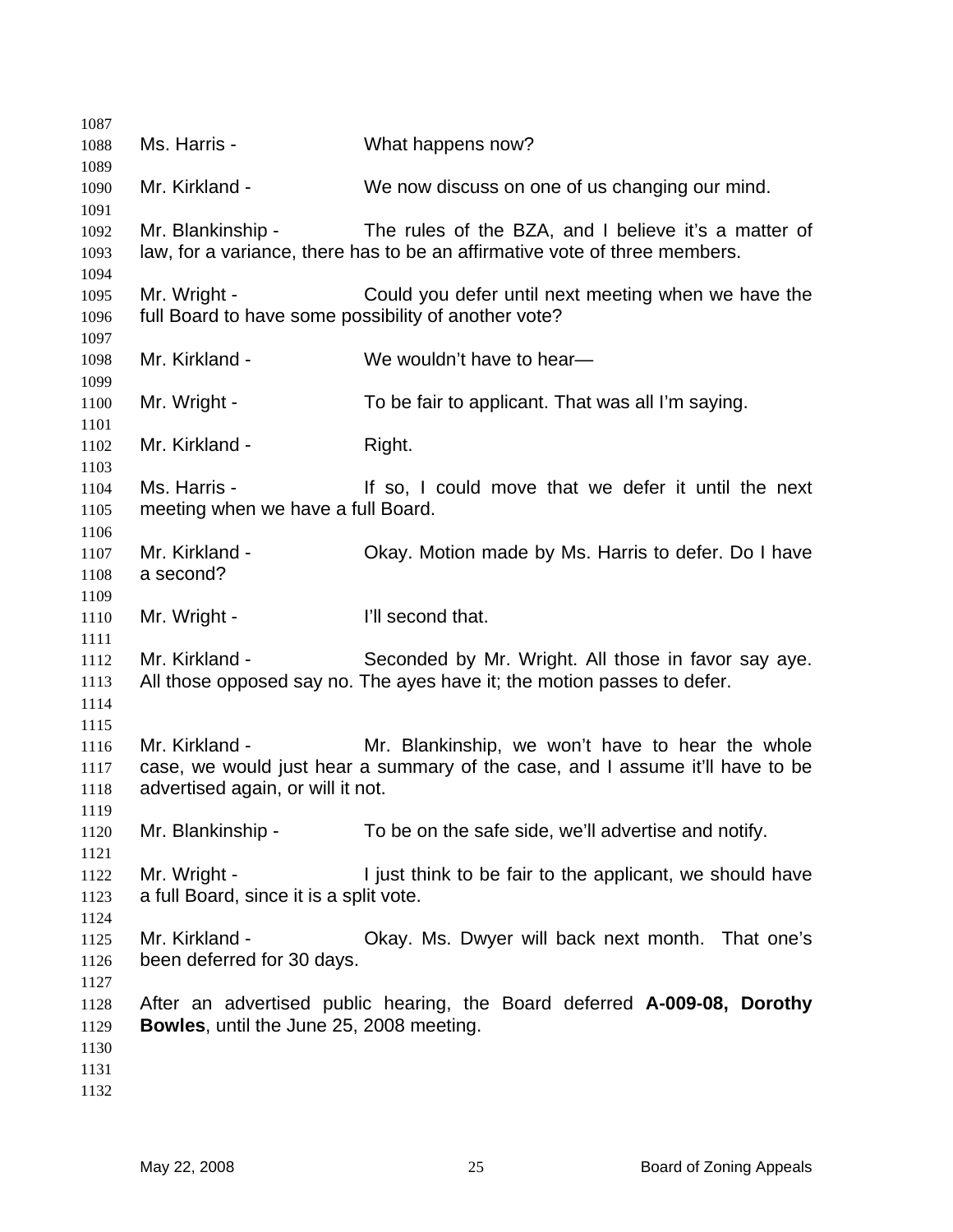Ms. Harris - What happens now?

Mr. Kirkland - We now discuss on one of us changing our mind.

Mr. Blankinship - The rules of the BZA, and I believe it's a matter of law, for a variance, there has to be an affirmative vote of three members.

Mr. Wright - Could you defer until next meeting when we have the full Board to have some possibility of another vote?

Mr. Kirkland - We wouldn't have to hear—

Mr. Wright - To be fair to applicant. That was all I'm saying.

Mr. Kirkland - Right.

Ms. Harris - If so, I could move that we defer it until the next meeting when we have a full Board.

Mr. Kirkland - Okay. Motion made by Ms. Harris to defer. Do I have a second?

Mr. Wright - I'll second that.

Mr. Kirkland - Seconded by Mr. Wright. All those in favor say aye. All those opposed say no. The ayes have it; the motion passes to defer.

Mr. Kirkland - Mr. Blankinship, we won't have to hear the whole case, we would just hear a summary of the case, and I assume it'll have to be advertised again, or will it not.

Mr. Blankinship - To be on the safe side, we'll advertise and notify.

Mr. Wright - I just think to be fair to the applicant, we should have a full Board, since it is a split vote.

Mr. Kirkland - Okay. Ms. Dwyer will back next month. That one's been deferred for 30 days.

After an advertised public hearing, the Board deferred **A-009-08, Dorothy Bowles**, until the June 25, 2008 meeting.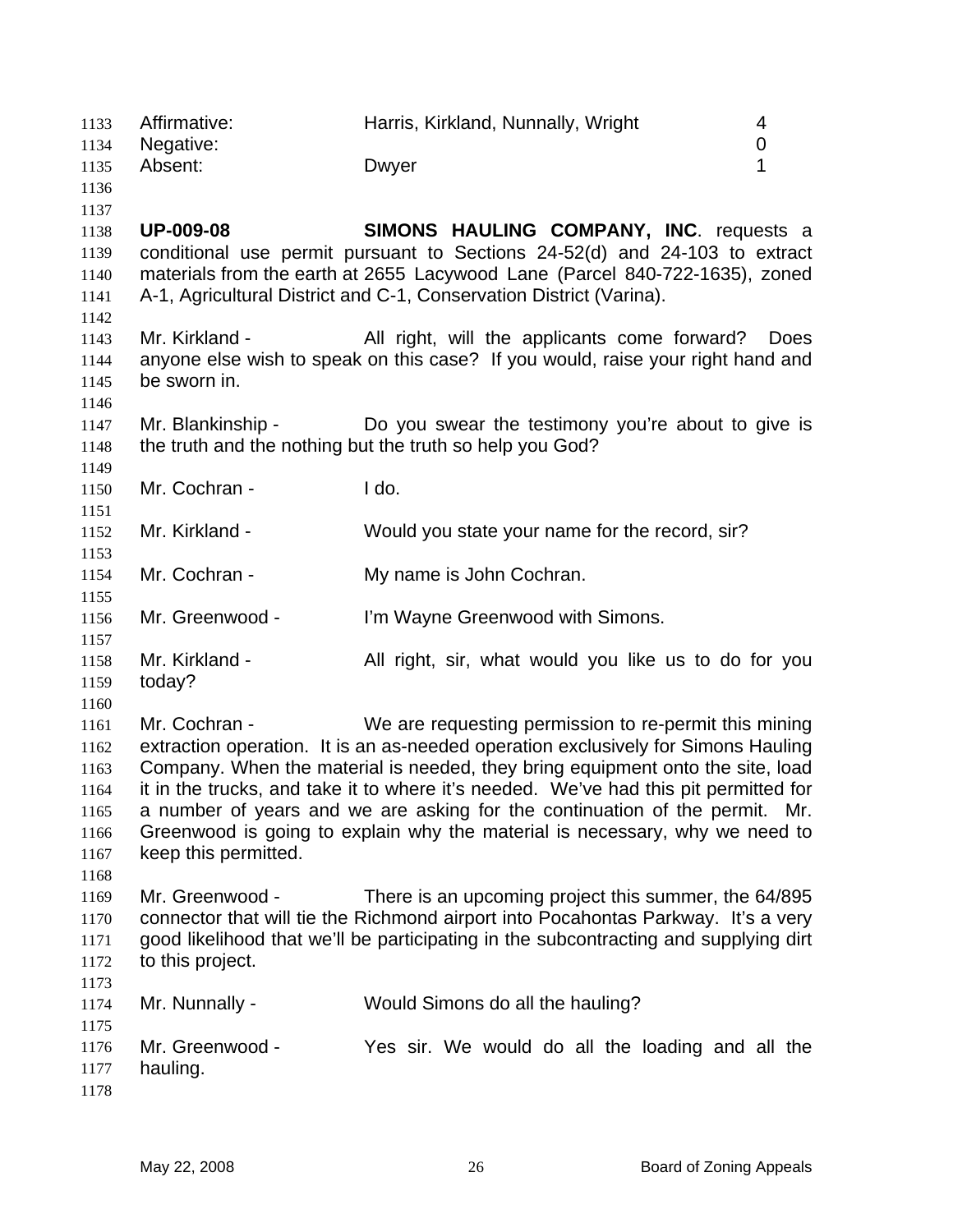| | | |
|---|---|---|
| Affirmative: | Harris, Kirkland, Nunnally, Wright | 4 |
| Negative: | | 0 |
| Absent: | Dwyer | 1 |

**UP-009-08** **SIMONS HAULING COMPANY, INC**. requests a conditional use permit pursuant to Sections 24-52(d) and 24-103 to extract materials from the earth at 2655 Lacywood Lane (Parcel 840-722-1635), zoned A-1, Agricultural District and C-1, Conservation District (Varina).

Mr. Kirkland - All right, will the applicants come forward? Does anyone else wish to speak on this case? If you would, raise your right hand and be sworn in.

Mr. Blankinship - Do you swear the testimony you're about to give is the truth and the nothing but the truth so help you God?

Mr. Cochran - I do.

Mr. Kirkland - Would you state your name for the record, sir?

Mr. Cochran - My name is John Cochran.

Mr. Greenwood - I'm Wayne Greenwood with Simons.

Mr. Kirkland - All right, sir, what would you like us to do for you today?

Mr. Cochran - We are requesting permission to re-permit this mining extraction operation. It is an as-needed operation exclusively for Simons Hauling Company. When the material is needed, they bring equipment onto the site, load it in the trucks, and take it to where it's needed. We've had this pit permitted for a number of years and we are asking for the continuation of the permit. Mr. Greenwood is going to explain why the material is necessary, why we need to keep this permitted.

Mr. Greenwood - There is an upcoming project this summer, the 64/895 connector that will tie the Richmond airport into Pocahontas Parkway. It's a very good likelihood that we'll be participating in the subcontracting and supplying dirt to this project.

Mr. Nunnally - Would Simons do all the hauling?

Mr. Greenwood - Yes sir. We would do all the loading and all the hauling.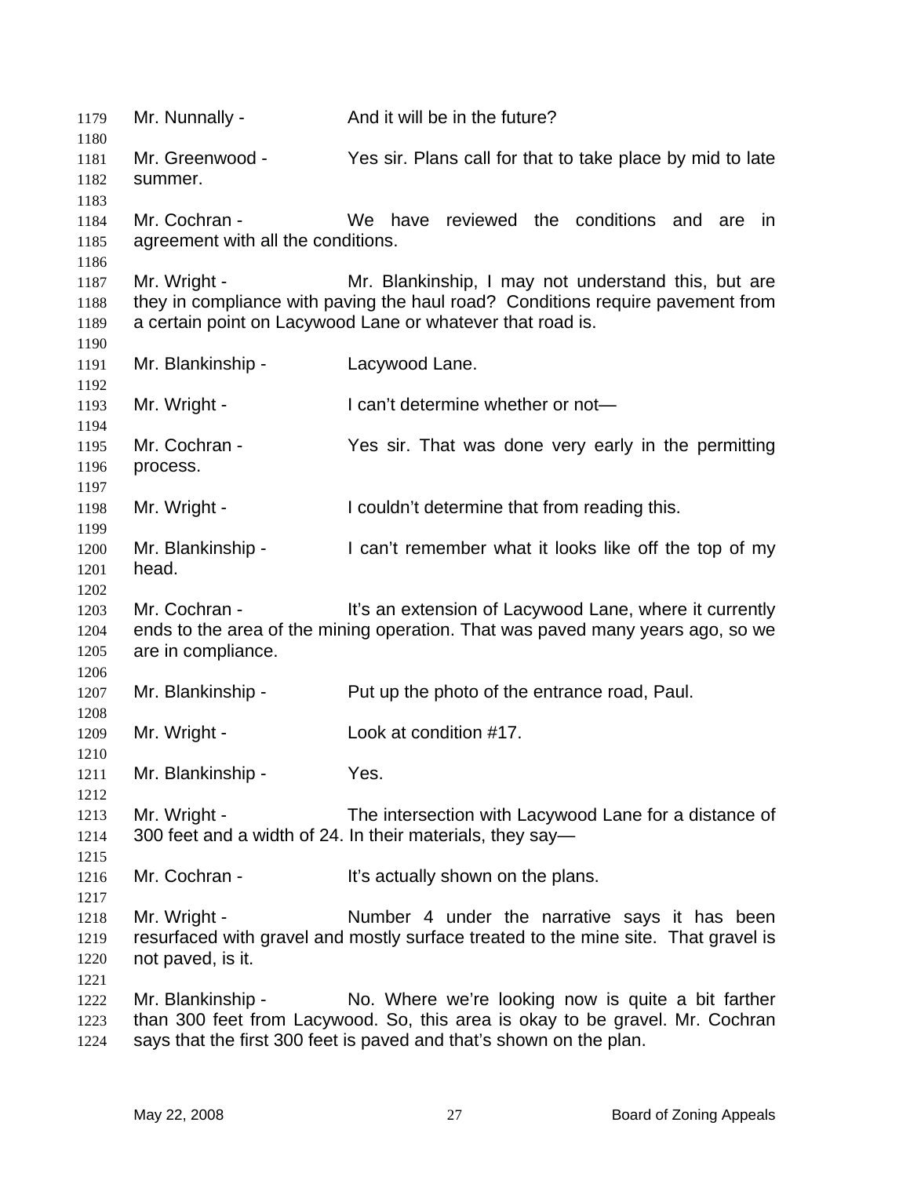Mr. Nunnally - And it will be in the future?

Mr. Greenwood - Yes sir. Plans call for that to take place by mid to late summer.

Mr. Cochran - We have reviewed the conditions and are in agreement with all the conditions.

Mr. Wright - Mr. Blankinship, I may not understand this, but are they in compliance with paving the haul road? Conditions require pavement from a certain point on Lacywood Lane or whatever that road is.

Mr. Blankinship - Lacywood Lane.

Mr. Wright - I can't determine whether or not—

Mr. Cochran - Yes sir. That was done very early in the permitting process.

Mr. Wright - I couldn't determine that from reading this.

Mr. Blankinship - I can't remember what it looks like off the top of my head.

Mr. Cochran - It's an extension of Lacywood Lane, where it currently ends to the area of the mining operation. That was paved many years ago, so we are in compliance.

Mr. Blankinship - Put up the photo of the entrance road, Paul.

Mr. Wright - Look at condition #17.

Mr. Blankinship - Yes.

Mr. Wright - The intersection with Lacywood Lane for a distance of 300 feet and a width of 24. In their materials, they say—

Mr. Cochran - It's actually shown on the plans.

Mr. Wright - Number 4 under the narrative says it has been resurfaced with gravel and mostly surface treated to the mine site. That gravel is not paved, is it.

Mr. Blankinship - No. Where we're looking now is quite a bit farther than 300 feet from Lacywood. So, this area is okay to be gravel. Mr. Cochran says that the first 300 feet is paved and that's shown on the plan.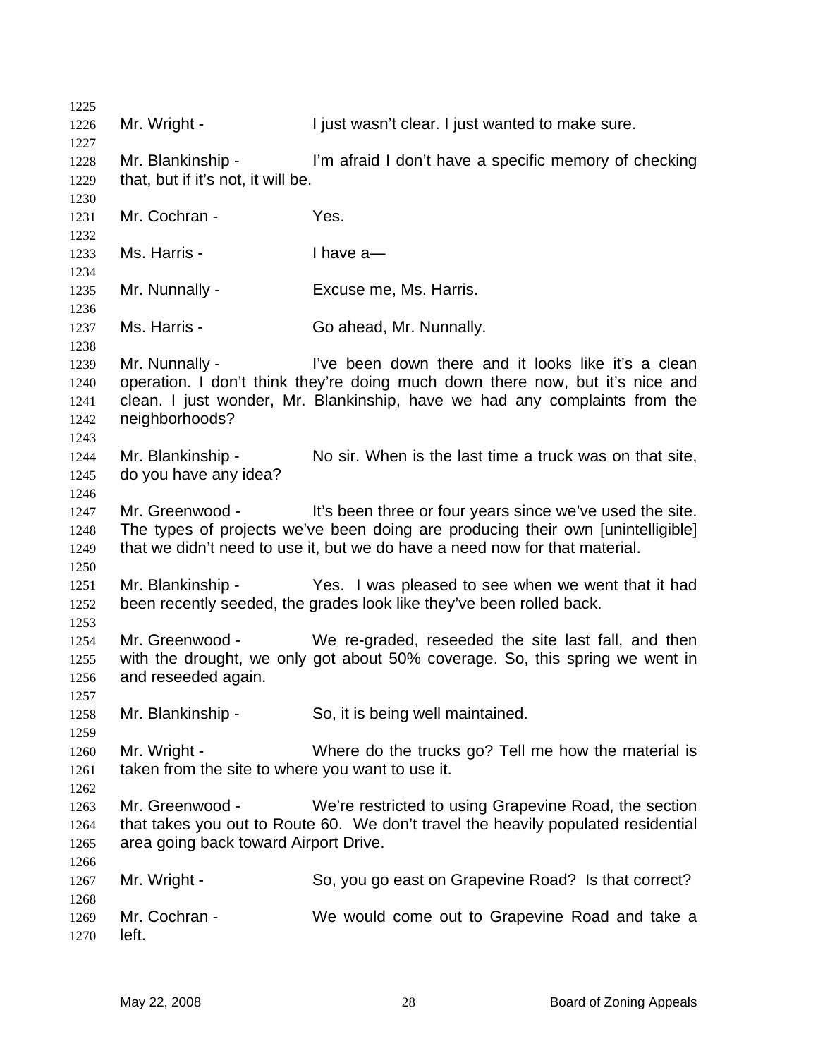Mr. Wright - I just wasn't clear. I just wanted to make sure.

Mr. Blankinship - I'm afraid I don't have a specific memory of checking that, but if it's not, it will be.

Mr. Cochran - Yes.

Ms. Harris - I have a—

Mr. Nunnally - Excuse me, Ms. Harris.

Ms. Harris - Go ahead, Mr. Nunnally.

Mr. Nunnally - I've been down there and it looks like it's a clean operation. I don't think they're doing much down there now, but it's nice and clean. I just wonder, Mr. Blankinship, have we had any complaints from the neighborhoods?

Mr. Blankinship - No sir. When is the last time a truck was on that site, do you have any idea?

Mr. Greenwood - It's been three or four years since we've used the site. The types of projects we've been doing are producing their own [unintelligible] that we didn't need to use it, but we do have a need now for that material.

Mr. Blankinship - Yes. I was pleased to see when we went that it had been recently seeded, the grades look like they've been rolled back.

Mr. Greenwood - We re-graded, reseeded the site last fall, and then with the drought, we only got about 50% coverage. So, this spring we went in and reseeded again.

Mr. Blankinship - So, it is being well maintained.

Mr. Wright - Where do the trucks go? Tell me how the material is taken from the site to where you want to use it.

Mr. Greenwood - We're restricted to using Grapevine Road, the section that takes you out to Route 60. We don't travel the heavily populated residential area going back toward Airport Drive.

Mr. Wright - So, you go east on Grapevine Road? Is that correct?

Mr. Cochran - We would come out to Grapevine Road and take a left.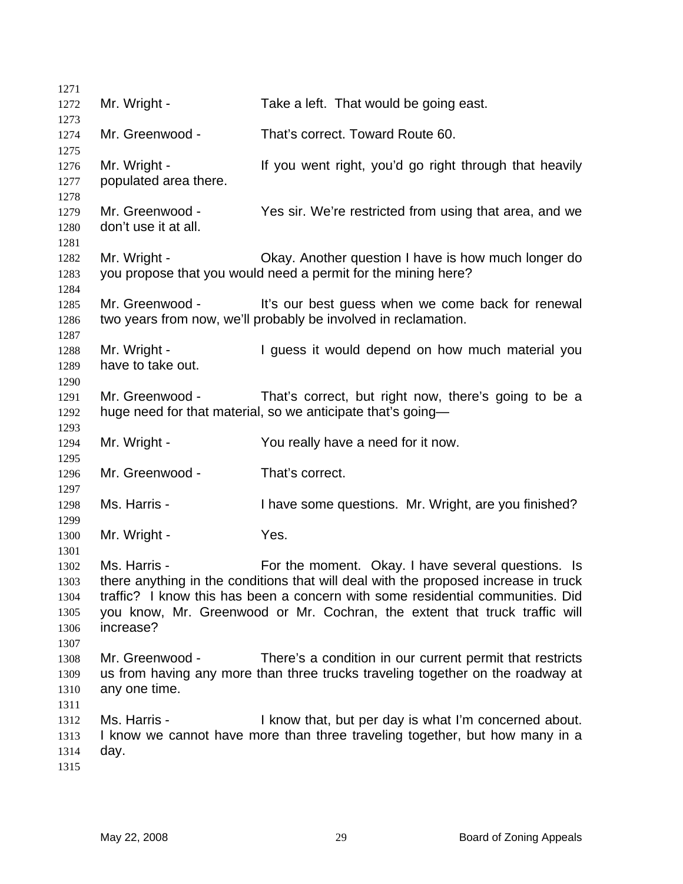Mr. Wright - Take a left. That would be going east.

Mr. Greenwood - That's correct. Toward Route 60.

Mr. Wright - If you went right, you'd go right through that heavily populated area there.

Mr. Greenwood - Yes sir. We're restricted from using that area, and we don't use it at all.

Mr. Wright - Okay. Another question I have is how much longer do you propose that you would need a permit for the mining here?

Mr. Greenwood - It's our best guess when we come back for renewal two years from now, we'll probably be involved in reclamation.

Mr. Wright - I guess it would depend on how much material you have to take out.

Mr. Greenwood - That's correct, but right now, there's going to be a huge need for that material, so we anticipate that's going—

Mr. Wright - You really have a need for it now.

Mr. Greenwood - That's correct.

Ms. Harris - I have some questions. Mr. Wright, are you finished?

Mr. Wright - Yes.

Ms. Harris - For the moment. Okay. I have several questions. Is there anything in the conditions that will deal with the proposed increase in truck traffic? I know this has been a concern with some residential communities. Did you know, Mr. Greenwood or Mr. Cochran, the extent that truck traffic will increase?

Mr. Greenwood - There's a condition in our current permit that restricts us from having any more than three trucks traveling together on the roadway at any one time.

Ms. Harris - I know that, but per day is what I'm concerned about. I know we cannot have more than three traveling together, but how many in a day.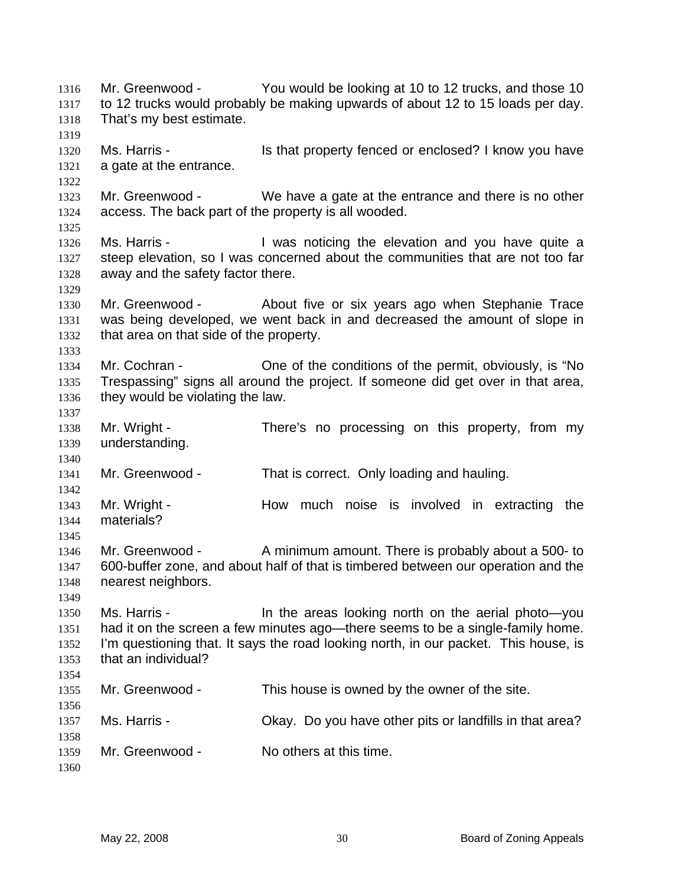Mr. Greenwood - You would be looking at 10 to 12 trucks, and those 10 to 12 trucks would probably be making upwards of about 12 to 15 loads per day. That's my best estimate.

Ms. Harris - Is that property fenced or enclosed? I know you have a gate at the entrance.

Mr. Greenwood - We have a gate at the entrance and there is no other access. The back part of the property is all wooded.

Ms. Harris - I was noticing the elevation and you have quite a steep elevation, so I was concerned about the communities that are not too far away and the safety factor there.

Mr. Greenwood - About five or six years ago when Stephanie Trace was being developed, we went back in and decreased the amount of slope in that area on that side of the property.

Mr. Cochran - One of the conditions of the permit, obviously, is "No Trespassing" signs all around the project. If someone did get over in that area, they would be violating the law.

Mr. Wright - There's no processing on this property, from my understanding.

Mr. Greenwood - That is correct. Only loading and hauling.

Mr. Wright - How much noise is involved in extracting the materials?

Mr. Greenwood - A minimum amount. There is probably about a 500- to 600-buffer zone, and about half of that is timbered between our operation and the nearest neighbors.

Ms. Harris - In the areas looking north on the aerial photo—you had it on the screen a few minutes ago—there seems to be a single-family home. I'm questioning that. It says the road looking north, in our packet. This house, is that an individual?

Mr. Greenwood - This house is owned by the owner of the site.

Ms. Harris - Okay. Do you have other pits or landfills in that area?

Mr. Greenwood - No others at this time.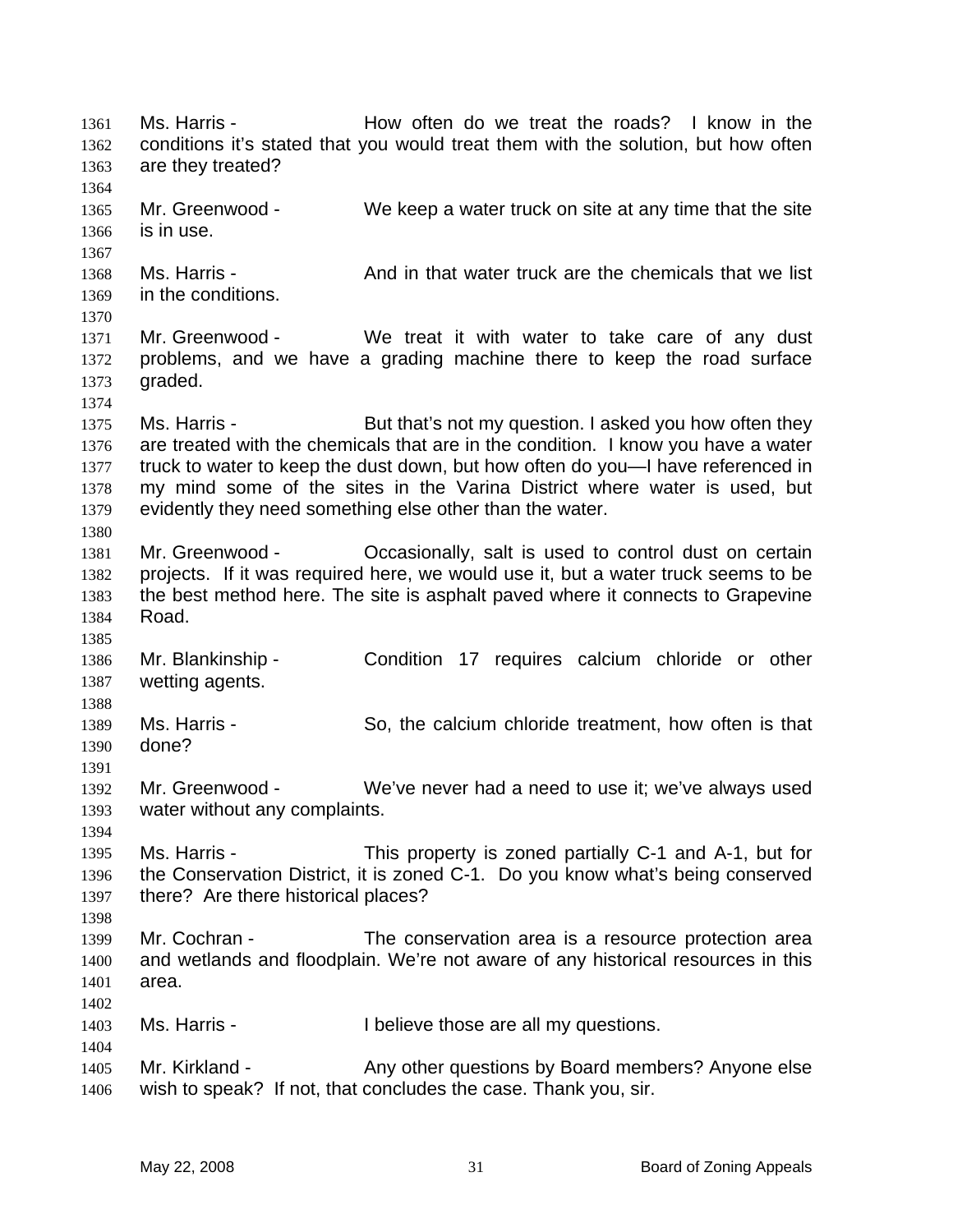Ms. Harris - How often do we treat the roads? I know in the conditions it's stated that you would treat them with the solution, but how often are they treated?

Mr. Greenwood - We keep a water truck on site at any time that the site is in use.

Ms. Harris - And in that water truck are the chemicals that we list in the conditions.

Mr. Greenwood - We treat it with water to take care of any dust problems, and we have a grading machine there to keep the road surface graded.

Ms. Harris - But that's not my question. I asked you how often they are treated with the chemicals that are in the condition. I know you have a water truck to water to keep the dust down, but how often do you—I have referenced in my mind some of the sites in the Varina District where water is used, but evidently they need something else other than the water.

Mr. Greenwood - Occasionally, salt is used to control dust on certain projects. If it was required here, we would use it, but a water truck seems to be the best method here. The site is asphalt paved where it connects to Grapevine Road.

Mr. Blankinship - Condition 17 requires calcium chloride or other wetting agents.

Ms. Harris - So, the calcium chloride treatment, how often is that done?

Mr. Greenwood - We've never had a need to use it; we've always used water without any complaints.

Ms. Harris - This property is zoned partially C-1 and A-1, but for the Conservation District, it is zoned C-1. Do you know what's being conserved there? Are there historical places?

Mr. Cochran - The conservation area is a resource protection area and wetlands and floodplain. We're not aware of any historical resources in this area.

Ms. Harris - I believe those are all my questions.

Mr. Kirkland - Any other questions by Board members? Anyone else wish to speak? If not, that concludes the case. Thank you, sir.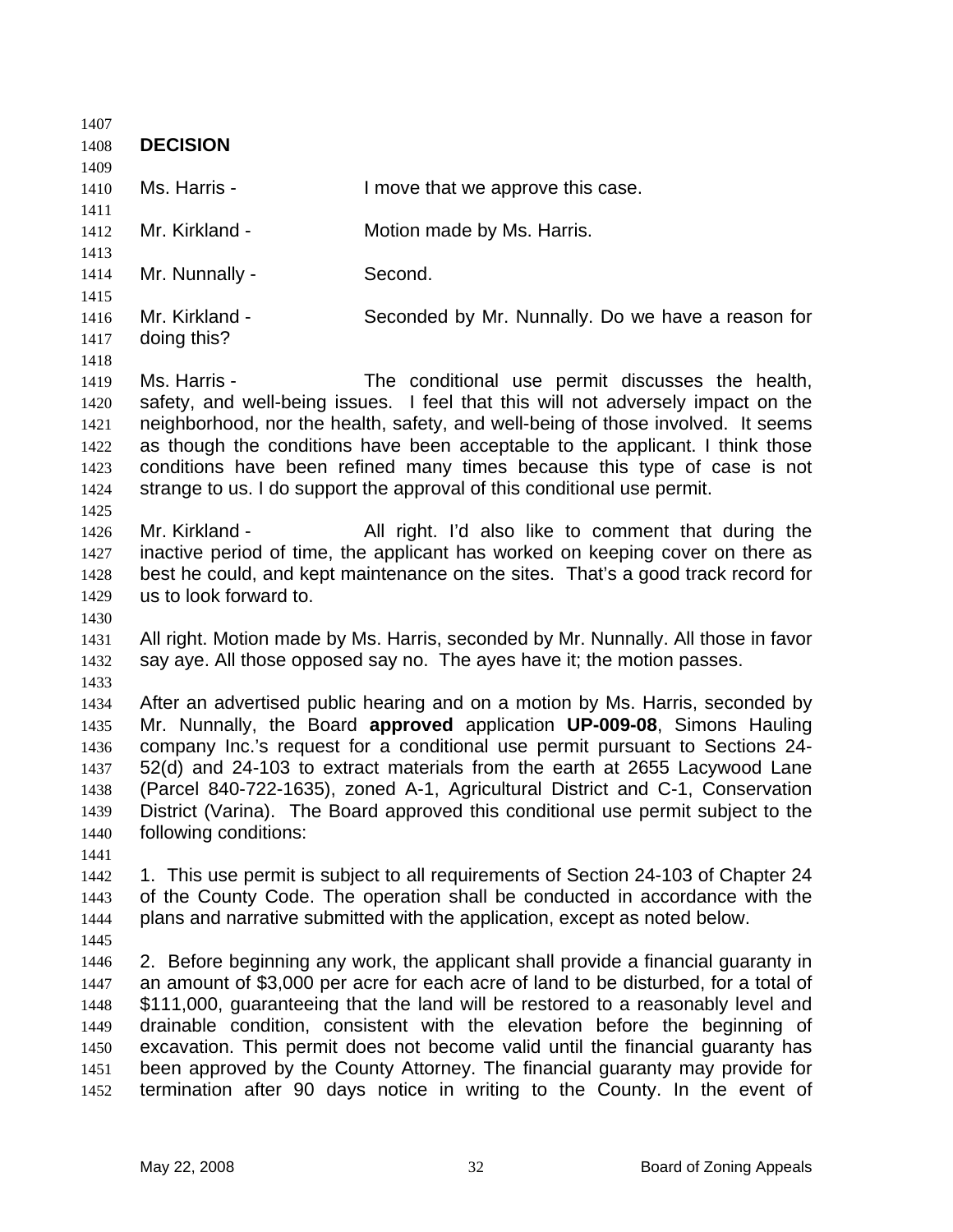## DECISION

Ms. Harris - I move that we approve this case.

Mr. Kirkland - Motion made by Ms. Harris.

Mr. Nunnally - Second.

Mr. Kirkland - Seconded by Mr. Nunnally. Do we have a reason for doing this?

Ms. Harris - The conditional use permit discusses the health, safety, and well-being issues. I feel that this will not adversely impact on the neighborhood, nor the health, safety, and well-being of those involved. It seems as though the conditions have been acceptable to the applicant. I think those conditions have been refined many times because this type of case is not strange to us. I do support the approval of this conditional use permit.

Mr. Kirkland - All right. I'd also like to comment that during the inactive period of time, the applicant has worked on keeping cover on there as best he could, and kept maintenance on the sites. That's a good track record for us to look forward to.

All right. Motion made by Ms. Harris, seconded by Mr. Nunnally. All those in favor say aye. All those opposed say no. The ayes have it; the motion passes.

After an advertised public hearing and on a motion by Ms. Harris, seconded by Mr. Nunnally, the Board **approved** application **UP-009-08**, Simons Hauling company Inc.'s request for a conditional use permit pursuant to Sections 24-52(d) and 24-103 to extract materials from the earth at 2655 Lacywood Lane (Parcel 840-722-1635), zoned A-1, Agricultural District and C-1, Conservation District (Varina). The Board approved this conditional use permit subject to the following conditions:

1. This use permit is subject to all requirements of Section 24-103 of Chapter 24 of the County Code. The operation shall be conducted in accordance with the plans and narrative submitted with the application, except as noted below.

2. Before beginning any work, the applicant shall provide a financial guaranty in an amount of $3,000 per acre for each acre of land to be disturbed, for a total of $111,000, guaranteeing that the land will be restored to a reasonably level and drainable condition, consistent with the elevation before the beginning of excavation. This permit does not become valid until the financial guaranty has been approved by the County Attorney. The financial guaranty may provide for termination after 90 days notice in writing to the County. In the event of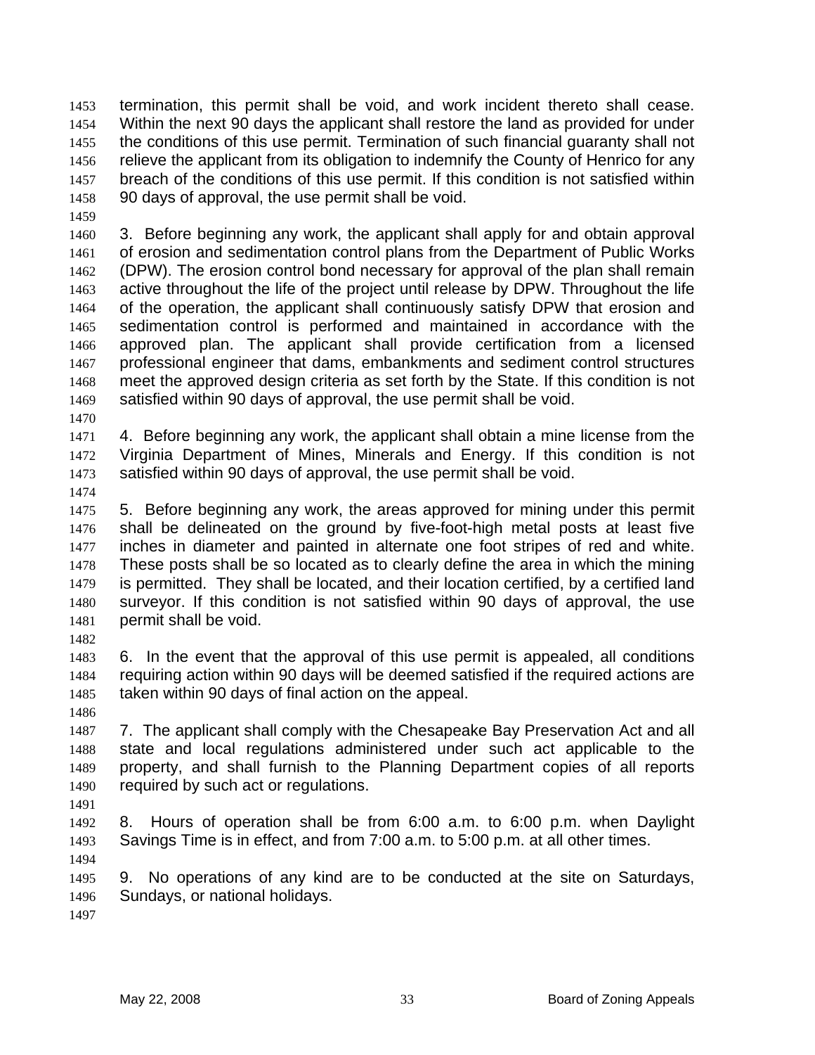termination, this permit shall be void, and work incident thereto shall cease. Within the next 90 days the applicant shall restore the land as provided for under the conditions of this use permit. Termination of such financial guaranty shall not relieve the applicant from its obligation to indemnify the County of Henrico for any breach of the conditions of this use permit. If this condition is not satisfied within 90 days of approval, the use permit shall be void.

3. Before beginning any work, the applicant shall apply for and obtain approval of erosion and sedimentation control plans from the Department of Public Works (DPW). The erosion control bond necessary for approval of the plan shall remain active throughout the life of the project until release by DPW. Throughout the life of the operation, the applicant shall continuously satisfy DPW that erosion and sedimentation control is performed and maintained in accordance with the approved plan. The applicant shall provide certification from a licensed professional engineer that dams, embankments and sediment control structures meet the approved design criteria as set forth by the State. If this condition is not satisfied within 90 days of approval, the use permit shall be void.

4. Before beginning any work, the applicant shall obtain a mine license from the Virginia Department of Mines, Minerals and Energy. If this condition is not satisfied within 90 days of approval, the use permit shall be void.

5. Before beginning any work, the areas approved for mining under this permit shall be delineated on the ground by five-foot-high metal posts at least five inches in diameter and painted in alternate one foot stripes of red and white. These posts shall be so located as to clearly define the area in which the mining is permitted. They shall be located, and their location certified, by a certified land surveyor. If this condition is not satisfied within 90 days of approval, the use permit shall be void.

6. In the event that the approval of this use permit is appealed, all conditions requiring action within 90 days will be deemed satisfied if the required actions are taken within 90 days of final action on the appeal.

7. The applicant shall comply with the Chesapeake Bay Preservation Act and all state and local regulations administered under such act applicable to the property, and shall furnish to the Planning Department copies of all reports required by such act or regulations.

8. Hours of operation shall be from 6:00 a.m. to 6:00 p.m. when Daylight Savings Time is in effect, and from 7:00 a.m. to 5:00 p.m. at all other times.

9. No operations of any kind are to be conducted at the site on Saturdays, Sundays, or national holidays.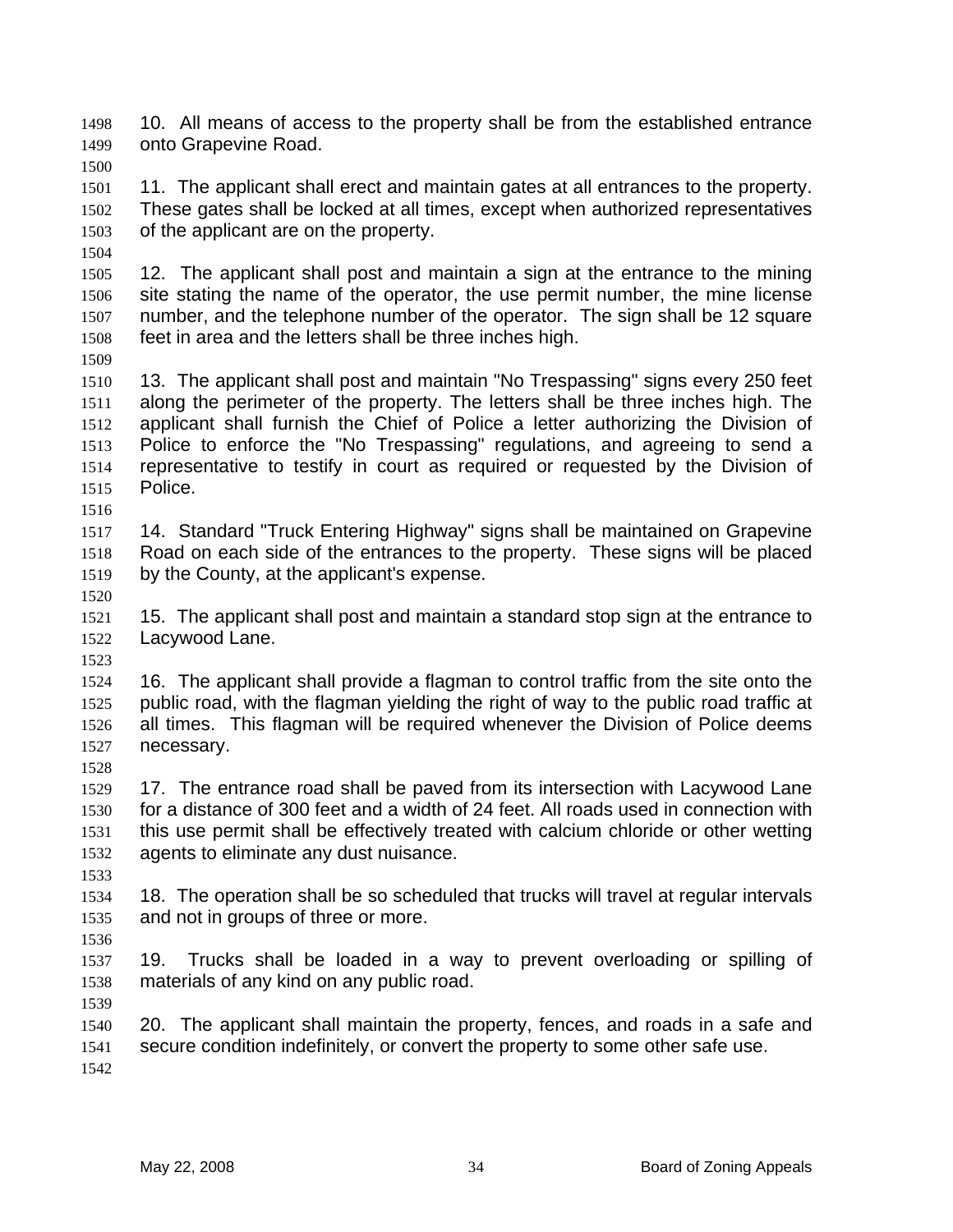10. All means of access to the property shall be from the established entrance onto Grapevine Road.

11. The applicant shall erect and maintain gates at all entrances to the property. These gates shall be locked at all times, except when authorized representatives of the applicant are on the property.

12. The applicant shall post and maintain a sign at the entrance to the mining site stating the name of the operator, the use permit number, the mine license number, and the telephone number of the operator. The sign shall be 12 square feet in area and the letters shall be three inches high.

13. The applicant shall post and maintain "No Trespassing" signs every 250 feet along the perimeter of the property. The letters shall be three inches high. The applicant shall furnish the Chief of Police a letter authorizing the Division of Police to enforce the "No Trespassing" regulations, and agreeing to send a representative to testify in court as required or requested by the Division of Police.

14. Standard "Truck Entering Highway" signs shall be maintained on Grapevine Road on each side of the entrances to the property. These signs will be placed by the County, at the applicant's expense.

15. The applicant shall post and maintain a standard stop sign at the entrance to Lacywood Lane.

16. The applicant shall provide a flagman to control traffic from the site onto the public road, with the flagman yielding the right of way to the public road traffic at all times. This flagman will be required whenever the Division of Police deems necessary.

17. The entrance road shall be paved from its intersection with Lacywood Lane for a distance of 300 feet and a width of 24 feet. All roads used in connection with this use permit shall be effectively treated with calcium chloride or other wetting agents to eliminate any dust nuisance.

18. The operation shall be so scheduled that trucks will travel at regular intervals and not in groups of three or more.

19. Trucks shall be loaded in a way to prevent overloading or spilling of materials of any kind on any public road.

20. The applicant shall maintain the property, fences, and roads in a safe and secure condition indefinitely, or convert the property to some other safe use.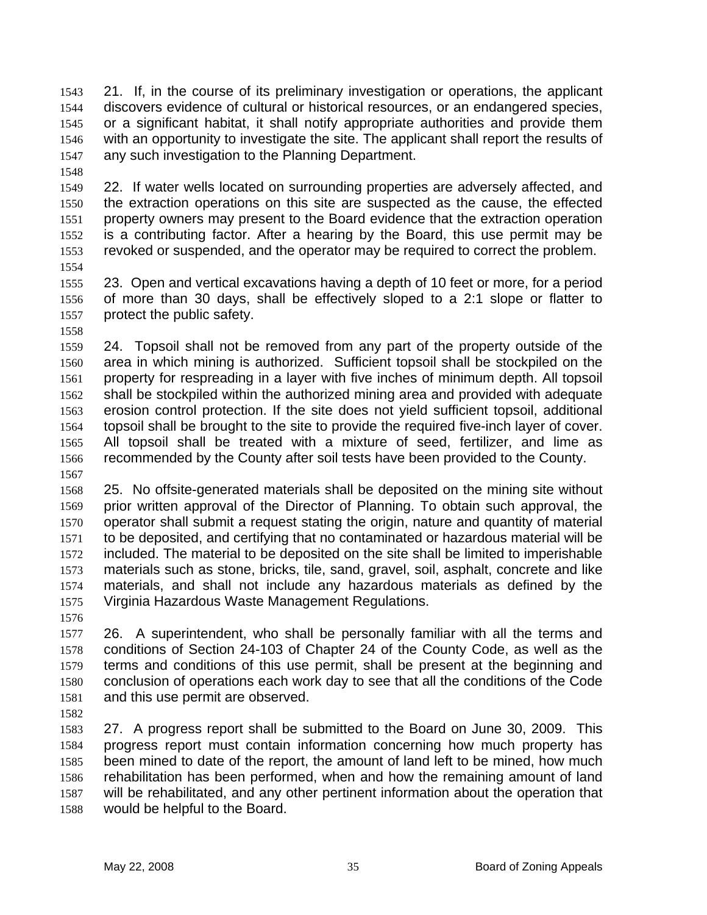21. If, in the course of its preliminary investigation or operations, the applicant discovers evidence of cultural or historical resources, or an endangered species, or a significant habitat, it shall notify appropriate authorities and provide them with an opportunity to investigate the site. The applicant shall report the results of any such investigation to the Planning Department.

22. If water wells located on surrounding properties are adversely affected, and the extraction operations on this site are suspected as the cause, the effected property owners may present to the Board evidence that the extraction operation is a contributing factor. After a hearing by the Board, this use permit may be revoked or suspended, and the operator may be required to correct the problem.

23. Open and vertical excavations having a depth of 10 feet or more, for a period of more than 30 days, shall be effectively sloped to a 2:1 slope or flatter to protect the public safety.

24. Topsoil shall not be removed from any part of the property outside of the area in which mining is authorized. Sufficient topsoil shall be stockpiled on the property for respreading in a layer with five inches of minimum depth. All topsoil shall be stockpiled within the authorized mining area and provided with adequate erosion control protection. If the site does not yield sufficient topsoil, additional topsoil shall be brought to the site to provide the required five-inch layer of cover. All topsoil shall be treated with a mixture of seed, fertilizer, and lime as recommended by the County after soil tests have been provided to the County.

25. No offsite-generated materials shall be deposited on the mining site without prior written approval of the Director of Planning. To obtain such approval, the operator shall submit a request stating the origin, nature and quantity of material to be deposited, and certifying that no contaminated or hazardous material will be included. The material to be deposited on the site shall be limited to imperishable materials such as stone, bricks, tile, sand, gravel, soil, asphalt, concrete and like materials, and shall not include any hazardous materials as defined by the Virginia Hazardous Waste Management Regulations.

26. A superintendent, who shall be personally familiar with all the terms and conditions of Section 24-103 of Chapter 24 of the County Code, as well as the terms and conditions of this use permit, shall be present at the beginning and conclusion of operations each work day to see that all the conditions of the Code and this use permit are observed.

27. A progress report shall be submitted to the Board on June 30, 2009. This progress report must contain information concerning how much property has been mined to date of the report, the amount of land left to be mined, how much rehabilitation has been performed, when and how the remaining amount of land will be rehabilitated, and any other pertinent information about the operation that would be helpful to the Board.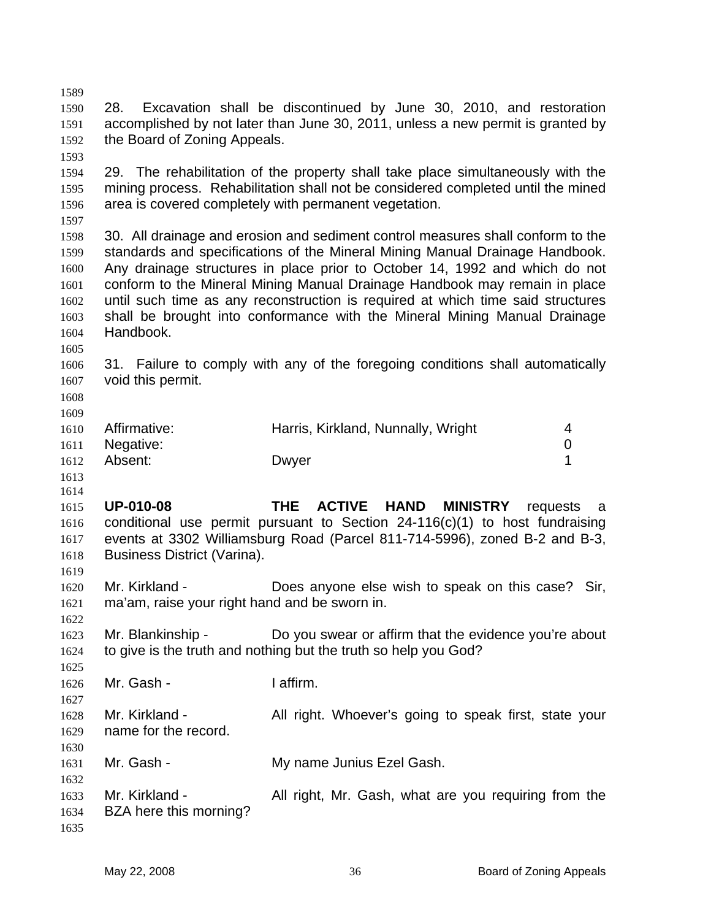28. Excavation shall be discontinued by June 30, 2010, and restoration accomplished by not later than June 30, 2011, unless a new permit is granted by the Board of Zoning Appeals.

29. The rehabilitation of the property shall take place simultaneously with the mining process. Rehabilitation shall not be considered completed until the mined area is covered completely with permanent vegetation.

30. All drainage and erosion and sediment control measures shall conform to the standards and specifications of the Mineral Mining Manual Drainage Handbook. Any drainage structures in place prior to October 14, 1992 and which do not conform to the Mineral Mining Manual Drainage Handbook may remain in place until such time as any reconstruction is required at which time said structures shall be brought into conformance with the Mineral Mining Manual Drainage Handbook.

31. Failure to comply with any of the foregoing conditions shall automatically void this permit.

| | | |
|---|---|---|
| Affirmative: | Harris, Kirkland, Nunnally, Wright | 4 |
| Negative: | | 0 |
| Absent: | Dwyer | 1 |

**UP-010-08** **THE ACTIVE HAND MINISTRY** requests a conditional use permit pursuant to Section 24-116(c)(1) to host fundraising events at 3302 Williamsburg Road (Parcel 811-714-5996), zoned B-2 and B-3, Business District (Varina).

Mr. Kirkland - Does anyone else wish to speak on this case? Sir, ma'am, raise your right hand and be sworn in.

Mr. Blankinship - Do you swear or affirm that the evidence you're about to give is the truth and nothing but the truth so help you God?

Mr. Gash - I affirm.

Mr. Kirkland - All right. Whoever's going to speak first, state your name for the record.

Mr. Gash - My name Junius Ezel Gash.

Mr. Kirkland - All right, Mr. Gash, what are you requiring from the BZA here this morning?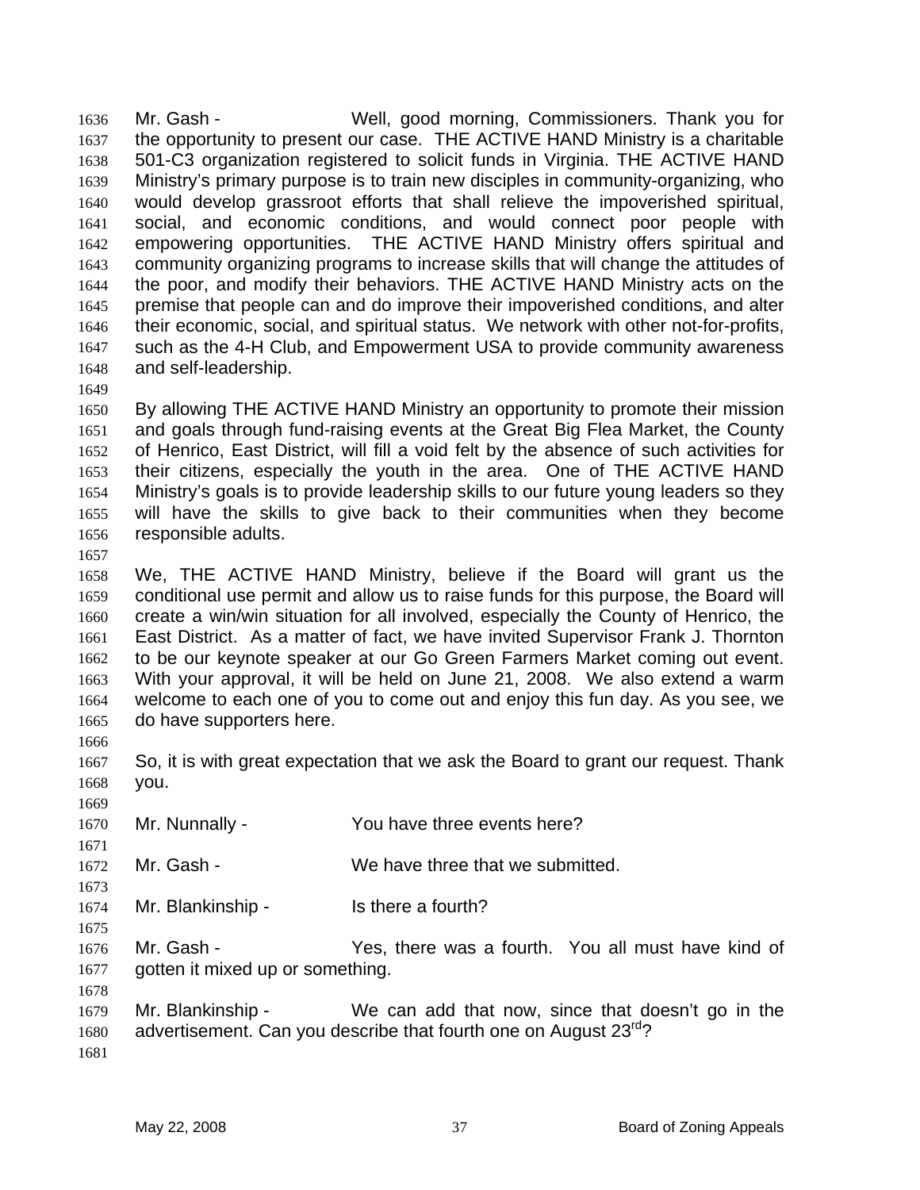Mr. Gash - Well, good morning, Commissioners. Thank you for the opportunity to present our case. THE ACTIVE HAND Ministry is a charitable 501-C3 organization registered to solicit funds in Virginia. THE ACTIVE HAND Ministry's primary purpose is to train new disciples in community-organizing, who would develop grassroot efforts that shall relieve the impoverished spiritual, social, and economic conditions, and would connect poor people with empowering opportunities. THE ACTIVE HAND Ministry offers spiritual and community organizing programs to increase skills that will change the attitudes of the poor, and modify their behaviors. THE ACTIVE HAND Ministry acts on the premise that people can and do improve their impoverished conditions, and alter their economic, social, and spiritual status. We network with other not-for-profits, such as the 4-H Club, and Empowerment USA to provide community awareness and self-leadership.

By allowing THE ACTIVE HAND Ministry an opportunity to promote their mission and goals through fund-raising events at the Great Big Flea Market, the County of Henrico, East District, will fill a void felt by the absence of such activities for their citizens, especially the youth in the area. One of THE ACTIVE HAND Ministry's goals is to provide leadership skills to our future young leaders so they will have the skills to give back to their communities when they become responsible adults.

We, THE ACTIVE HAND Ministry, believe if the Board will grant us the conditional use permit and allow us to raise funds for this purpose, the Board will create a win/win situation for all involved, especially the County of Henrico, the East District. As a matter of fact, we have invited Supervisor Frank J. Thornton to be our keynote speaker at our Go Green Farmers Market coming out event. With your approval, it will be held on June 21, 2008. We also extend a warm welcome to each one of you to come out and enjoy this fun day. As you see, we do have supporters here.

So, it is with great expectation that we ask the Board to grant our request. Thank you.

Mr. Nunnally - You have three events here?

Mr. Gash - We have three that we submitted.

Mr. Blankinship - Is there a fourth?

Mr. Gash - Yes, there was a fourth. You all must have kind of gotten it mixed up or something.

Mr. Blankinship - We can add that now, since that doesn't go in the advertisement. Can you describe that fourth one on August 23rd?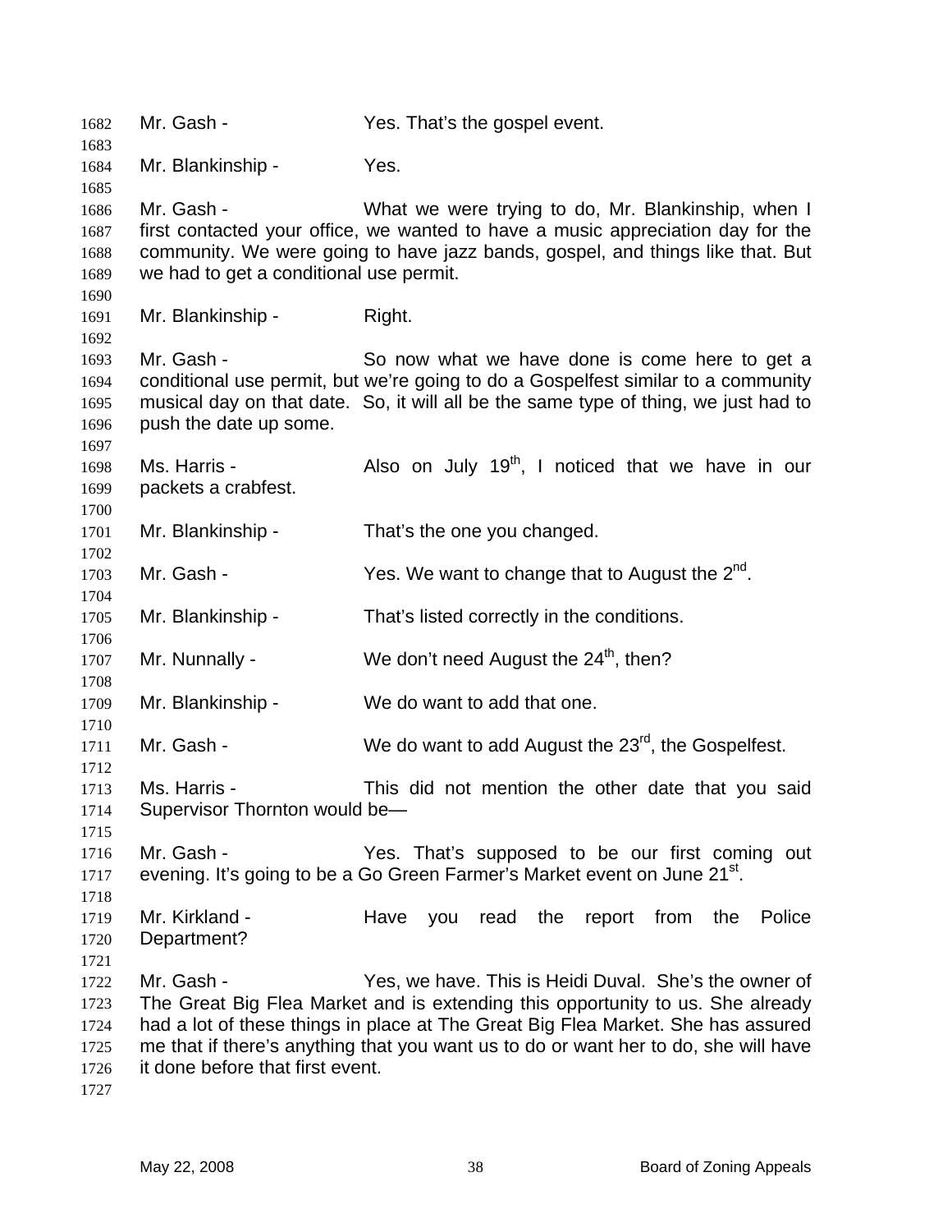1682 Mr. Gash - Yes. That's the gospel event.

1684 Mr. Blankinship - Yes.

1686 Mr. Gash - What we were trying to do, Mr. Blankinship, when I
1687 first contacted your office, we wanted to have a music appreciation day for the
1688 community. We were going to have jazz bands, gospel, and things like that. But
1689 we had to get a conditional use permit.

1691 Mr. Blankinship - Right.

1693 Mr. Gash - So now what we have done is come here to get a
1694 conditional use permit, but we're going to do a Gospelfest similar to a community
1695 musical day on that date. So, it will all be the same type of thing, we just had to
1696 push the date up some.

1698 Ms. Harris - Also on July 19th, I noticed that we have in our
1699 packets a crabfest.

1701 Mr. Blankinship - That's the one you changed.

1703 Mr. Gash - Yes. We want to change that to August the 2nd.

1705 Mr. Blankinship - That's listed correctly in the conditions.

1707 Mr. Nunnally - We don't need August the 24th, then?

1709 Mr. Blankinship - We do want to add that one.

1711 Mr. Gash - We do want to add August the 23rd, the Gospelfest.

1713 Ms. Harris - This did not mention the other date that you said
1714 Supervisor Thornton would be—

1716 Mr. Gash - Yes. That's supposed to be our first coming out
1717 evening. It's going to be a Go Green Farmer's Market event on June 21st.

1719 Mr. Kirkland - Have you read the report from the Police
1720 Department?

1722 Mr. Gash - Yes, we have. This is Heidi Duval. She's the owner of
1723 The Great Big Flea Market and is extending this opportunity to us. She already
1724 had a lot of these things in place at The Great Big Flea Market. She has assured
1725 me that if there's anything that you want us to do or want her to do, she will have
1726 it done before that first event.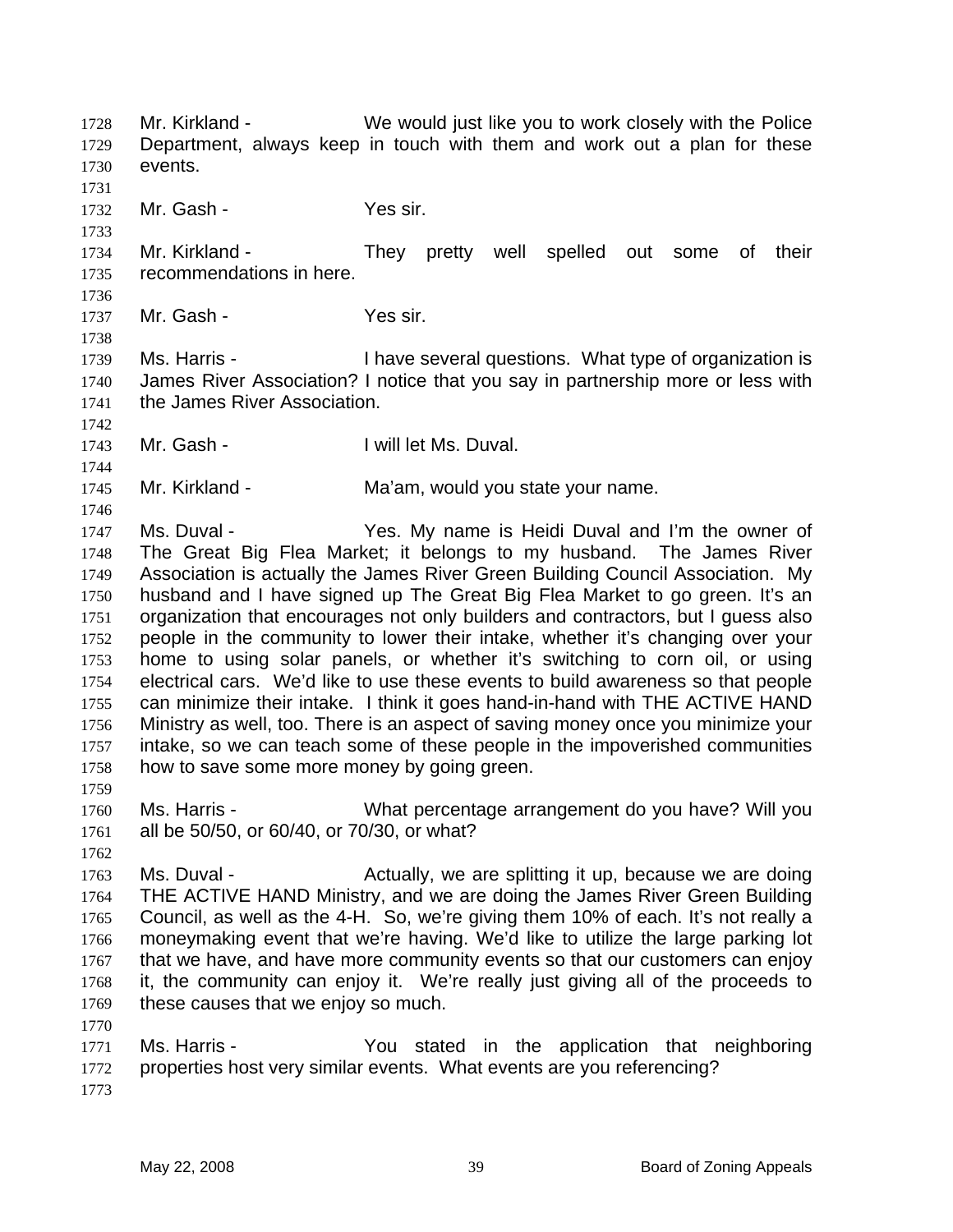1728 Mr. Kirkland - We would just like you to work closely with the Police
1729 Department, always keep in touch with them and work out a plan for these
1730 events.
1731
1732 Mr. Gash - Yes sir.
1733
1734 Mr. Kirkland - They pretty well spelled out some of their
1735 recommendations in here.
1736
1737 Mr. Gash - Yes sir.
1738
1739 Ms. Harris - I have several questions. What type of organization is
1740 James River Association? I notice that you say in partnership more or less with
1741 the James River Association.
1742
1743 Mr. Gash - I will let Ms. Duval.
1744
1745 Mr. Kirkland - Ma'am, would you state your name.
1746
1747 Ms. Duval - Yes. My name is Heidi Duval and I'm the owner of
1748 The Great Big Flea Market; it belongs to my husband. The James River
1749 Association is actually the James River Green Building Council Association. My
1750 husband and I have signed up The Great Big Flea Market to go green. It's an
1751 organization that encourages not only builders and contractors, but I guess also
1752 people in the community to lower their intake, whether it's changing over your
1753 home to using solar panels, or whether it's switching to corn oil, or using
1754 electrical cars. We'd like to use these events to build awareness so that people
1755 can minimize their intake. I think it goes hand-in-hand with THE ACTIVE HAND
1756 Ministry as well, too. There is an aspect of saving money once you minimize your
1757 intake, so we can teach some of these people in the impoverished communities
1758 how to save some more money by going green.
1759
1760 Ms. Harris - What percentage arrangement do you have? Will you
1761 all be 50/50, or 60/40, or 70/30, or what?
1762
1763 Ms. Duval - Actually, we are splitting it up, because we are doing
1764 THE ACTIVE HAND Ministry, and we are doing the James River Green Building
1765 Council, as well as the 4-H. So, we're giving them 10% of each. It's not really a
1766 moneymaking event that we're having. We'd like to utilize the large parking lot
1767 that we have, and have more community events so that our customers can enjoy
1768 it, the community can enjoy it. We're really just giving all of the proceeds to
1769 these causes that we enjoy so much.
1770
1771 Ms. Harris - You stated in the application that neighboring
1772 properties host very similar events. What events are you referencing?
1773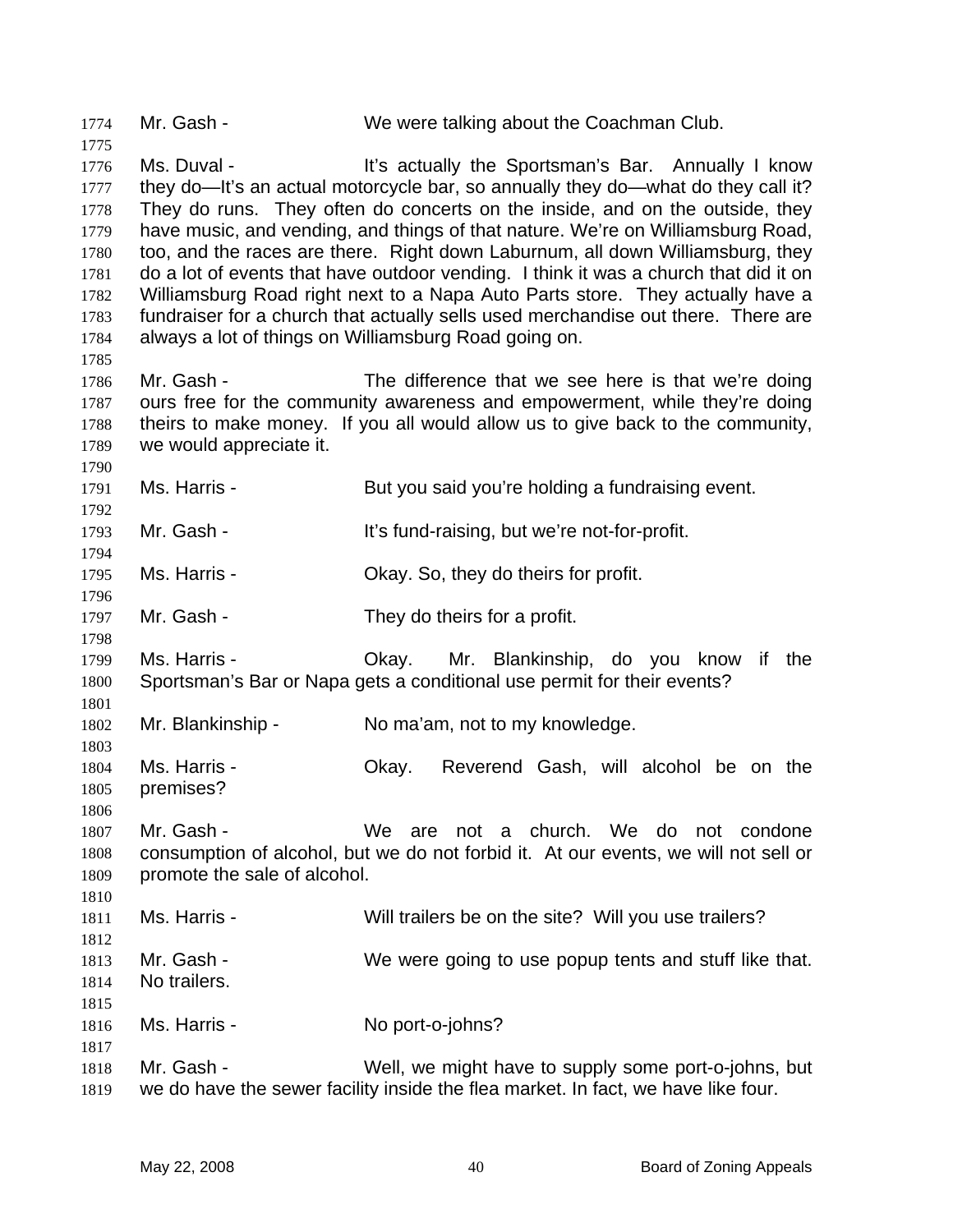Mr. Gash - We were talking about the Coachman Club.

Ms. Duval - It's actually the Sportsman's Bar. Annually I know they do—It's an actual motorcycle bar, so annually they do—what do they call it? They do runs. They often do concerts on the inside, and on the outside, they have music, and vending, and things of that nature. We're on Williamsburg Road, too, and the races are there. Right down Laburnum, all down Williamsburg, they do a lot of events that have outdoor vending. I think it was a church that did it on Williamsburg Road right next to a Napa Auto Parts store. They actually have a fundraiser for a church that actually sells used merchandise out there. There are always a lot of things on Williamsburg Road going on.

Mr. Gash - The difference that we see here is that we're doing ours free for the community awareness and empowerment, while they're doing theirs to make money. If you all would allow us to give back to the community, we would appreciate it.

Ms. Harris - But you said you're holding a fundraising event.

Mr. Gash - It's fund-raising, but we're not-for-profit.

Ms. Harris - Okay. So, they do theirs for profit.

Mr. Gash - They do theirs for a profit.

Ms. Harris - Okay. Mr. Blankinship, do you know if the Sportsman's Bar or Napa gets a conditional use permit for their events?

Mr. Blankinship - No ma'am, not to my knowledge.

Ms. Harris - Okay. Reverend Gash, will alcohol be on the premises?

Mr. Gash - We are not a church. We do not condone consumption of alcohol, but we do not forbid it. At our events, we will not sell or promote the sale of alcohol.

Ms. Harris - Will trailers be on the site? Will you use trailers?

Mr. Gash - We were going to use popup tents and stuff like that. No trailers.

Ms. Harris - No port-o-johns?

Mr. Gash - Well, we might have to supply some port-o-johns, but we do have the sewer facility inside the flea market. In fact, we have like four.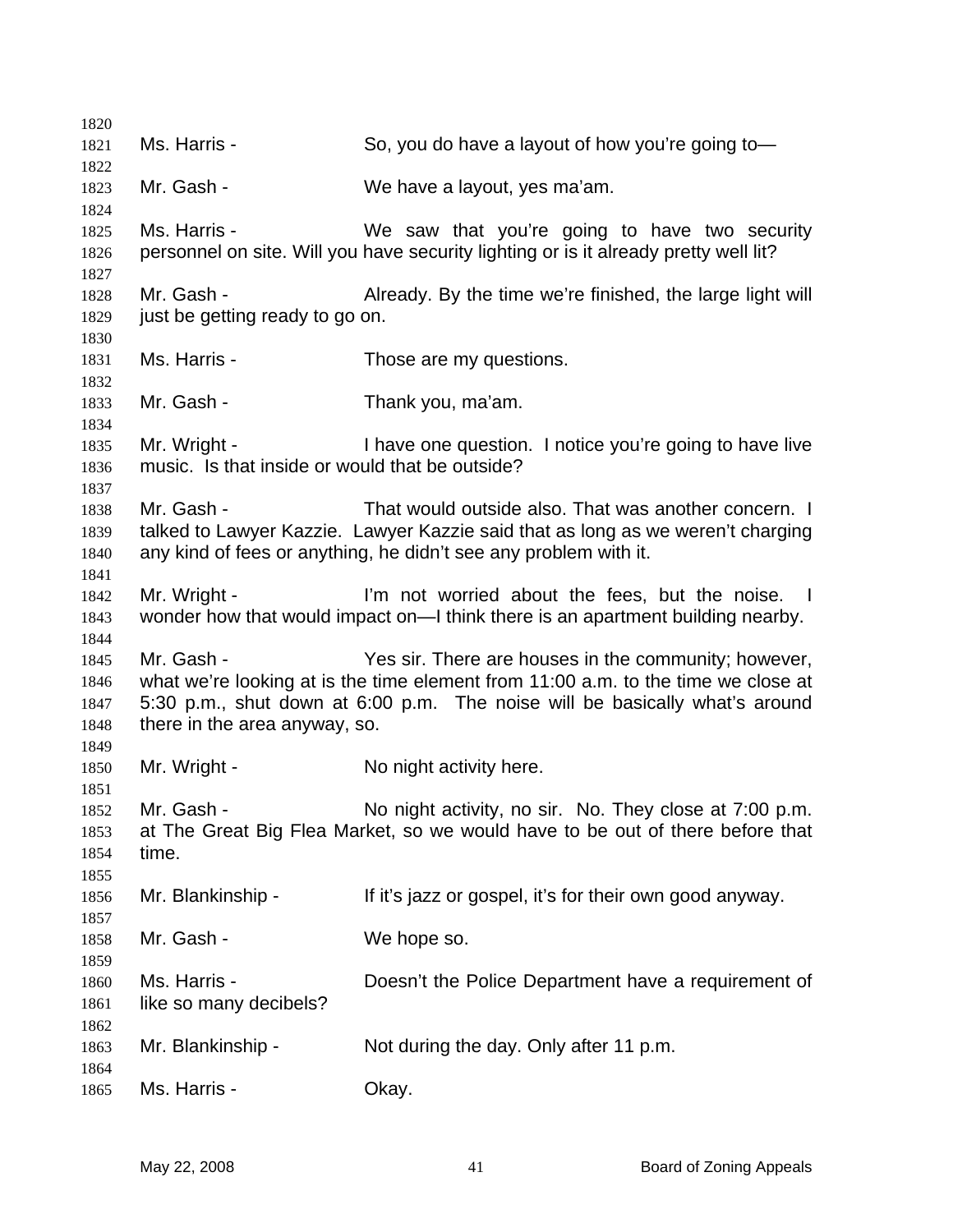Ms. Harris - So, you do have a layout of how you're going to—

Mr. Gash - We have a layout, yes ma'am.

Ms. Harris - We saw that you're going to have two security personnel on site. Will you have security lighting or is it already pretty well lit?

Mr. Gash - Already. By the time we're finished, the large light will just be getting ready to go on.

Ms. Harris - Those are my questions.

Mr. Gash - Thank you, ma'am.

Mr. Wright - I have one question. I notice you're going to have live music. Is that inside or would that be outside?

Mr. Gash - That would outside also. That was another concern. I talked to Lawyer Kazzie. Lawyer Kazzie said that as long as we weren't charging any kind of fees or anything, he didn't see any problem with it.

Mr. Wright - I'm not worried about the fees, but the noise. I wonder how that would impact on—I think there is an apartment building nearby.

Mr. Gash - Yes sir. There are houses in the community; however, what we're looking at is the time element from 11:00 a.m. to the time we close at 5:30 p.m., shut down at 6:00 p.m. The noise will be basically what's around there in the area anyway, so.

Mr. Wright - No night activity here.

Mr. Gash - No night activity, no sir. No. They close at 7:00 p.m. at The Great Big Flea Market, so we would have to be out of there before that time.

Mr. Blankinship - If it's jazz or gospel, it's for their own good anyway.

Mr. Gash - We hope so.

Ms. Harris - Doesn't the Police Department have a requirement of like so many decibels?

Mr. Blankinship - Not during the day. Only after 11 p.m.

Ms. Harris - Okay.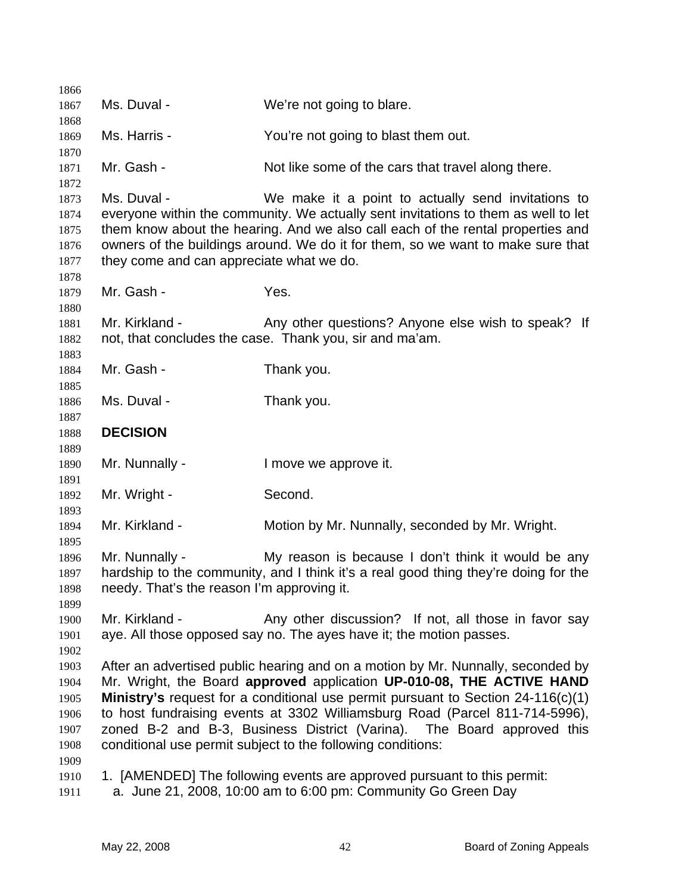Ms. Duval - We're not going to blare.

Ms. Harris - You're not going to blast them out.

Mr. Gash - Not like some of the cars that travel along there.

Ms. Duval - We make it a point to actually send invitations to everyone within the community. We actually sent invitations to them as well to let them know about the hearing. And we also call each of the rental properties and owners of the buildings around. We do it for them, so we want to make sure that they come and can appreciate what we do.

Mr. Gash - Yes.

Mr. Kirkland - Any other questions? Anyone else wish to speak? If not, that concludes the case. Thank you, sir and ma'am.

Mr. Gash - Thank you.

Ms. Duval - Thank you.

**DECISION**

Mr. Nunnally - I move we approve it.

Mr. Wright - Second.

Mr. Kirkland - Motion by Mr. Nunnally, seconded by Mr. Wright.

Mr. Nunnally - My reason is because I don't think it would be any hardship to the community, and I think it's a real good thing they're doing for the needy. That's the reason I'm approving it.

Mr. Kirkland - Any other discussion? If not, all those in favor say aye. All those opposed say no. The ayes have it; the motion passes.

After an advertised public hearing and on a motion by Mr. Nunnally, seconded by Mr. Wright, the Board **approved** application **UP-010-08, THE ACTIVE HAND Ministry's** request for a conditional use permit pursuant to Section 24-116(c)(1) to host fundraising events at 3302 Williamsburg Road (Parcel 811-714-5996), zoned B-2 and B-3, Business District (Varina). The Board approved this conditional use permit subject to the following conditions:

1. [AMENDED] The following events are approved pursuant to this permit:
   a. June 21, 2008, 10:00 am to 6:00 pm: Community Go Green Day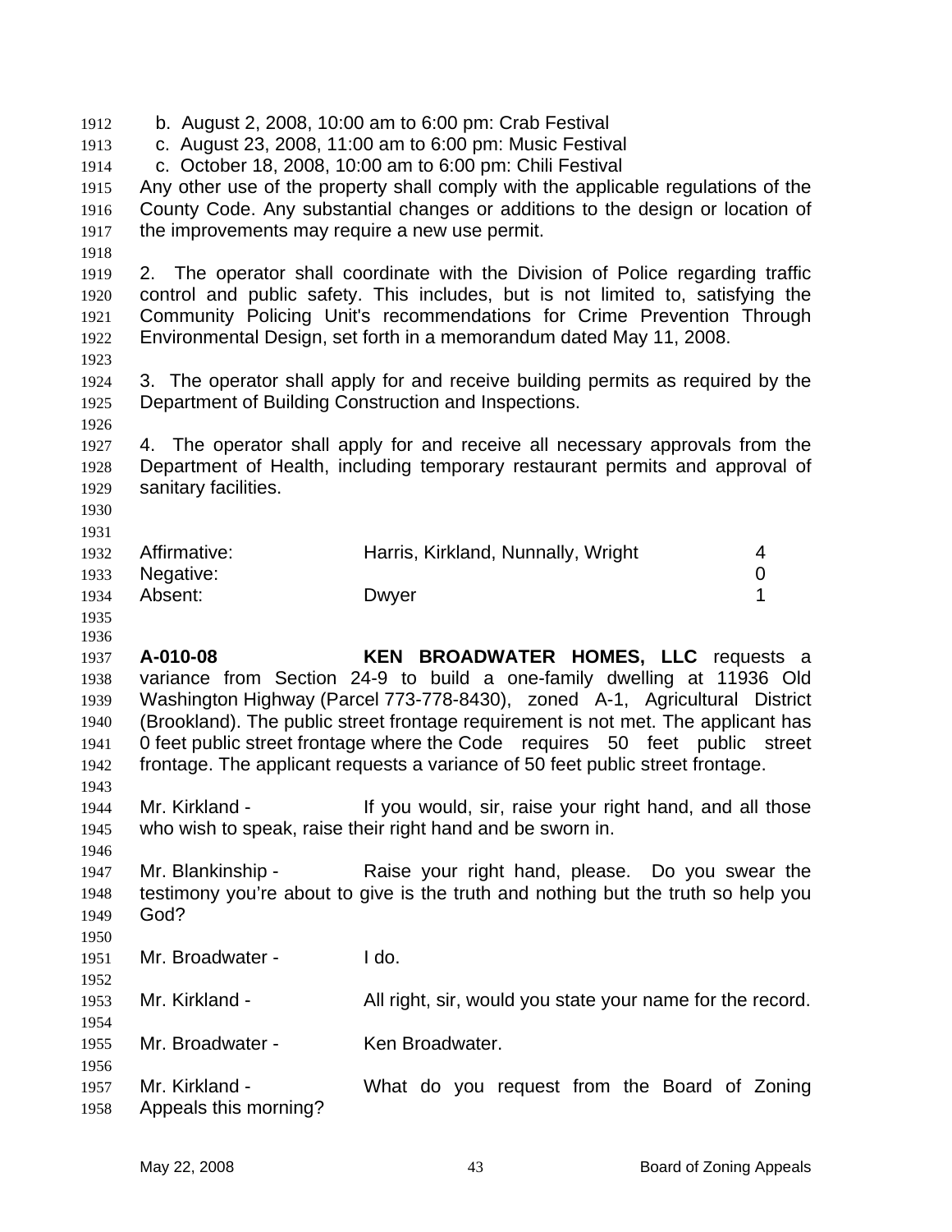b. August 2, 2008, 10:00 am to 6:00 pm: Crab Festival
c. August 23, 2008, 11:00 am to 6:00 pm: Music Festival
c. October 18, 2008, 10:00 am to 6:00 pm: Chili Festival

Any other use of the property shall comply with the applicable regulations of the County Code. Any substantial changes or additions to the design or location of the improvements may require a new use permit.

2. The operator shall coordinate with the Division of Police regarding traffic control and public safety. This includes, but is not limited to, satisfying the Community Policing Unit's recommendations for Crime Prevention Through Environmental Design, set forth in a memorandum dated May 11, 2008.

3. The operator shall apply for and receive building permits as required by the Department of Building Construction and Inspections.

4. The operator shall apply for and receive all necessary approvals from the Department of Health, including temporary restaurant permits and approval of sanitary facilities.

| | | |
|---|---|---|
| Affirmative: | Harris, Kirkland, Nunnally, Wright | 4 |
| Negative: | | 0 |
| Absent: | Dwyer | 1 |

**A-010-08** **KEN BROADWATER HOMES, LLC** requests a variance from Section 24-9 to build a one-family dwelling at 11936 Old Washington Highway (Parcel 773-778-8430), zoned A-1, Agricultural District (Brookland). The public street frontage requirement is not met. The applicant has 0 feet public street frontage where the Code requires 50 feet public street frontage. The applicant requests a variance of 50 feet public street frontage.

Mr. Kirkland - If you would, sir, raise your right hand, and all those who wish to speak, raise their right hand and be sworn in.

Mr. Blankinship - Raise your right hand, please. Do you swear the testimony you're about to give is the truth and nothing but the truth so help you God?

Mr. Broadwater - I do.

Mr. Kirkland - All right, sir, would you state your name for the record.

Mr. Broadwater - Ken Broadwater.

Mr. Kirkland - What do you request from the Board of Zoning Appeals this morning?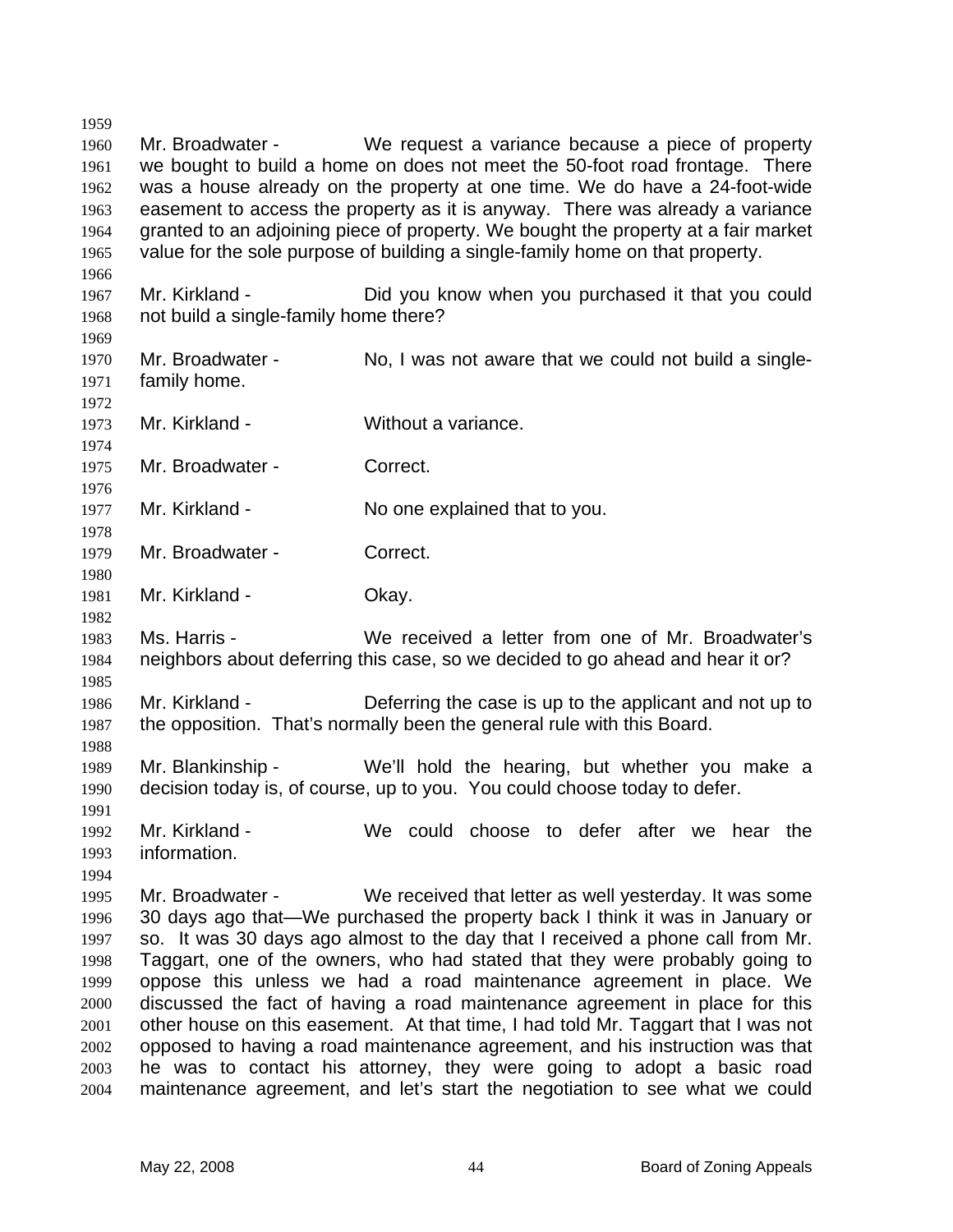Mr. Broadwater - We request a variance because a piece of property we bought to build a home on does not meet the 50-foot road frontage. There was a house already on the property at one time. We do have a 24-foot-wide easement to access the property as it is anyway. There was already a variance granted to an adjoining piece of property. We bought the property at a fair market value for the sole purpose of building a single-family home on that property.

Mr. Kirkland - Did you know when you purchased it that you could not build a single-family home there?

Mr. Broadwater - No, I was not aware that we could not build a single-family home.

Mr. Kirkland - Without a variance.

Mr. Broadwater - Correct.

Mr. Kirkland - No one explained that to you.

Mr. Broadwater - Correct.

Mr. Kirkland - Okay.

Ms. Harris - We received a letter from one of Mr. Broadwater's neighbors about deferring this case, so we decided to go ahead and hear it or?

Mr. Kirkland - Deferring the case is up to the applicant and not up to the opposition. That's normally been the general rule with this Board.

Mr. Blankinship - We'll hold the hearing, but whether you make a decision today is, of course, up to you. You could choose today to defer.

Mr. Kirkland - We could choose to defer after we hear the information.

Mr. Broadwater - We received that letter as well yesterday. It was some 30 days ago that—We purchased the property back I think it was in January or so. It was 30 days ago almost to the day that I received a phone call from Mr. Taggart, one of the owners, who had stated that they were probably going to oppose this unless we had a road maintenance agreement in place. We discussed the fact of having a road maintenance agreement in place for this other house on this easement. At that time, I had told Mr. Taggart that I was not opposed to having a road maintenance agreement, and his instruction was that he was to contact his attorney, they were going to adopt a basic road maintenance agreement, and let's start the negotiation to see what we could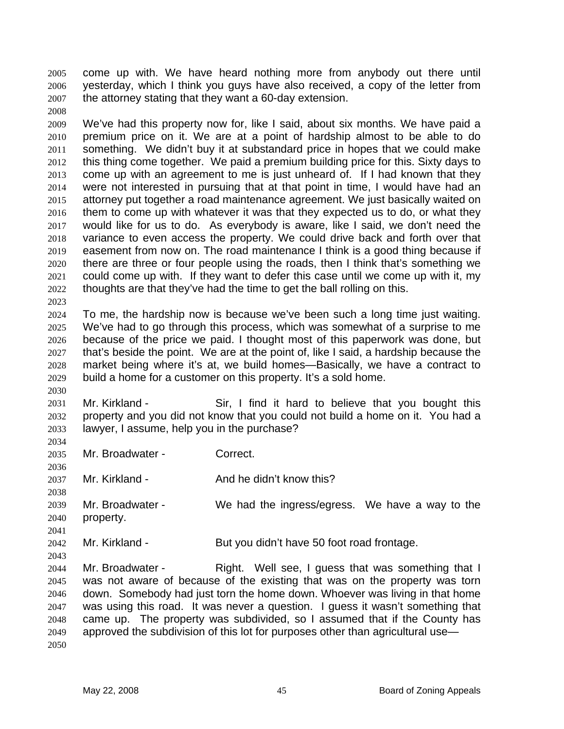come up with. We have heard nothing more from anybody out there until yesterday, which I think you guys have also received, a copy of the letter from the attorney stating that they want a 60-day extension.

We've had this property now for, like I said, about six months. We have paid a premium price on it. We are at a point of hardship almost to be able to do something. We didn't buy it at substandard price in hopes that we could make this thing come together. We paid a premium building price for this. Sixty days to come up with an agreement to me is just unheard of. If I had known that they were not interested in pursuing that at that point in time, I would have had an attorney put together a road maintenance agreement. We just basically waited on them to come up with whatever it was that they expected us to do, or what they would like for us to do. As everybody is aware, like I said, we don't need the variance to even access the property. We could drive back and forth over that easement from now on. The road maintenance I think is a good thing because if there are three or four people using the roads, then I think that's something we could come up with. If they want to defer this case until we come up with it, my thoughts are that they've had the time to get the ball rolling on this.

To me, the hardship now is because we've been such a long time just waiting. We've had to go through this process, which was somewhat of a surprise to me because of the price we paid. I thought most of this paperwork was done, but that's beside the point. We are at the point of, like I said, a hardship because the market being where it's at, we build homes—Basically, we have a contract to build a home for a customer on this property. It's a sold home.

Mr. Kirkland - Sir, I find it hard to believe that you bought this property and you did not know that you could not build a home on it. You had a lawyer, I assume, help you in the purchase?

Mr. Broadwater - Correct.

Mr. Kirkland - And he didn't know this?

Mr. Broadwater - We had the ingress/egress. We have a way to the property.

Mr. Kirkland - But you didn't have 50 foot road frontage.

Mr. Broadwater - Right. Well see, I guess that was something that I was not aware of because of the existing that was on the property was torn down. Somebody had just torn the home down. Whoever was living in that home was using this road. It was never a question. I guess it wasn't something that came up. The property was subdivided, so I assumed that if the County has approved the subdivision of this lot for purposes other than agricultural use—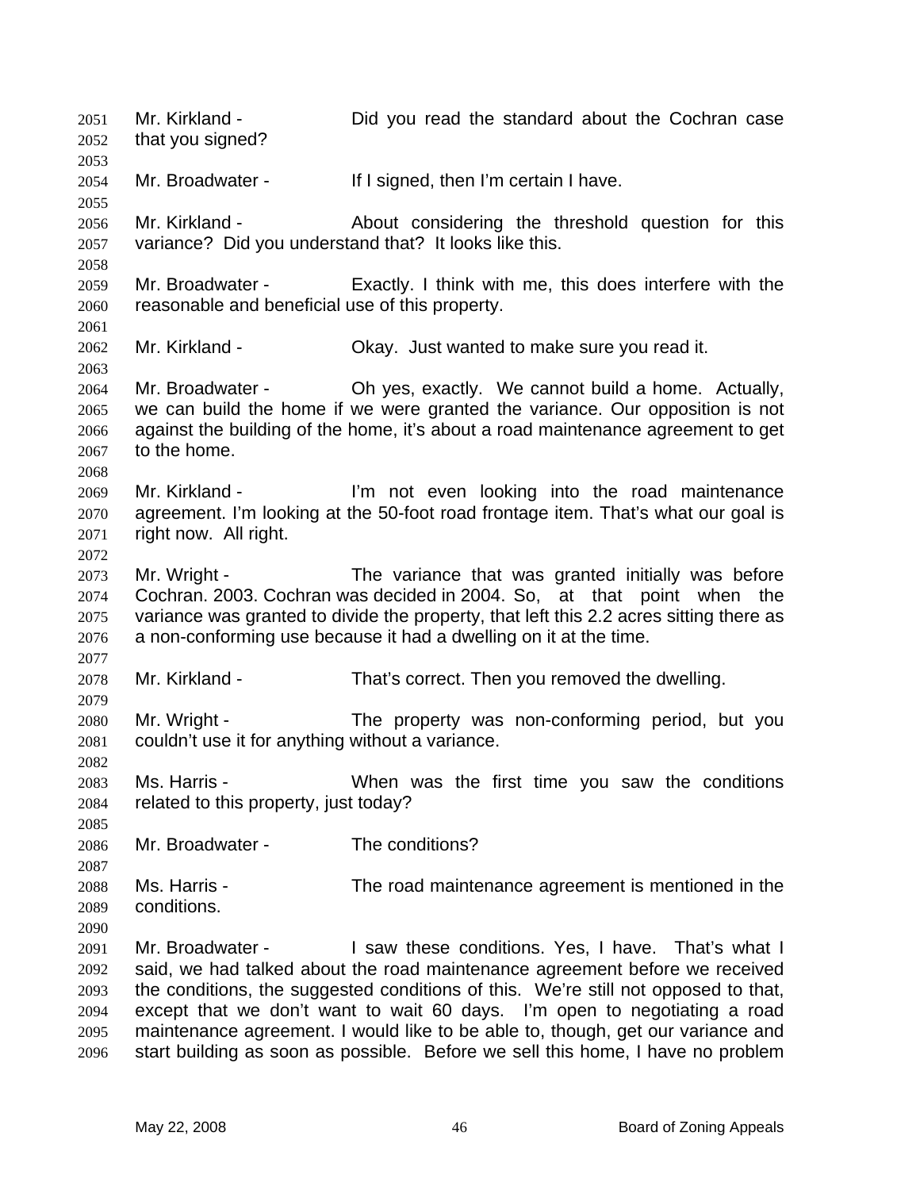Mr. Kirkland - Did you read the standard about the Cochran case that you signed?

Mr. Broadwater - If I signed, then I'm certain I have.

Mr. Kirkland - About considering the threshold question for this variance? Did you understand that? It looks like this.

Mr. Broadwater - Exactly. I think with me, this does interfere with the reasonable and beneficial use of this property.

Mr. Kirkland - Okay. Just wanted to make sure you read it.

Mr. Broadwater - Oh yes, exactly. We cannot build a home. Actually, we can build the home if we were granted the variance. Our opposition is not against the building of the home, it's about a road maintenance agreement to get to the home.

Mr. Kirkland - I'm not even looking into the road maintenance agreement. I'm looking at the 50-foot road frontage item. That's what our goal is right now. All right.

Mr. Wright - The variance that was granted initially was before Cochran. 2003. Cochran was decided in 2004. So, at that point when the variance was granted to divide the property, that left this 2.2 acres sitting there as a non-conforming use because it had a dwelling on it at the time.

Mr. Kirkland - That's correct. Then you removed the dwelling.

Mr. Wright - The property was non-conforming period, but you couldn't use it for anything without a variance.

Ms. Harris - When was the first time you saw the conditions related to this property, just today?

Mr. Broadwater - The conditions?

Ms. Harris - The road maintenance agreement is mentioned in the conditions.

Mr. Broadwater - I saw these conditions. Yes, I have. That's what I said, we had talked about the road maintenance agreement before we received the conditions, the suggested conditions of this. We're still not opposed to that, except that we don't want to wait 60 days. I'm open to negotiating a road maintenance agreement. I would like to be able to, though, get our variance and start building as soon as possible. Before we sell this home, I have no problem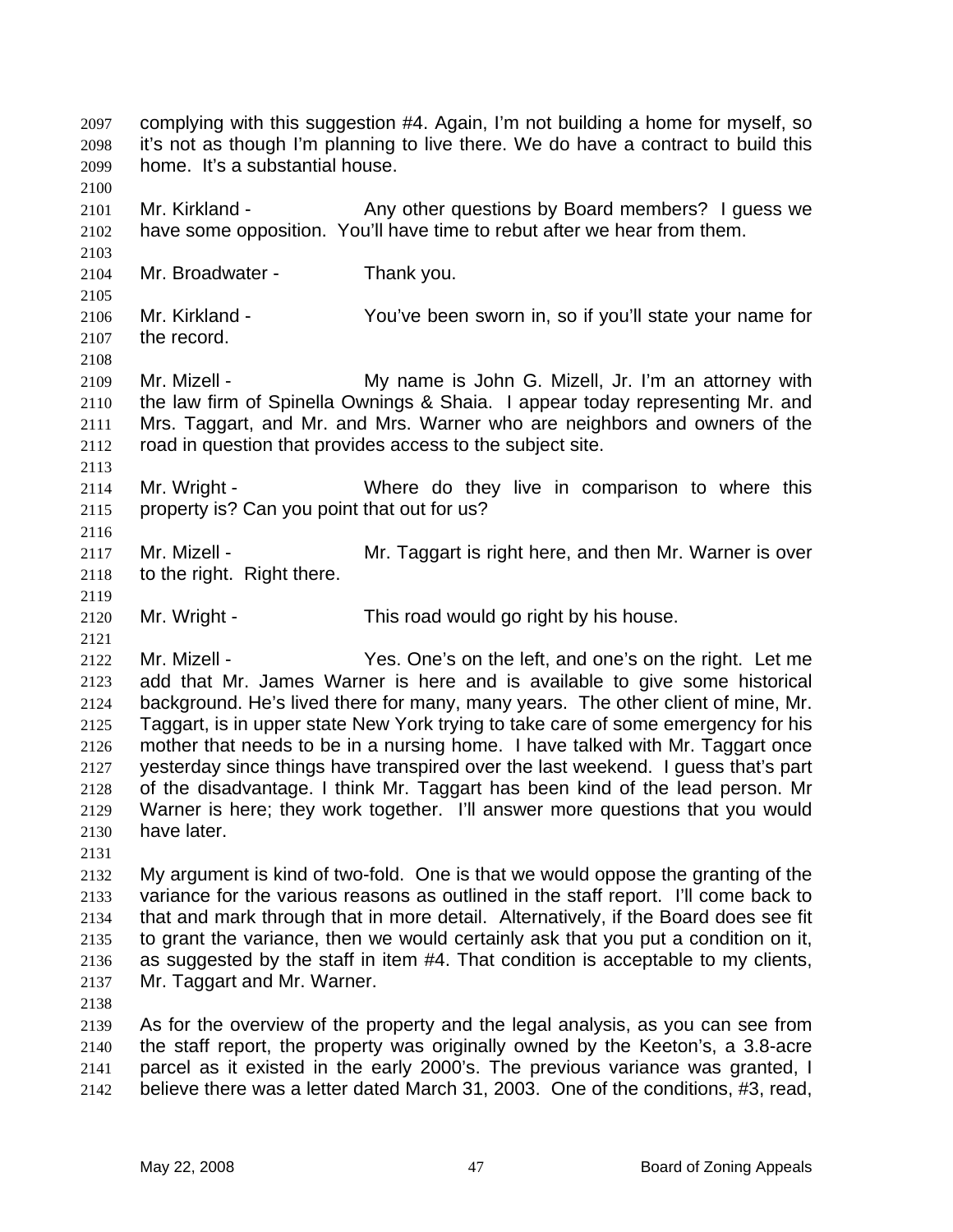complying with this suggestion #4. Again, I'm not building a home for myself, so it's not as though I'm planning to live there. We do have a contract to build this home. It's a substantial house.

Mr. Kirkland - Any other questions by Board members? I guess we have some opposition. You'll have time to rebut after we hear from them.

Mr. Broadwater - Thank you.

Mr. Kirkland - You've been sworn in, so if you'll state your name for the record.

Mr. Mizell - My name is John G. Mizell, Jr. I'm an attorney with the law firm of Spinella Ownings & Shaia. I appear today representing Mr. and Mrs. Taggart, and Mr. and Mrs. Warner who are neighbors and owners of the road in question that provides access to the subject site.

Mr. Wright - Where do they live in comparison to where this property is? Can you point that out for us?

Mr. Mizell - Mr. Taggart is right here, and then Mr. Warner is over to the right. Right there.

Mr. Wright - This road would go right by his house.

Mr. Mizell - Yes. One's on the left, and one's on the right. Let me add that Mr. James Warner is here and is available to give some historical background. He's lived there for many, many years. The other client of mine, Mr. Taggart, is in upper state New York trying to take care of some emergency for his mother that needs to be in a nursing home. I have talked with Mr. Taggart once yesterday since things have transpired over the last weekend. I guess that's part of the disadvantage. I think Mr. Taggart has been kind of the lead person. Mr Warner is here; they work together. I'll answer more questions that you would have later.

My argument is kind of two-fold. One is that we would oppose the granting of the variance for the various reasons as outlined in the staff report. I'll come back to that and mark through that in more detail. Alternatively, if the Board does see fit to grant the variance, then we would certainly ask that you put a condition on it, as suggested by the staff in item #4. That condition is acceptable to my clients, Mr. Taggart and Mr. Warner.

As for the overview of the property and the legal analysis, as you can see from the staff report, the property was originally owned by the Keeton's, a 3.8-acre parcel as it existed in the early 2000's. The previous variance was granted, I believe there was a letter dated March 31, 2003. One of the conditions, #3, read,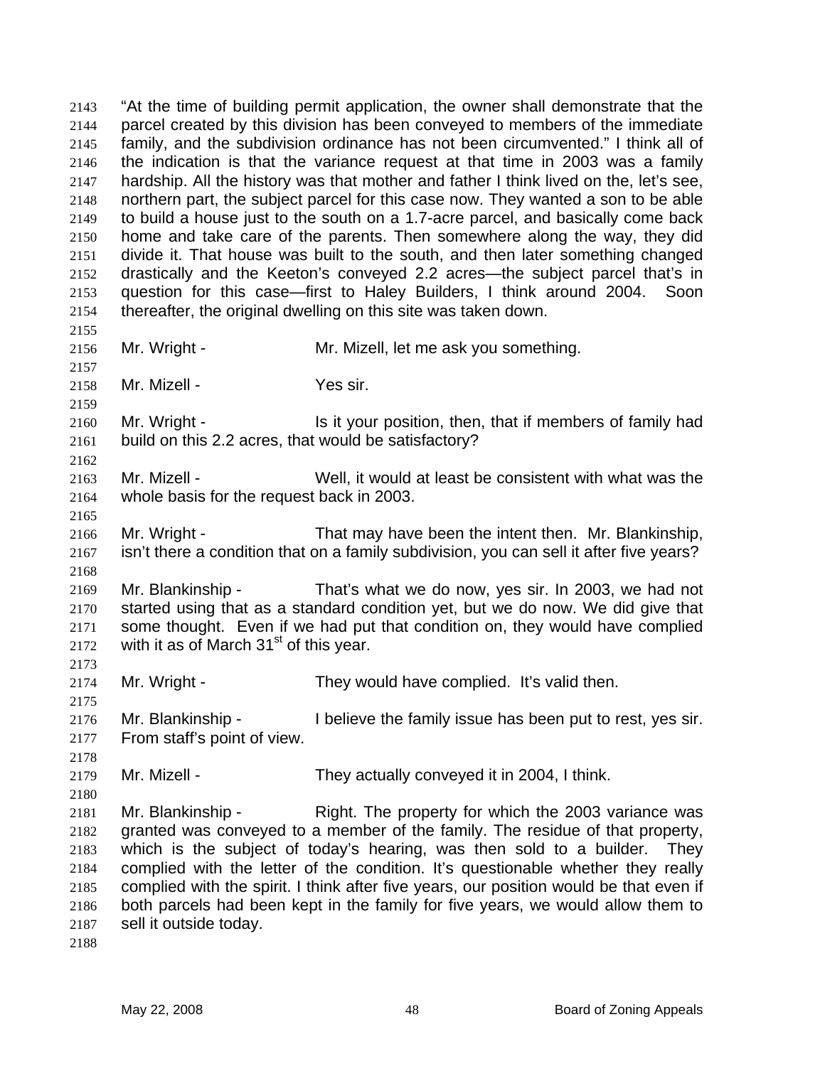"At the time of building permit application, the owner shall demonstrate that the parcel created by this division has been conveyed to members of the immediate family, and the subdivision ordinance has not been circumvented." I think all of the indication is that the variance request at that time in 2003 was a family hardship. All the history was that mother and father I think lived on the, let's see, northern part, the subject parcel for this case now. They wanted a son to be able to build a house just to the south on a 1.7-acre parcel, and basically come back home and take care of the parents. Then somewhere along the way, they did divide it. That house was built to the south, and then later something changed drastically and the Keeton's conveyed 2.2 acres—the subject parcel that's in question for this case—first to Haley Builders, I think around 2004. Soon thereafter, the original dwelling on this site was taken down.

Mr. Wright - Mr. Mizell, let me ask you something.

Mr. Mizell - Yes sir.

Mr. Wright - Is it your position, then, that if members of family had build on this 2.2 acres, that would be satisfactory?

Mr. Mizell - Well, it would at least be consistent with what was the whole basis for the request back in 2003.

Mr. Wright - That may have been the intent then. Mr. Blankinship, isn't there a condition that on a family subdivision, you can sell it after five years?

Mr. Blankinship - That's what we do now, yes sir. In 2003, we had not started using that as a standard condition yet, but we do now. We did give that some thought. Even if we had put that condition on, they would have complied with it as of March 31st of this year.

Mr. Wright - They would have complied. It's valid then.

Mr. Blankinship - I believe the family issue has been put to rest, yes sir. From staff's point of view.

Mr. Mizell - They actually conveyed it in 2004, I think.

Mr. Blankinship - Right. The property for which the 2003 variance was granted was conveyed to a member of the family. The residue of that property, which is the subject of today's hearing, was then sold to a builder. They complied with the letter of the condition. It's questionable whether they really complied with the spirit. I think after five years, our position would be that even if both parcels had been kept in the family for five years, we would allow them to sell it outside today.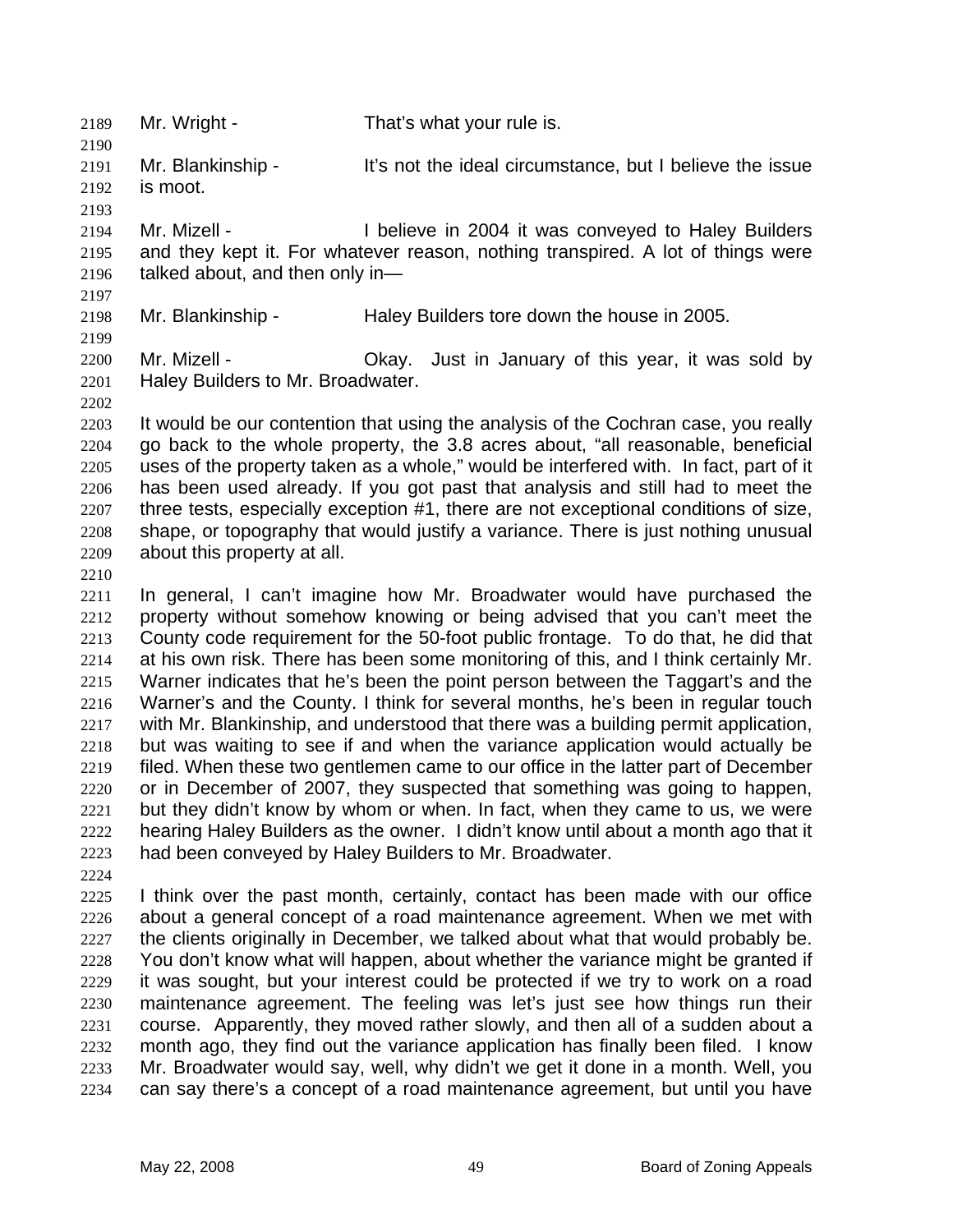Mr. Wright - That's what your rule is.

Mr. Blankinship - It's not the ideal circumstance, but I believe the issue is moot.

Mr. Mizell - I believe in 2004 it was conveyed to Haley Builders and they kept it. For whatever reason, nothing transpired. A lot of things were talked about, and then only in—

Mr. Blankinship - Haley Builders tore down the house in 2005.

Mr. Mizell - Okay. Just in January of this year, it was sold by Haley Builders to Mr. Broadwater.

It would be our contention that using the analysis of the Cochran case, you really go back to the whole property, the 3.8 acres about, "all reasonable, beneficial uses of the property taken as a whole," would be interfered with. In fact, part of it has been used already. If you got past that analysis and still had to meet the three tests, especially exception #1, there are not exceptional conditions of size, shape, or topography that would justify a variance. There is just nothing unusual about this property at all.

In general, I can't imagine how Mr. Broadwater would have purchased the property without somehow knowing or being advised that you can't meet the County code requirement for the 50-foot public frontage. To do that, he did that at his own risk. There has been some monitoring of this, and I think certainly Mr. Warner indicates that he's been the point person between the Taggart's and the Warner's and the County. I think for several months, he's been in regular touch with Mr. Blankinship, and understood that there was a building permit application, but was waiting to see if and when the variance application would actually be filed. When these two gentlemen came to our office in the latter part of December or in December of 2007, they suspected that something was going to happen, but they didn't know by whom or when. In fact, when they came to us, we were hearing Haley Builders as the owner. I didn't know until about a month ago that it had been conveyed by Haley Builders to Mr. Broadwater.

I think over the past month, certainly, contact has been made with our office about a general concept of a road maintenance agreement. When we met with the clients originally in December, we talked about what that would probably be. You don't know what will happen, about whether the variance might be granted if it was sought, but your interest could be protected if we try to work on a road maintenance agreement. The feeling was let's just see how things run their course. Apparently, they moved rather slowly, and then all of a sudden about a month ago, they find out the variance application has finally been filed. I know Mr. Broadwater would say, well, why didn't we get it done in a month. Well, you can say there's a concept of a road maintenance agreement, but until you have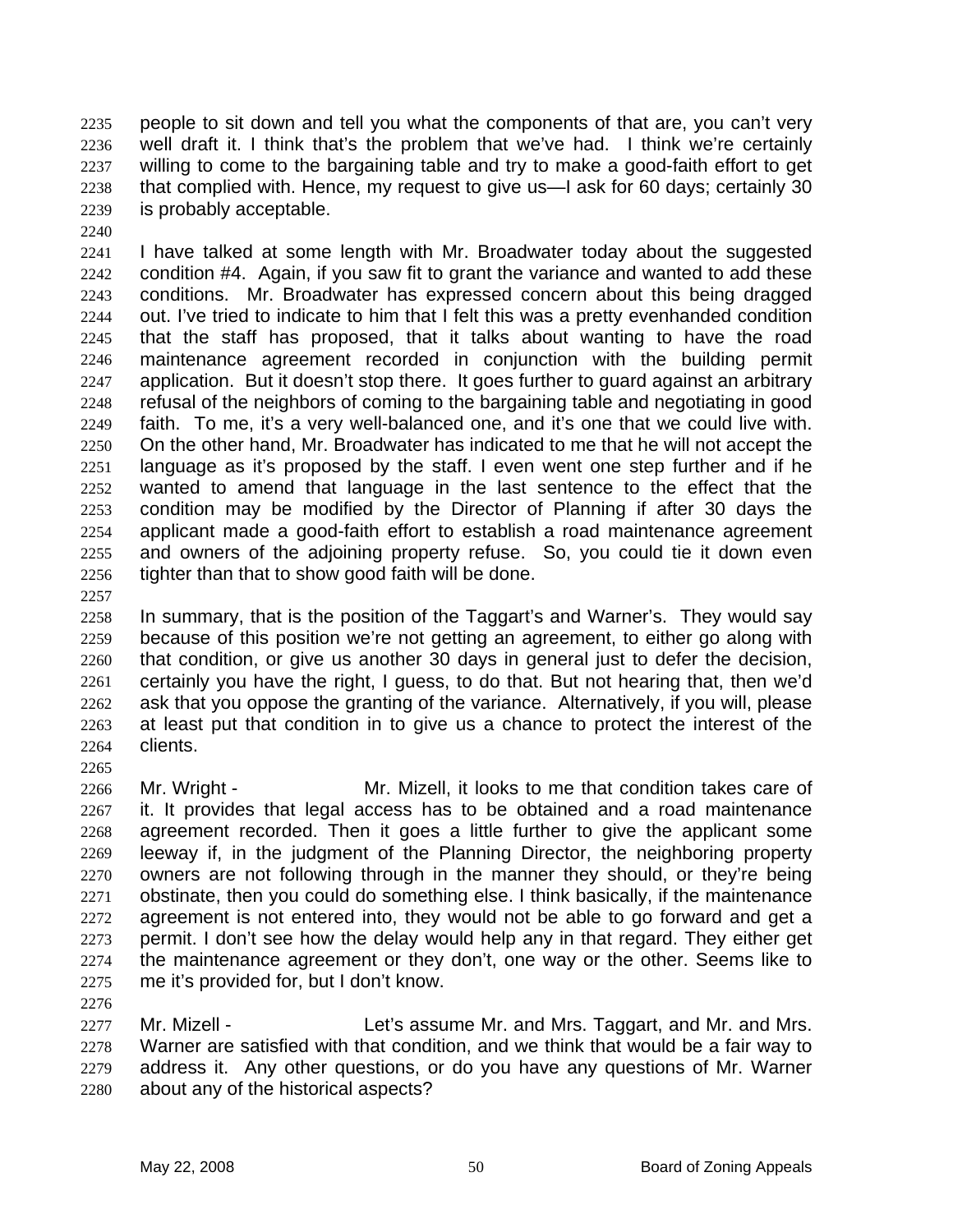people to sit down and tell you what the components of that are, you can't very well draft it. I think that's the problem that we've had. I think we're certainly willing to come to the bargaining table and try to make a good-faith effort to get that complied with. Hence, my request to give us—I ask for 60 days; certainly 30 is probably acceptable.

I have talked at some length with Mr. Broadwater today about the suggested condition #4. Again, if you saw fit to grant the variance and wanted to add these conditions. Mr. Broadwater has expressed concern about this being dragged out. I've tried to indicate to him that I felt this was a pretty evenhanded condition that the staff has proposed, that it talks about wanting to have the road maintenance agreement recorded in conjunction with the building permit application. But it doesn't stop there. It goes further to guard against an arbitrary refusal of the neighbors of coming to the bargaining table and negotiating in good faith. To me, it's a very well-balanced one, and it's one that we could live with. On the other hand, Mr. Broadwater has indicated to me that he will not accept the language as it's proposed by the staff. I even went one step further and if he wanted to amend that language in the last sentence to the effect that the condition may be modified by the Director of Planning if after 30 days the applicant made a good-faith effort to establish a road maintenance agreement and owners of the adjoining property refuse. So, you could tie it down even tighter than that to show good faith will be done.

In summary, that is the position of the Taggart's and Warner's. They would say because of this position we're not getting an agreement, to either go along with that condition, or give us another 30 days in general just to defer the decision, certainly you have the right, I guess, to do that. But not hearing that, then we'd ask that you oppose the granting of the variance. Alternatively, if you will, please at least put that condition in to give us a chance to protect the interest of the clients.

Mr. Wright - Mr. Mizell, it looks to me that condition takes care of it. It provides that legal access has to be obtained and a road maintenance agreement recorded. Then it goes a little further to give the applicant some leeway if, in the judgment of the Planning Director, the neighboring property owners are not following through in the manner they should, or they're being obstinate, then you could do something else. I think basically, if the maintenance agreement is not entered into, they would not be able to go forward and get a permit. I don't see how the delay would help any in that regard. They either get the maintenance agreement or they don't, one way or the other. Seems like to me it's provided for, but I don't know.

Mr. Mizell - Let's assume Mr. and Mrs. Taggart, and Mr. and Mrs. Warner are satisfied with that condition, and we think that would be a fair way to address it. Any other questions, or do you have any questions of Mr. Warner about any of the historical aspects?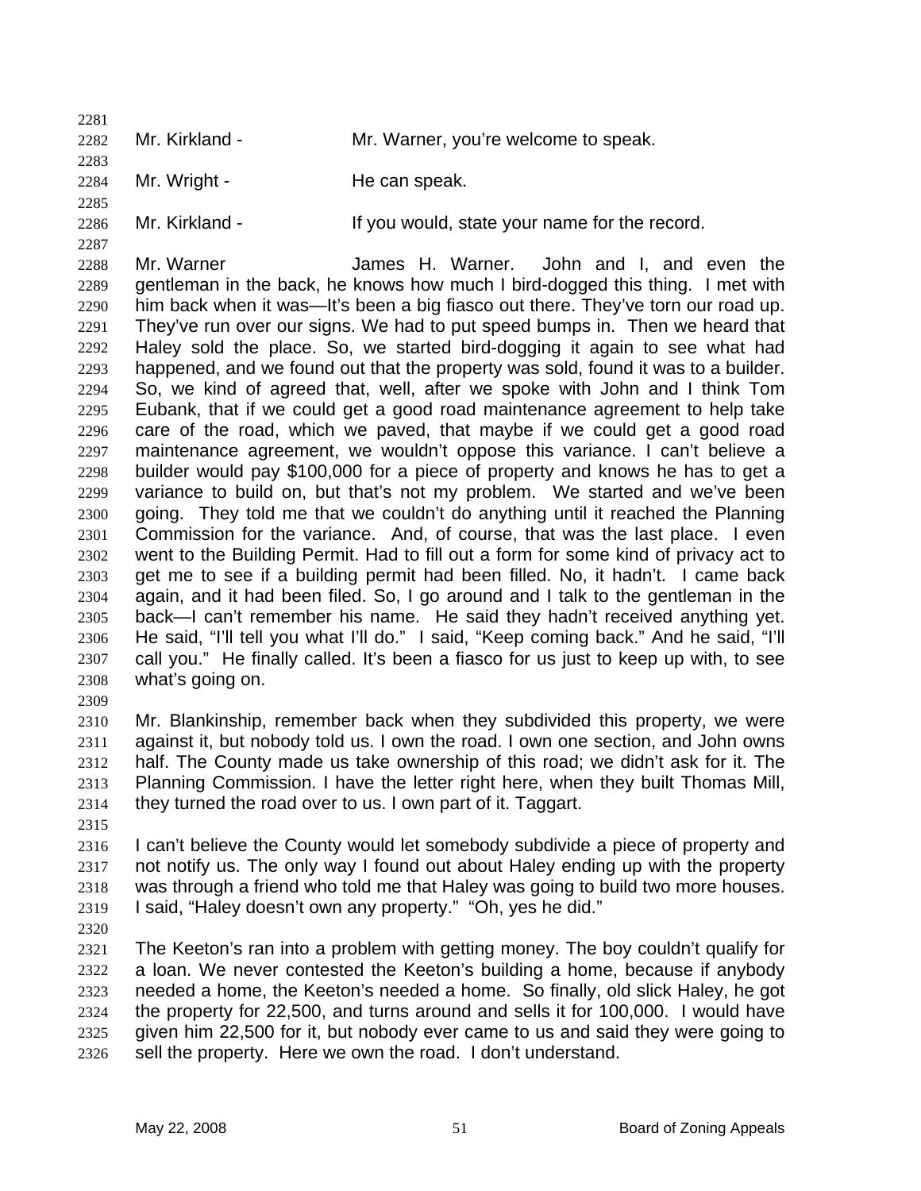Mr. Kirkland - Mr. Warner, you're welcome to speak.

Mr. Wright - He can speak.

Mr. Kirkland - If you would, state your name for the record.

Mr. Warner James H. Warner. John and I, and even the gentleman in the back, he knows how much I bird-dogged this thing. I met with him back when it was—It's been a big fiasco out there. They've torn our road up. They've run over our signs. We had to put speed bumps in. Then we heard that Haley sold the place. So, we started bird-dogging it again to see what had happened, and we found out that the property was sold, found it was to a builder. So, we kind of agreed that, well, after we spoke with John and I think Tom Eubank, that if we could get a good road maintenance agreement to help take care of the road, which we paved, that maybe if we could get a good road maintenance agreement, we wouldn't oppose this variance. I can't believe a builder would pay $100,000 for a piece of property and knows he has to get a variance to build on, but that's not my problem. We started and we've been going. They told me that we couldn't do anything until it reached the Planning Commission for the variance. And, of course, that was the last place. I even went to the Building Permit. Had to fill out a form for some kind of privacy act to get me to see if a building permit had been filled. No, it hadn't. I came back again, and it had been filed. So, I go around and I talk to the gentleman in the back—I can't remember his name. He said they hadn't received anything yet. He said, "I'll tell you what I'll do." I said, "Keep coming back." And he said, "I'll call you." He finally called. It's been a fiasco for us just to keep up with, to see what's going on.

Mr. Blankinship, remember back when they subdivided this property, we were against it, but nobody told us. I own the road. I own one section, and John owns half. The County made us take ownership of this road; we didn't ask for it. The Planning Commission. I have the letter right here, when they built Thomas Mill, they turned the road over to us. I own part of it. Taggart.

I can't believe the County would let somebody subdivide a piece of property and not notify us. The only way I found out about Haley ending up with the property was through a friend who told me that Haley was going to build two more houses. I said, "Haley doesn't own any property." "Oh, yes he did."

The Keeton's ran into a problem with getting money. The boy couldn't qualify for a loan. We never contested the Keeton's building a home, because if anybody needed a home, the Keeton's needed a home. So finally, old slick Haley, he got the property for 22,500, and turns around and sells it for 100,000. I would have given him 22,500 for it, but nobody ever came to us and said they were going to sell the property. Here we own the road. I don't understand.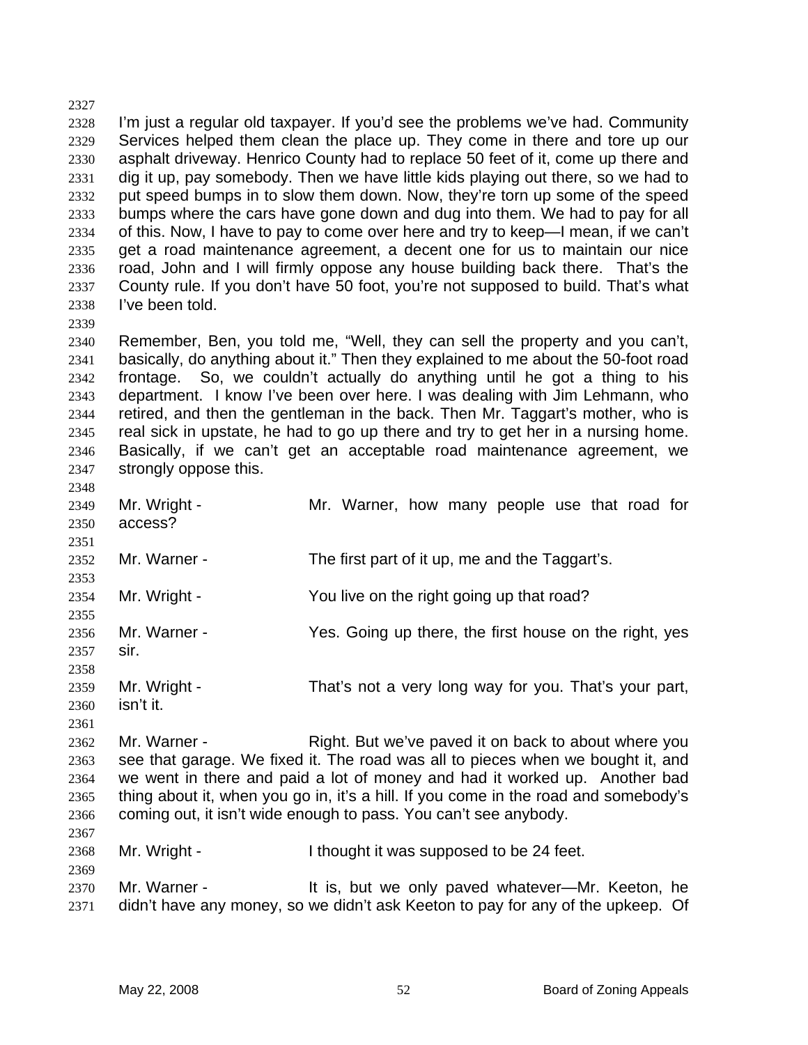I'm just a regular old taxpayer. If you'd see the problems we've had. Community Services helped them clean the place up. They come in there and tore up our asphalt driveway. Henrico County had to replace 50 feet of it, come up there and dig it up, pay somebody. Then we have little kids playing out there, so we had to put speed bumps in to slow them down. Now, they're torn up some of the speed bumps where the cars have gone down and dug into them. We had to pay for all of this. Now, I have to pay to come over here and try to keep—I mean, if we can't get a road maintenance agreement, a decent one for us to maintain our nice road, John and I will firmly oppose any house building back there. That's the County rule. If you don't have 50 foot, you're not supposed to build. That's what I've been told.

Remember, Ben, you told me, "Well, they can sell the property and you can't, basically, do anything about it." Then they explained to me about the 50-foot road frontage. So, we couldn't actually do anything until he got a thing to his department. I know I've been over here. I was dealing with Jim Lehmann, who retired, and then the gentleman in the back. Then Mr. Taggart's mother, who is real sick in upstate, he had to go up there and try to get her in a nursing home. Basically, if we can't get an acceptable road maintenance agreement, we strongly oppose this.

Mr. Wright - Mr. Warner, how many people use that road for access?

Mr. Warner - The first part of it up, me and the Taggart's.

Mr. Wright - You live on the right going up that road?

Mr. Warner - Yes. Going up there, the first house on the right, yes sir.

Mr. Wright - That's not a very long way for you. That's your part, isn't it.

Mr. Warner - Right. But we've paved it on back to about where you see that garage. We fixed it. The road was all to pieces when we bought it, and we went in there and paid a lot of money and had it worked up. Another bad thing about it, when you go in, it's a hill. If you come in the road and somebody's coming out, it isn't wide enough to pass. You can't see anybody.

Mr. Wright - I thought it was supposed to be 24 feet.

Mr. Warner - It is, but we only paved whatever—Mr. Keeton, he didn't have any money, so we didn't ask Keeton to pay for any of the upkeep. Of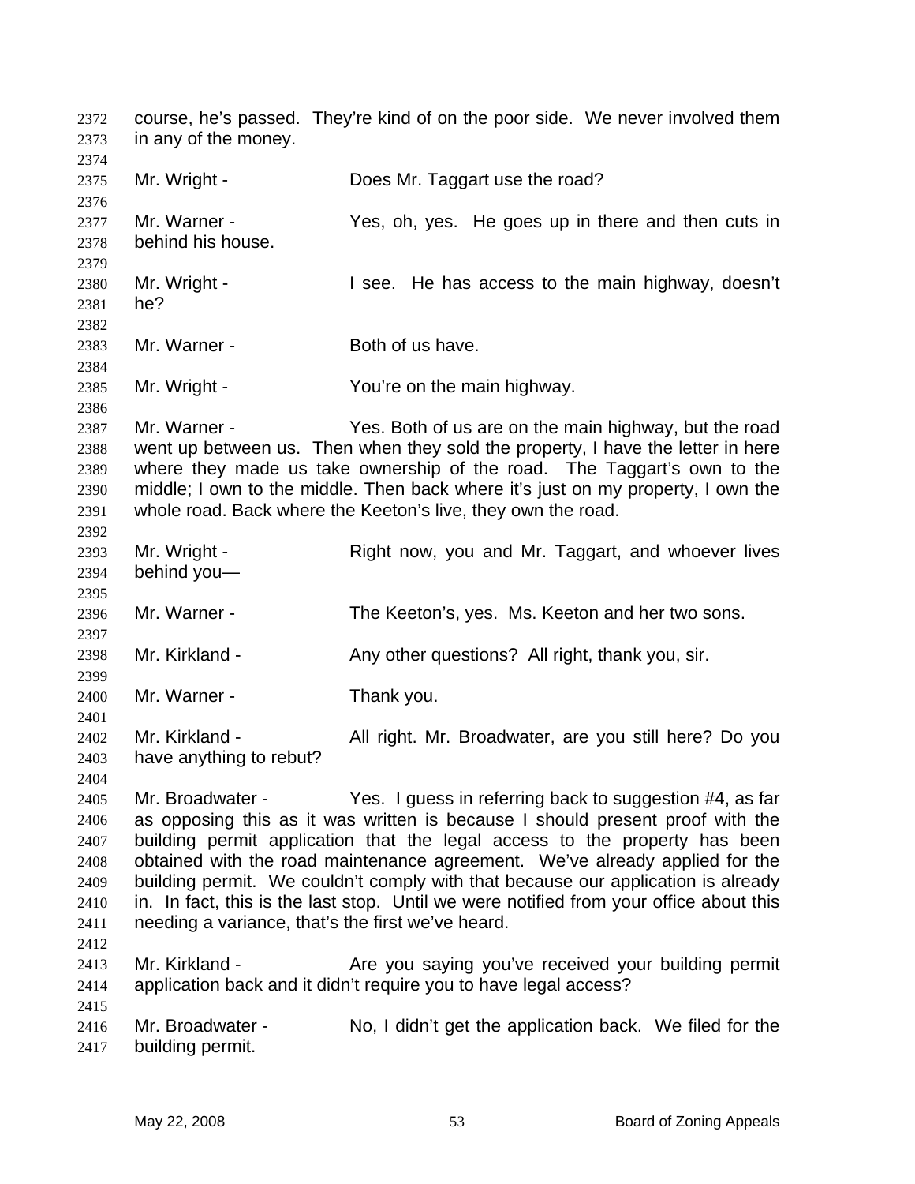course, he's passed. They're kind of on the poor side. We never involved them in any of the money.

Mr. Wright - Does Mr. Taggart use the road?

Mr. Warner - Yes, oh, yes. He goes up in there and then cuts in behind his house.

Mr. Wright - I see. He has access to the main highway, doesn't he?

Mr. Warner - Both of us have.

Mr. Wright - You're on the main highway.

Mr. Warner - Yes. Both of us are on the main highway, but the road went up between us. Then when they sold the property, I have the letter in here where they made us take ownership of the road. The Taggart's own to the middle; I own to the middle. Then back where it's just on my property, I own the whole road. Back where the Keeton's live, they own the road.

Mr. Wright - Right now, you and Mr. Taggart, and whoever lives behind you—

Mr. Warner - The Keeton's, yes. Ms. Keeton and her two sons.

Mr. Kirkland - Any other questions? All right, thank you, sir.

Mr. Warner - Thank you.

Mr. Kirkland - All right. Mr. Broadwater, are you still here? Do you have anything to rebut?

Mr. Broadwater - Yes. I guess in referring back to suggestion #4, as far as opposing this as it was written is because I should present proof with the building permit application that the legal access to the property has been obtained with the road maintenance agreement. We've already applied for the building permit. We couldn't comply with that because our application is already in. In fact, this is the last stop. Until we were notified from your office about this needing a variance, that's the first we've heard.

Mr. Kirkland - Are you saying you've received your building permit application back and it didn't require you to have legal access?

Mr. Broadwater - No, I didn't get the application back. We filed for the building permit.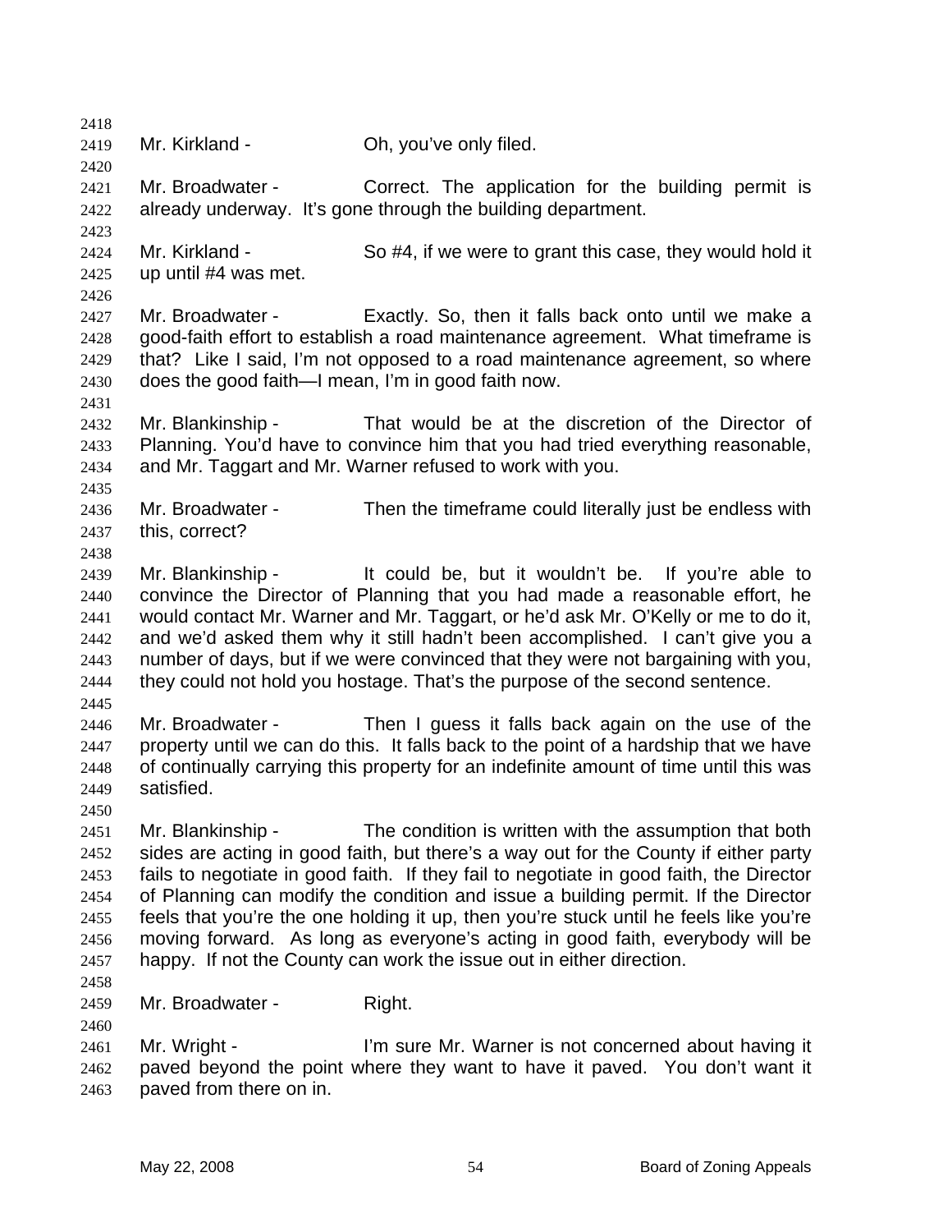Mr. Kirkland - Oh, you've only filed.

Mr. Broadwater - Correct. The application for the building permit is already underway. It's gone through the building department.

Mr. Kirkland - So #4, if we were to grant this case, they would hold it up until #4 was met.

Mr. Broadwater - Exactly. So, then it falls back onto until we make a good-faith effort to establish a road maintenance agreement. What timeframe is that? Like I said, I'm not opposed to a road maintenance agreement, so where does the good faith—I mean, I'm in good faith now.

Mr. Blankinship - That would be at the discretion of the Director of Planning. You'd have to convince him that you had tried everything reasonable, and Mr. Taggart and Mr. Warner refused to work with you.

Mr. Broadwater - Then the timeframe could literally just be endless with this, correct?

Mr. Blankinship - It could be, but it wouldn't be. If you're able to convince the Director of Planning that you had made a reasonable effort, he would contact Mr. Warner and Mr. Taggart, or he'd ask Mr. O'Kelly or me to do it, and we'd asked them why it still hadn't been accomplished. I can't give you a number of days, but if we were convinced that they were not bargaining with you, they could not hold you hostage. That's the purpose of the second sentence.

Mr. Broadwater - Then I guess it falls back again on the use of the property until we can do this. It falls back to the point of a hardship that we have of continually carrying this property for an indefinite amount of time until this was satisfied.

Mr. Blankinship - The condition is written with the assumption that both sides are acting in good faith, but there's a way out for the County if either party fails to negotiate in good faith. If they fail to negotiate in good faith, the Director of Planning can modify the condition and issue a building permit. If the Director feels that you're the one holding it up, then you're stuck until he feels like you're moving forward. As long as everyone's acting in good faith, everybody will be happy. If not the County can work the issue out in either direction.

Mr. Broadwater - Right.

Mr. Wright - I'm sure Mr. Warner is not concerned about having it paved beyond the point where they want to have it paved. You don't want it paved from there on in.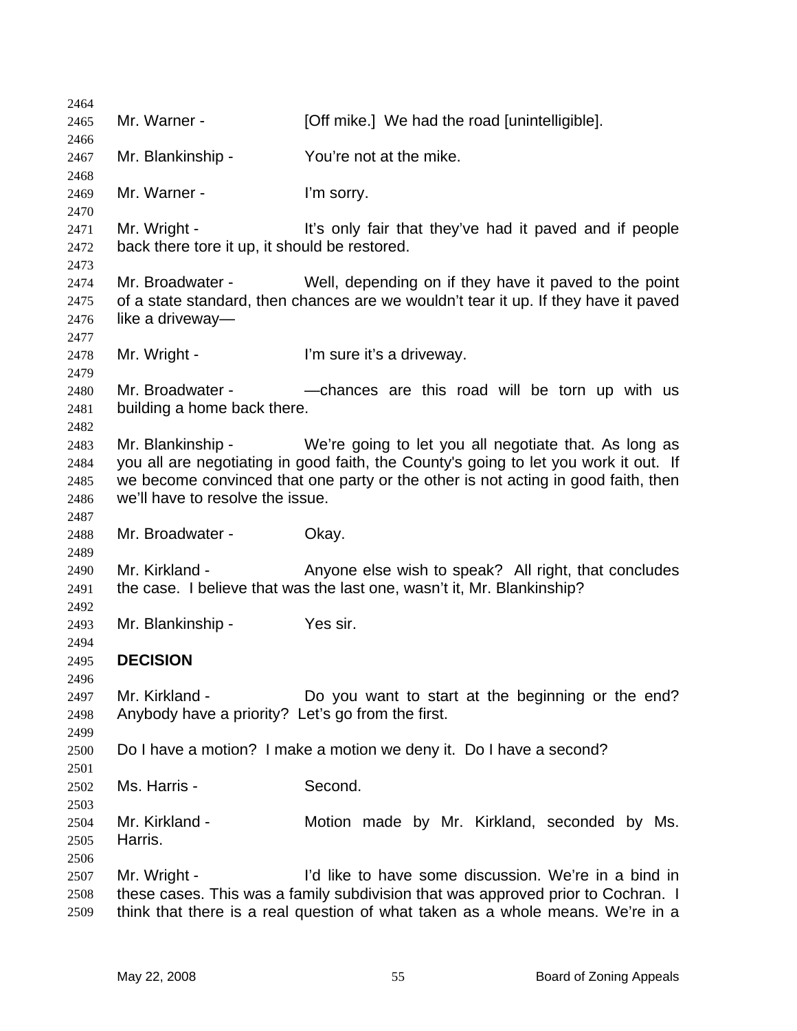Mr. Warner - [Off mike.] We had the road [unintelligible].

Mr. Blankinship - You're not at the mike.

Mr. Warner - I'm sorry.

Mr. Wright - It's only fair that they've had it paved and if people back there tore it up, it should be restored.

Mr. Broadwater - Well, depending on if they have it paved to the point of a state standard, then chances are we wouldn't tear it up. If they have it paved like a driveway—

Mr. Wright - I'm sure it's a driveway.

Mr. Broadwater - —chances are this road will be torn up with us building a home back there.

Mr. Blankinship - We're going to let you all negotiate that. As long as you all are negotiating in good faith, the County's going to let you work it out. If we become convinced that one party or the other is not acting in good faith, then we'll have to resolve the issue.

Mr. Broadwater - Okay.

Mr. Kirkland - Anyone else wish to speak? All right, that concludes the case. I believe that was the last one, wasn't it, Mr. Blankinship?

Mr. Blankinship - Yes sir.

**DECISION**

Mr. Kirkland - Do you want to start at the beginning or the end? Anybody have a priority? Let's go from the first.

Do I have a motion? I make a motion we deny it. Do I have a second?

Ms. Harris - Second.

Mr. Kirkland - Motion made by Mr. Kirkland, seconded by Ms. Harris.

Mr. Wright - I'd like to have some discussion. We're in a bind in these cases. This was a family subdivision that was approved prior to Cochran. I think that there is a real question of what taken as a whole means. We're in a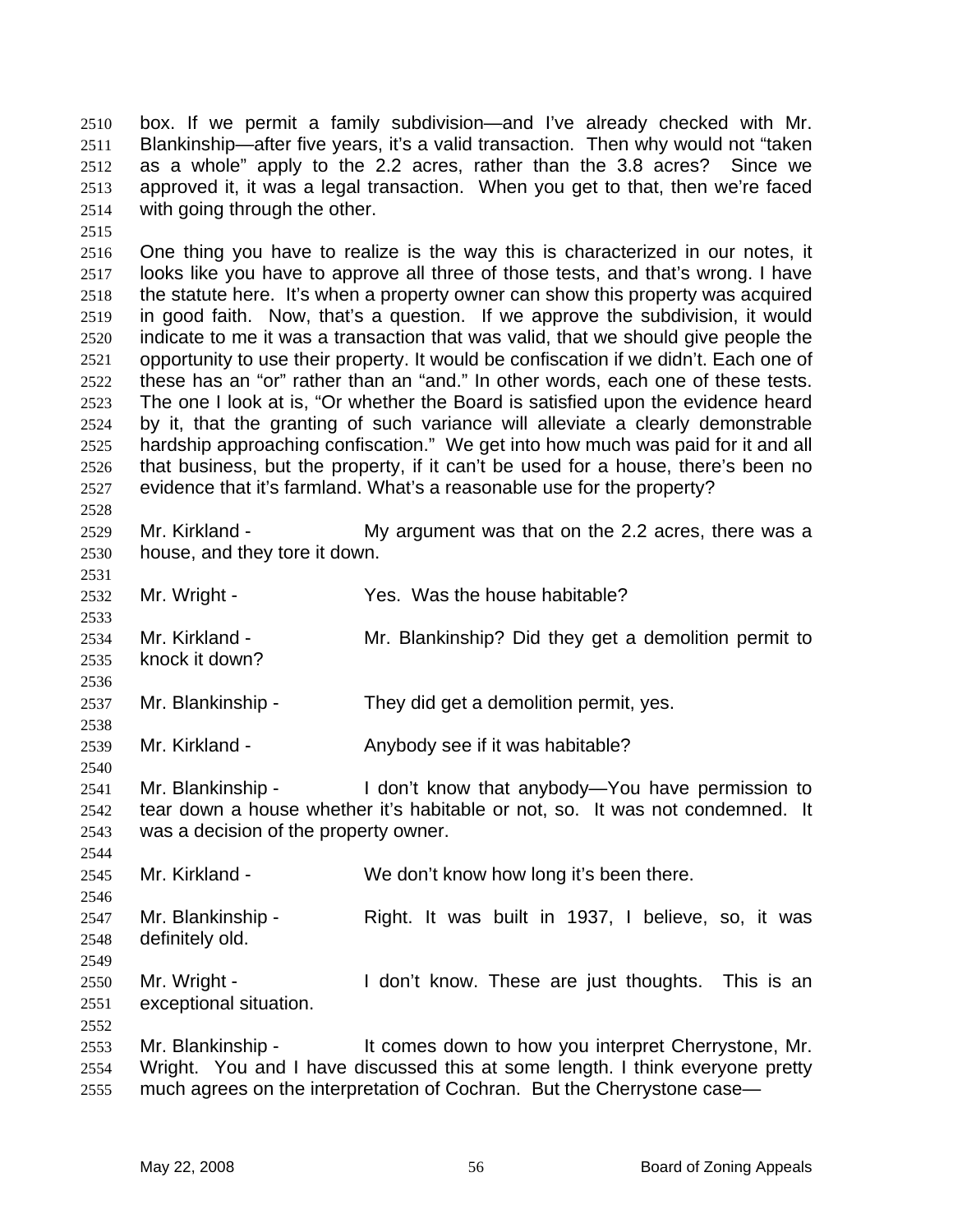box. If we permit a family subdivision—and I've already checked with Mr. Blankinship—after five years, it's a valid transaction. Then why would not "taken as a whole" apply to the 2.2 acres, rather than the 3.8 acres? Since we approved it, it was a legal transaction. When you get to that, then we're faced with going through the other.

One thing you have to realize is the way this is characterized in our notes, it looks like you have to approve all three of those tests, and that's wrong. I have the statute here. It's when a property owner can show this property was acquired in good faith. Now, that's a question. If we approve the subdivision, it would indicate to me it was a transaction that was valid, that we should give people the opportunity to use their property. It would be confiscation if we didn't. Each one of these has an "or" rather than an "and." In other words, each one of these tests. The one I look at is, "Or whether the Board is satisfied upon the evidence heard by it, that the granting of such variance will alleviate a clearly demonstrable hardship approaching confiscation." We get into how much was paid for it and all that business, but the property, if it can't be used for a house, there's been no evidence that it's farmland. What's a reasonable use for the property?

Mr. Kirkland - My argument was that on the 2.2 acres, there was a house, and they tore it down.

Mr. Wright - Yes. Was the house habitable?

Mr. Kirkland - Mr. Blankinship? Did they get a demolition permit to knock it down?

Mr. Blankinship - They did get a demolition permit, yes.

Mr. Kirkland - Anybody see if it was habitable?

Mr. Blankinship - I don't know that anybody—You have permission to tear down a house whether it's habitable or not, so. It was not condemned. It was a decision of the property owner.

Mr. Kirkland - We don't know how long it's been there.

Mr. Blankinship - Right. It was built in 1937, I believe, so, it was definitely old.

Mr. Wright - I don't know. These are just thoughts. This is an exceptional situation.

Mr. Blankinship - It comes down to how you interpret Cherrystone, Mr. Wright. You and I have discussed this at some length. I think everyone pretty much agrees on the interpretation of Cochran. But the Cherrystone case—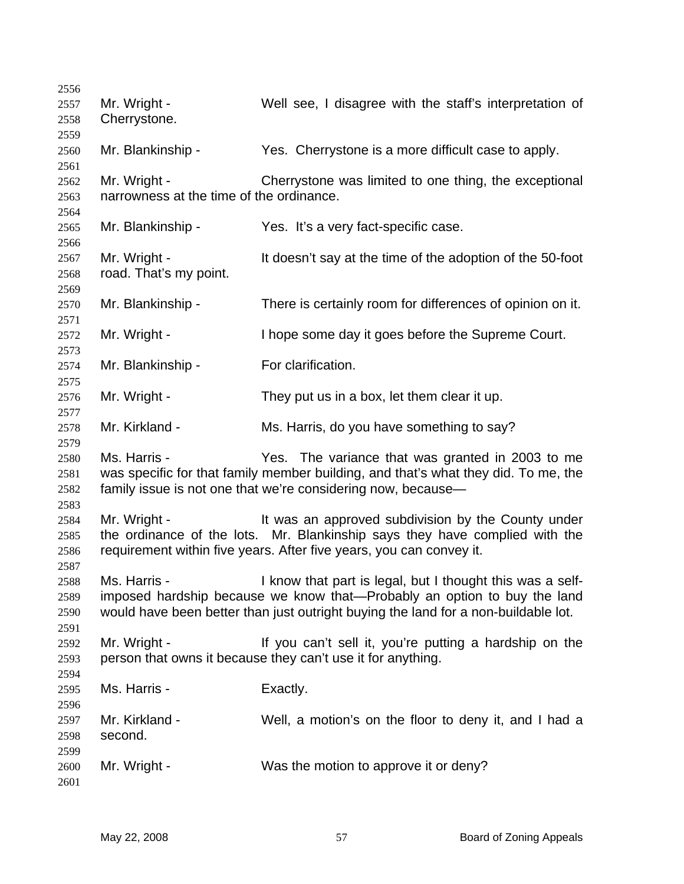Mr. Wright - Well see, I disagree with the staff's interpretation of Cherrystone.

Mr. Blankinship - Yes. Cherrystone is a more difficult case to apply.

Mr. Wright - Cherrystone was limited to one thing, the exceptional narrowness at the time of the ordinance.

Mr. Blankinship - Yes. It's a very fact-specific case.

Mr. Wright - It doesn't say at the time of the adoption of the 50-foot road. That's my point.

Mr. Blankinship - There is certainly room for differences of opinion on it.

Mr. Wright - I hope some day it goes before the Supreme Court.

Mr. Blankinship - For clarification.

Mr. Wright - They put us in a box, let them clear it up.

Mr. Kirkland - Ms. Harris, do you have something to say?

Ms. Harris - Yes. The variance that was granted in 2003 to me was specific for that family member building, and that's what they did. To me, the family issue is not one that we're considering now, because—

Mr. Wright - It was an approved subdivision by the County under the ordinance of the lots. Mr. Blankinship says they have complied with the requirement within five years. After five years, you can convey it.

Ms. Harris - I know that part is legal, but I thought this was a self-imposed hardship because we know that—Probably an option to buy the land would have been better than just outright buying the land for a non-buildable lot.

Mr. Wright - If you can't sell it, you're putting a hardship on the person that owns it because they can't use it for anything.

Ms. Harris - Exactly.

Mr. Kirkland - Well, a motion's on the floor to deny it, and I had a second.

Mr. Wright - Was the motion to approve it or deny?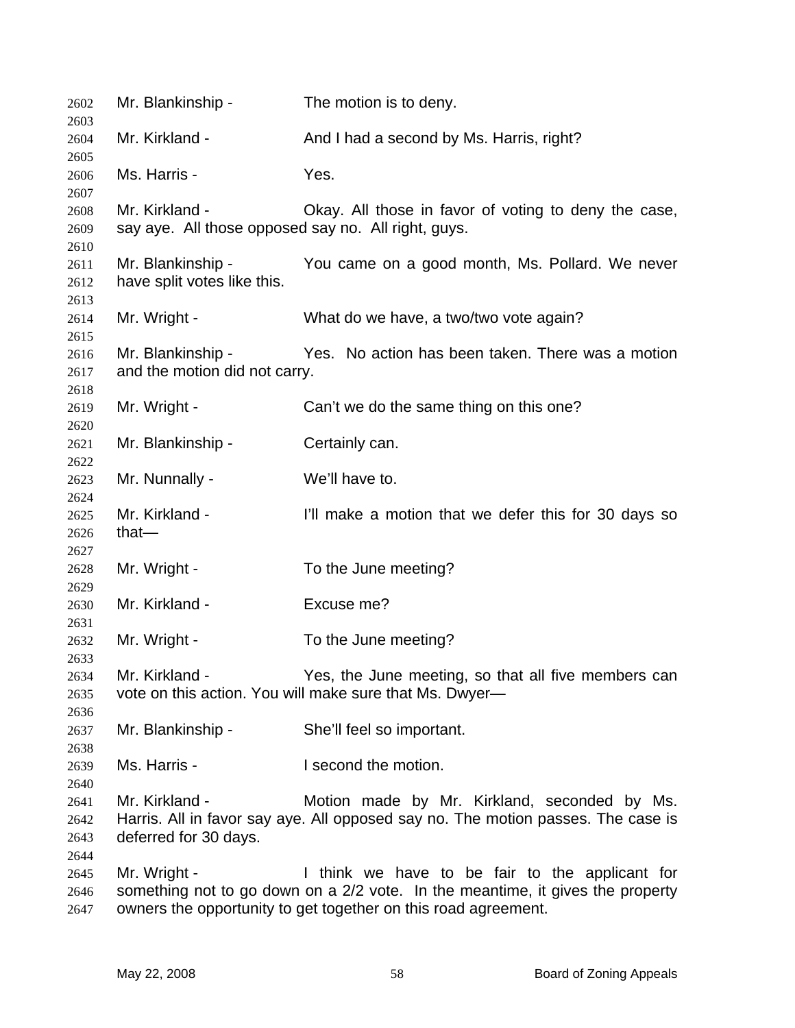2602 Mr. Blankinship - The motion is to deny.

2604 Mr. Kirkland - And I had a second by Ms. Harris, right?

2606 Ms. Harris - Yes.

2608 Mr. Kirkland - Okay. All those in favor of voting to deny the case,
2609 say aye. All those opposed say no. All right, guys.

2611 Mr. Blankinship - You came on a good month, Ms. Pollard. We never
2612 have split votes like this.

2614 Mr. Wright - What do we have, a two/two vote again?

2616 Mr. Blankinship - Yes. No action has been taken. There was a motion
2617 and the motion did not carry.

2619 Mr. Wright - Can't we do the same thing on this one?

2621 Mr. Blankinship - Certainly can.

2623 Mr. Nunnally - We'll have to.

2625 Mr. Kirkland - I'll make a motion that we defer this for 30 days so
2626 that—

2628 Mr. Wright - To the June meeting?

2630 Mr. Kirkland - Excuse me?

2632 Mr. Wright - To the June meeting?

2634 Mr. Kirkland - Yes, the June meeting, so that all five members can
2635 vote on this action. You will make sure that Ms. Dwyer—

2637 Mr. Blankinship - She'll feel so important.

2639 Ms. Harris - I second the motion.

2641 Mr. Kirkland - Motion made by Mr. Kirkland, seconded by Ms.
2642 Harris. All in favor say aye. All opposed say no. The motion passes. The case is
2643 deferred for 30 days.

2645 Mr. Wright - I think we have to be fair to the applicant for
2646 something not to go down on a 2/2 vote. In the meantime, it gives the property
2647 owners the opportunity to get together on this road agreement.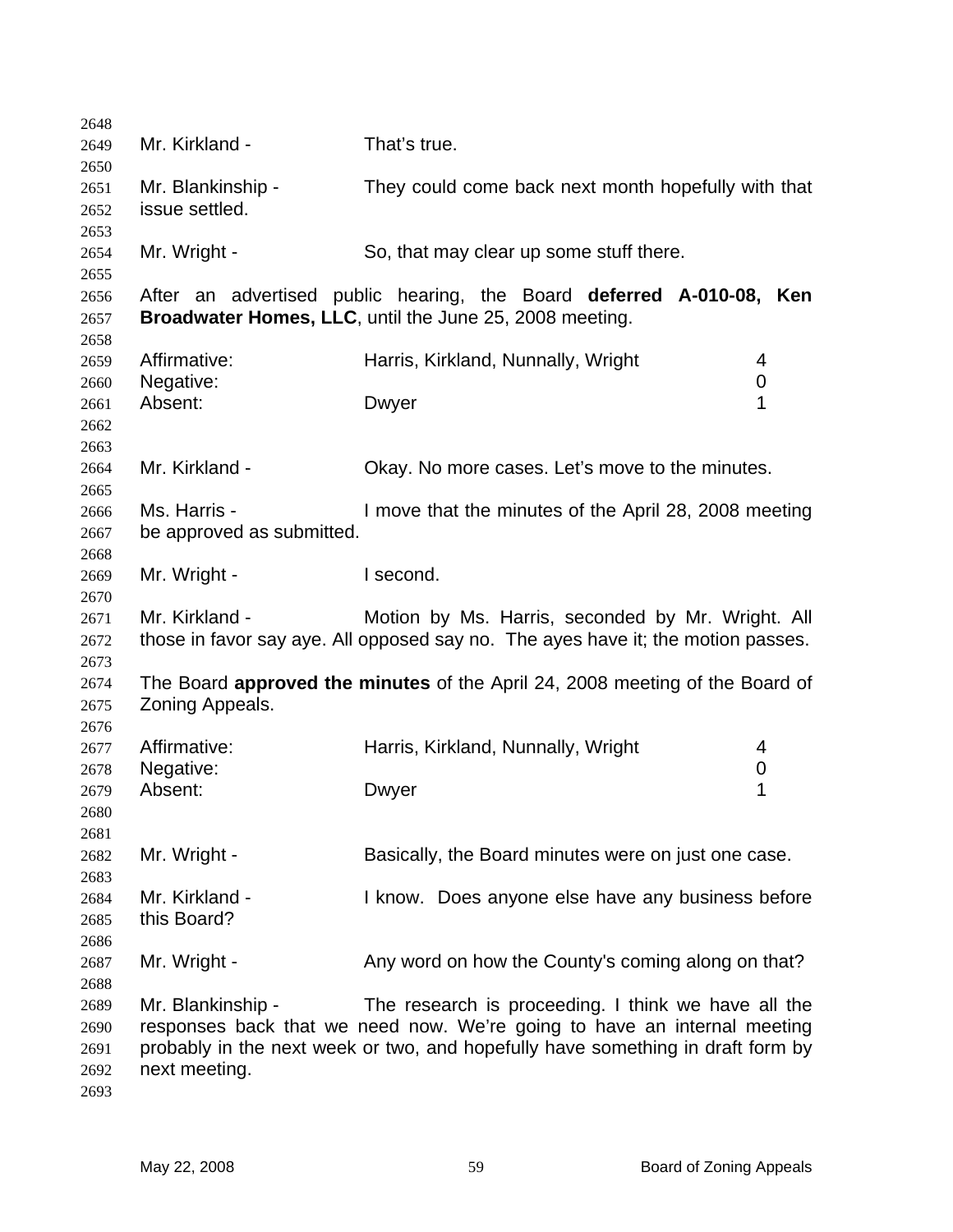Mr. Kirkland - That's true.

Mr. Blankinship - They could come back next month hopefully with that issue settled.

Mr. Wright - So, that may clear up some stuff there.

After an advertised public hearing, the Board **deferred A-010-08, Ken Broadwater Homes, LLC**, until the June 25, 2008 meeting.

| | | |
|---|---|---|
| Affirmative: | Harris, Kirkland, Nunnally, Wright | 4 |
| Negative: | | 0 |
| Absent: | Dwyer | 1 |

Mr. Kirkland - Okay. No more cases. Let's move to the minutes.

Ms. Harris - I move that the minutes of the April 28, 2008 meeting be approved as submitted.

Mr. Wright - I second.

Mr. Kirkland - Motion by Ms. Harris, seconded by Mr. Wright. All those in favor say aye. All opposed say no. The ayes have it; the motion passes.

The Board **approved the minutes** of the April 24, 2008 meeting of the Board of Zoning Appeals.

| | | |
|---|---|---|
| Affirmative: | Harris, Kirkland, Nunnally, Wright | 4 |
| Negative: | | 0 |
| Absent: | Dwyer | 1 |

Mr. Wright - Basically, the Board minutes were on just one case.

Mr. Kirkland - I know. Does anyone else have any business before this Board?

Mr. Wright - Any word on how the County's coming along on that?

Mr. Blankinship - The research is proceeding. I think we have all the responses back that we need now. We're going to have an internal meeting probably in the next week or two, and hopefully have something in draft form by next meeting.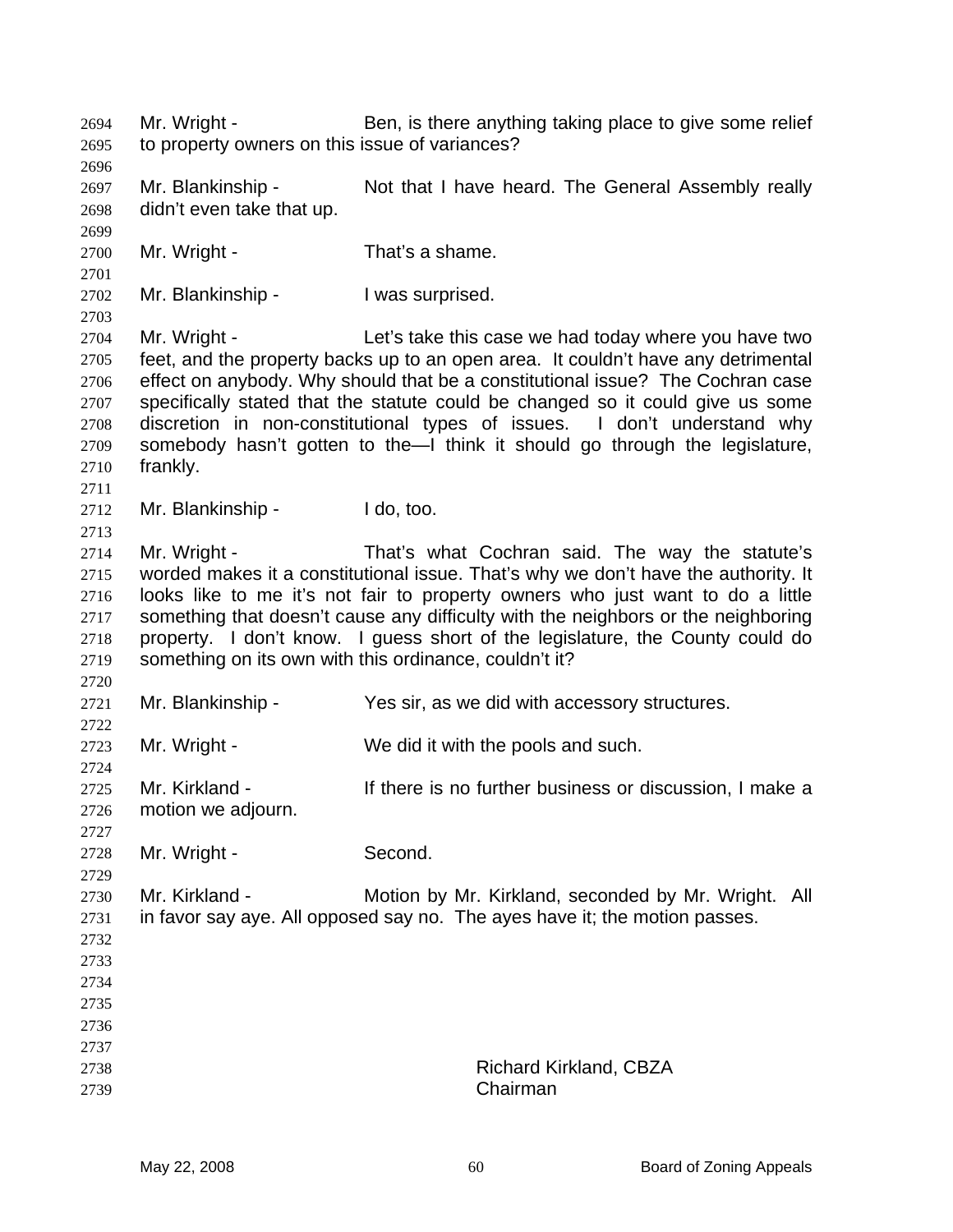Mr. Wright - Ben, is there anything taking place to give some relief to property owners on this issue of variances?

Mr. Blankinship - Not that I have heard. The General Assembly really didn't even take that up.

Mr. Wright - That's a shame.

Mr. Blankinship - I was surprised.

Mr. Wright - Let's take this case we had today where you have two feet, and the property backs up to an open area. It couldn't have any detrimental effect on anybody. Why should that be a constitutional issue? The Cochran case specifically stated that the statute could be changed so it could give us some discretion in non-constitutional types of issues. I don't understand why somebody hasn't gotten to the—I think it should go through the legislature, frankly.

Mr. Blankinship - I do, too.

Mr. Wright - That's what Cochran said. The way the statute's worded makes it a constitutional issue. That's why we don't have the authority. It looks like to me it's not fair to property owners who just want to do a little something that doesn't cause any difficulty with the neighbors or the neighboring property. I don't know. I guess short of the legislature, the County could do something on its own with this ordinance, couldn't it?

Mr. Blankinship - Yes sir, as we did with accessory structures.

Mr. Wright - We did it with the pools and such.

Mr. Kirkland - If there is no further business or discussion, I make a motion we adjourn.

Mr. Wright - Second.

Mr. Kirkland - Motion by Mr. Kirkland, seconded by Mr. Wright. All in favor say aye. All opposed say no. The ayes have it; the motion passes.

Richard Kirkland, CBZA
Chairman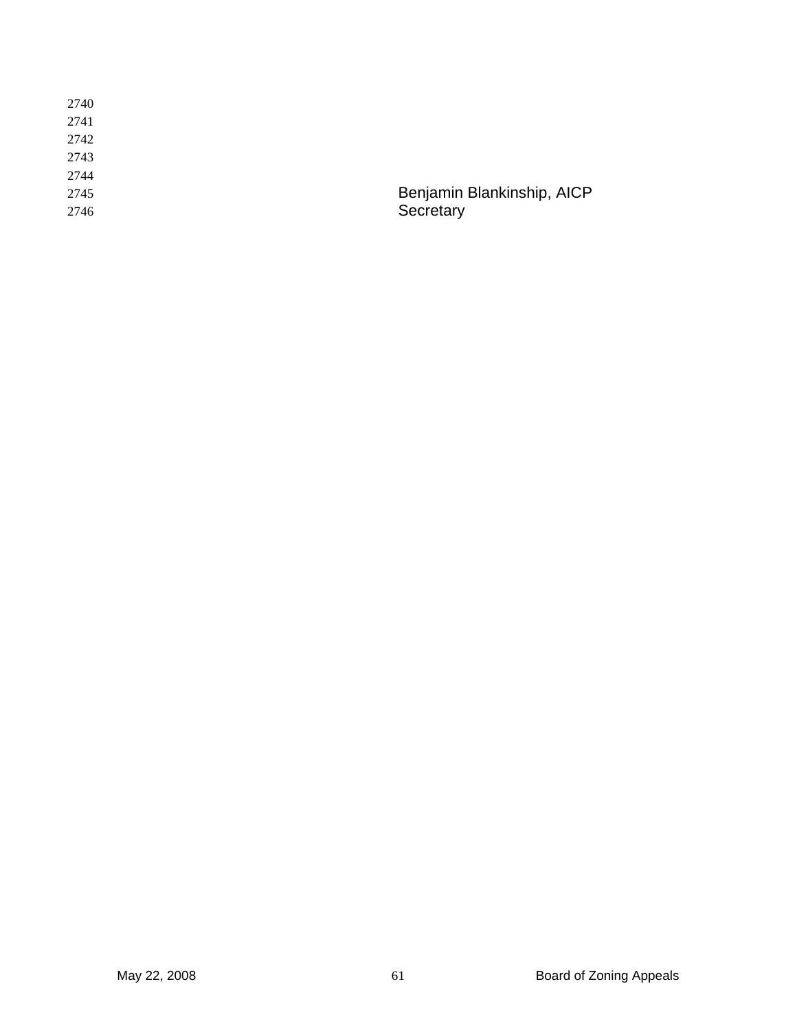Benjamin Blankinship, AICP
Secretary